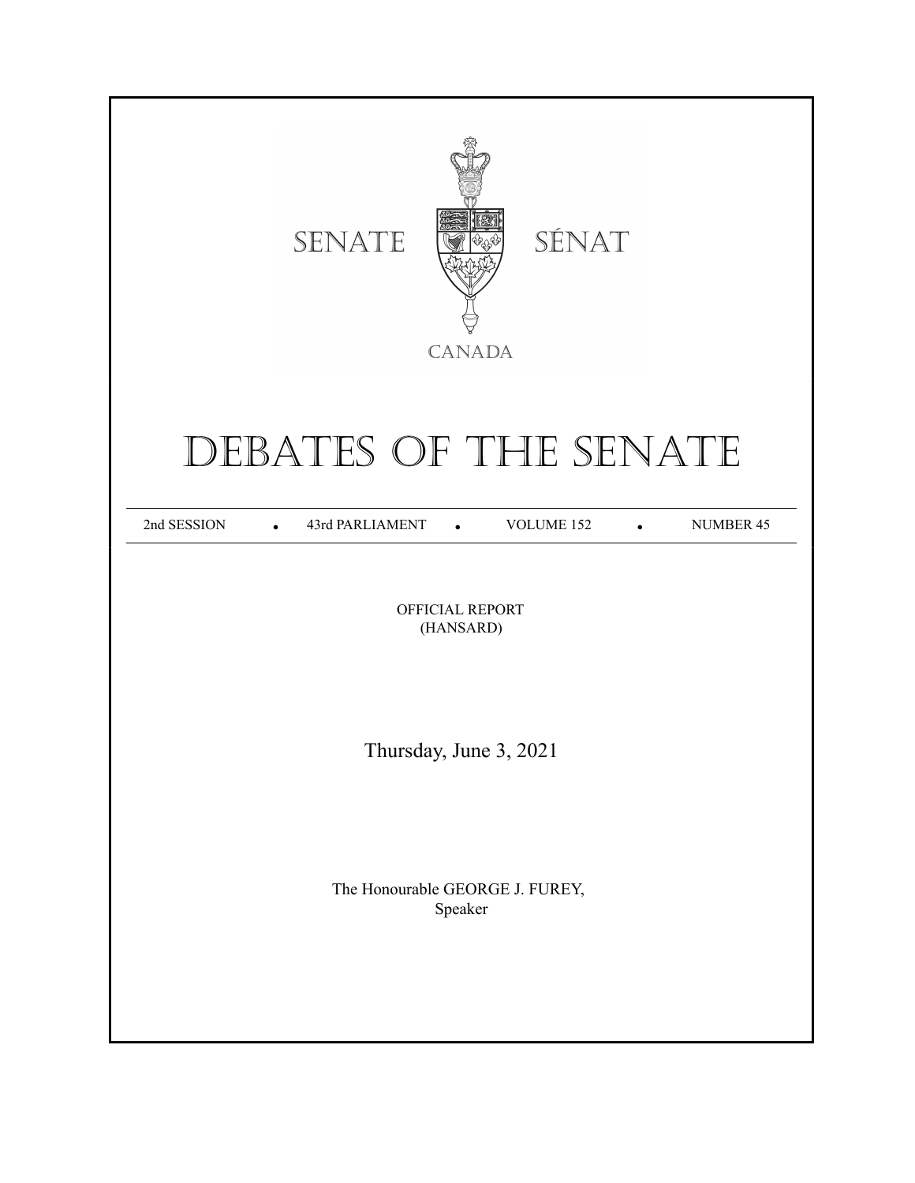SENATE SÉNAT

CANADA

# DEBATES OF THE SENATE

2nd SESSION • 43rd PARLIAMENT • VOLUME 152 • NUMBER 45

OFFICIAL REPORT
(HANSARD)

Thursday, June 3, 2021

The Honourable GEORGE J. FUREY,
Speaker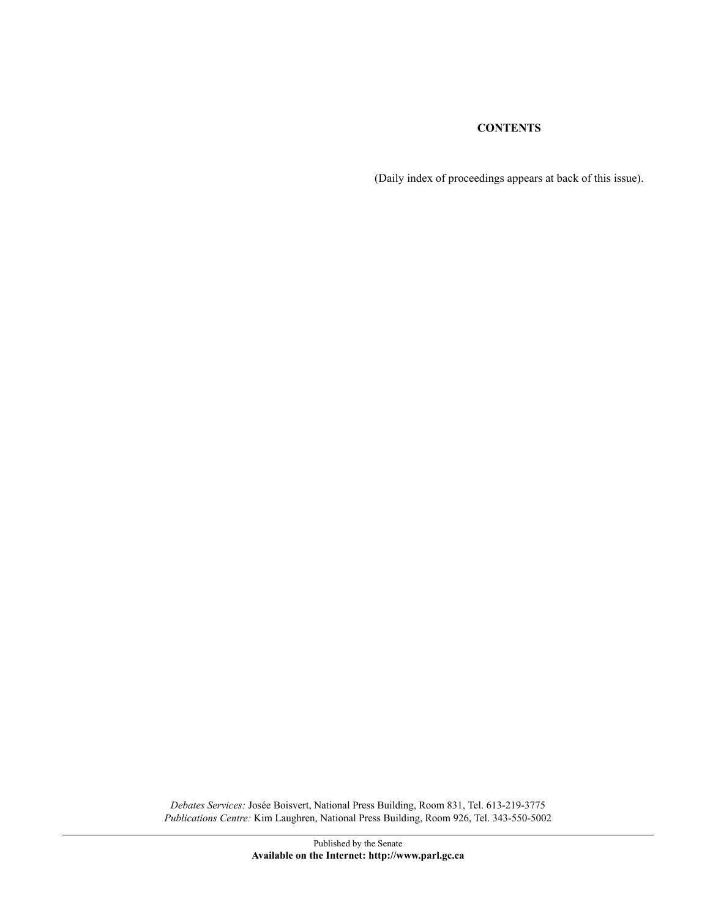**CONTENTS**

(Daily index of proceedings appears at back of this issue).

*Debates Services:* Josée Boisvert, National Press Building, Room 831, Tel. 613-219-3775
*Publications Centre:* Kim Laughren, National Press Building, Room 926, Tel. 343-550-5002

Published by the Senate
**Available on the Internet: http://www.parl.gc.ca**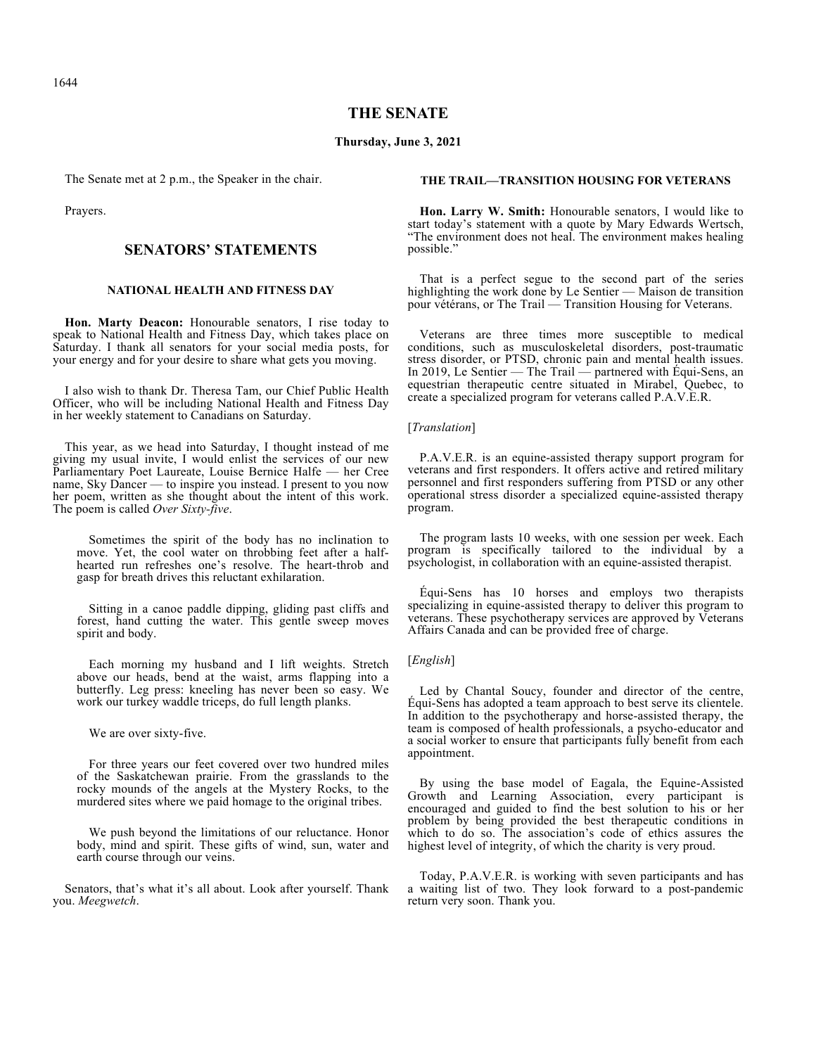# THE SENATE

**Thursday, June 3, 2021**

The Senate met at 2 p.m., the Speaker in the chair.

Prayers.

## SENATORS' STATEMENTS

### NATIONAL HEALTH AND FITNESS DAY

**Hon. Marty Deacon:** Honourable senators, I rise today to speak to National Health and Fitness Day, which takes place on Saturday. I thank all senators for your social media posts, for your energy and for your desire to share what gets you moving.

I also wish to thank Dr. Theresa Tam, our Chief Public Health Officer, who will be including National Health and Fitness Day in her weekly statement to Canadians on Saturday.

This year, as we head into Saturday, I thought instead of me giving my usual invite, I would enlist the services of our new Parliamentary Poet Laureate, Louise Bernice Halfe — her Cree name, Sky Dancer — to inspire you instead. I present to you now her poem, written as she thought about the intent of this work. The poem is called *Over Sixty-five*.

> Sometimes the spirit of the body has no inclination to move. Yet, the cool water on throbbing feet after a half-hearted run refreshes one's resolve. The heart-throb and gasp for breath drives this reluctant exhilaration.
>
> Sitting in a canoe paddle dipping, gliding past cliffs and forest, hand cutting the water. This gentle sweep moves spirit and body.
>
> Each morning my husband and I lift weights. Stretch above our heads, bend at the waist, arms flapping into a butterfly. Leg press: kneeling has never been so easy. We work our turkey waddle triceps, do full length planks.
>
> We are over sixty-five.
>
> For three years our feet covered over two hundred miles of the Saskatchewan prairie. From the grasslands to the rocky mounds of the angels at the Mystery Rocks, to the murdered sites where we paid homage to the original tribes.
>
> We push beyond the limitations of our reluctance. Honor body, mind and spirit. These gifts of wind, sun, water and earth course through our veins.

Senators, that's what it's all about. Look after yourself. Thank you. *Meegwetch*.

### THE TRAIL—TRANSITION HOUSING FOR VETERANS

**Hon. Larry W. Smith:** Honourable senators, I would like to start today's statement with a quote by Mary Edwards Wertsch, "The environment does not heal. The environment makes healing possible."

That is a perfect segue to the second part of the series highlighting the work done by Le Sentier — Maison de transition pour vétérans, or The Trail — Transition Housing for Veterans.

Veterans are three times more susceptible to medical conditions, such as musculoskeletal disorders, post-traumatic stress disorder, or PTSD, chronic pain and mental health issues. In 2019, Le Sentier — The Trail — partnered with Équi-Sens, an equestrian therapeutic centre situated in Mirabel, Quebec, to create a specialized program for veterans called P.A.V.E.R.

[*Translation*]

P.A.V.E.R. is an equine-assisted therapy support program for veterans and first responders. It offers active and retired military personnel and first responders suffering from PTSD or any other operational stress disorder a specialized equine-assisted therapy program.

The program lasts 10 weeks, with one session per week. Each program is specifically tailored to the individual by a psychologist, in collaboration with an equine-assisted therapist.

Équi-Sens has 10 horses and employs two therapists specializing in equine-assisted therapy to deliver this program to veterans. These psychotherapy services are approved by Veterans Affairs Canada and can be provided free of charge.

[*English*]

Led by Chantal Soucy, founder and director of the centre, Équi-Sens has adopted a team approach to best serve its clientele. In addition to the psychotherapy and horse-assisted therapy, the team is composed of health professionals, a psycho-educator and a social worker to ensure that participants fully benefit from each appointment.

By using the base model of Eagala, the Equine-Assisted Growth and Learning Association, every participant is encouraged and guided to find the best solution to his or her problem by being provided the best therapeutic conditions in which to do so. The association's code of ethics assures the highest level of integrity, of which the charity is very proud.

Today, P.A.V.E.R. is working with seven participants and has a waiting list of two. They look forward to a post-pandemic return very soon. Thank you.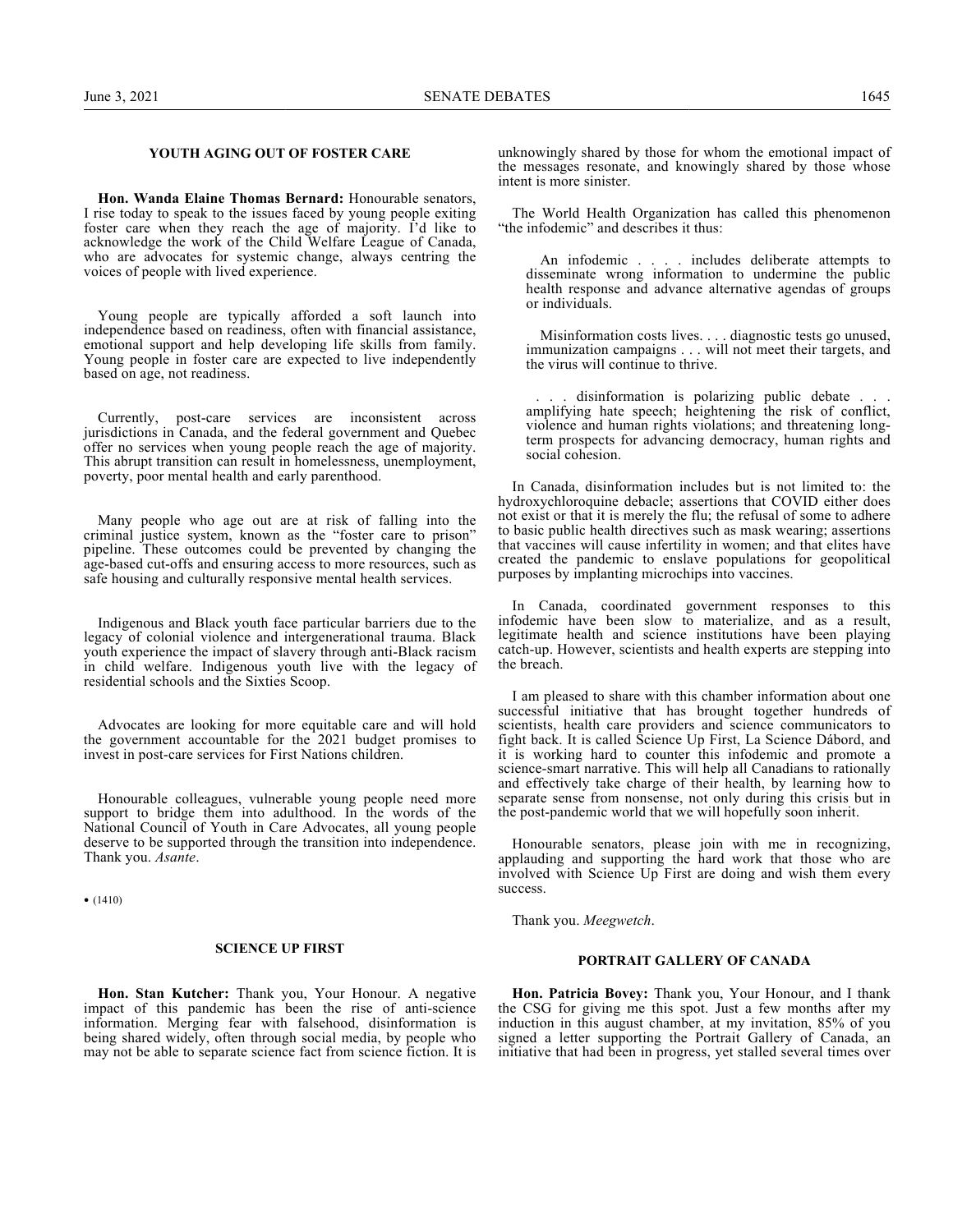## YOUTH AGING OUT OF FOSTER CARE

**Hon. Wanda Elaine Thomas Bernard:** Honourable senators, I rise today to speak to the issues faced by young people exiting foster care when they reach the age of majority. I'd like to acknowledge the work of the Child Welfare League of Canada, who are advocates for systemic change, always centring the voices of people with lived experience.

Young people are typically afforded a soft launch into independence based on readiness, often with financial assistance, emotional support and help developing life skills from family. Young people in foster care are expected to live independently based on age, not readiness.

Currently, post-care services are inconsistent across jurisdictions in Canada, and the federal government and Quebec offer no services when young people reach the age of majority. This abrupt transition can result in homelessness, unemployment, poverty, poor mental health and early parenthood.

Many people who age out are at risk of falling into the criminal justice system, known as the "foster care to prison" pipeline. These outcomes could be prevented by changing the age-based cut-offs and ensuring access to more resources, such as safe housing and culturally responsive mental health services.

Indigenous and Black youth face particular barriers due to the legacy of colonial violence and intergenerational trauma. Black youth experience the impact of slavery through anti-Black racism in child welfare. Indigenous youth live with the legacy of residential schools and the Sixties Scoop.

Advocates are looking for more equitable care and will hold the government accountable for the 2021 budget promises to invest in post-care services for First Nations children.

Honourable colleagues, vulnerable young people need more support to bridge them into adulthood. In the words of the National Council of Youth in Care Advocates, all young people deserve to be supported through the transition into independence. Thank you. *Asante*.

• (1410)

## SCIENCE UP FIRST

**Hon. Stan Kutcher:** Thank you, Your Honour. A negative impact of this pandemic has been the rise of anti-science information. Merging fear with falsehood, disinformation is being shared widely, often through social media, by people who may not be able to separate science fact from science fiction. It is unknowingly shared by those for whom the emotional impact of the messages resonate, and knowingly shared by those whose intent is more sinister.

The World Health Organization has called this phenomenon "the infodemic" and describes it thus:

> An infodemic . . . . includes deliberate attempts to disseminate wrong information to undermine the public health response and advance alternative agendas of groups or individuals.
>
> Misinformation costs lives. . . . diagnostic tests go unused, immunization campaigns . . . will not meet their targets, and the virus will continue to thrive.
>
> . . . disinformation is polarizing public debate . . . amplifying hate speech; heightening the risk of conflict, violence and human rights violations; and threatening long-term prospects for advancing democracy, human rights and social cohesion.

In Canada, disinformation includes but is not limited to: the hydroxychloroquine debacle; assertions that COVID either does not exist or that it is merely the flu; the refusal of some to adhere to basic public health directives such as mask wearing; assertions that vaccines will cause infertility in women; and that elites have created the pandemic to enslave populations for geopolitical purposes by implanting microchips into vaccines.

In Canada, coordinated government responses to this infodemic have been slow to materialize, and as a result, legitimate health and science institutions have been playing catch-up. However, scientists and health experts are stepping into the breach.

I am pleased to share with this chamber information about one successful initiative that has brought together hundreds of scientists, health care providers and science communicators to fight back. It is called Science Up First, La Science Dábord, and it is working hard to counter this infodemic and promote a science-smart narrative. This will help all Canadians to rationally and effectively take charge of their health, by learning how to separate sense from nonsense, not only during this crisis but in the post-pandemic world that we will hopefully soon inherit.

Honourable senators, please join with me in recognizing, applauding and supporting the hard work that those who are involved with Science Up First are doing and wish them every success.

Thank you. *Meegwetch*.

## PORTRAIT GALLERY OF CANADA

**Hon. Patricia Bovey:** Thank you, Your Honour, and I thank the CSG for giving me this spot. Just a few months after my induction in this august chamber, at my invitation, 85% of you signed a letter supporting the Portrait Gallery of Canada, an initiative that had been in progress, yet stalled several times over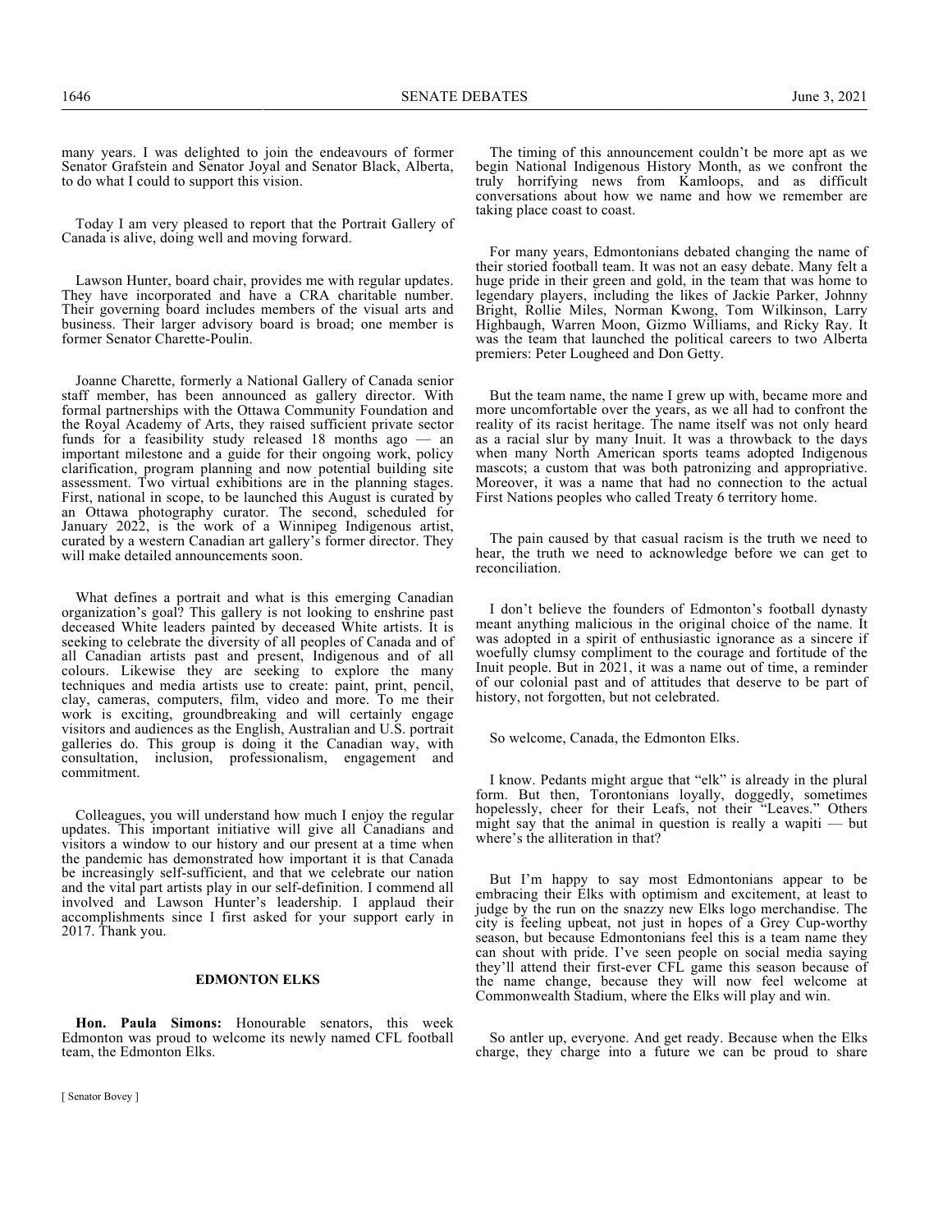many years. I was delighted to join the endeavours of former Senator Grafstein and Senator Joyal and Senator Black, Alberta, to do what I could to support this vision.

Today I am very pleased to report that the Portrait Gallery of Canada is alive, doing well and moving forward.

Lawson Hunter, board chair, provides me with regular updates. They have incorporated and have a CRA charitable number. Their governing board includes members of the visual arts and business. Their larger advisory board is broad; one member is former Senator Charette-Poulin.

Joanne Charette, formerly a National Gallery of Canada senior staff member, has been announced as gallery director. With formal partnerships with the Ottawa Community Foundation and the Royal Academy of Arts, they raised sufficient private sector funds for a feasibility study released 18 months ago — an important milestone and a guide for their ongoing work, policy clarification, program planning and now potential building site assessment. Two virtual exhibitions are in the planning stages. First, national in scope, to be launched this August is curated by an Ottawa photography curator. The second, scheduled for January 2022, is the work of a Winnipeg Indigenous artist, curated by a western Canadian art gallery's former director. They will make detailed announcements soon.

What defines a portrait and what is this emerging Canadian organization's goal? This gallery is not looking to enshrine past deceased White leaders painted by deceased White artists. It is seeking to celebrate the diversity of all peoples of Canada and of all Canadian artists past and present, Indigenous and of all colours. Likewise they are seeking to explore the many techniques and media artists use to create: paint, print, pencil, clay, cameras, computers, film, video and more. To me their work is exciting, groundbreaking and will certainly engage visitors and audiences as the English, Australian and U.S. portrait galleries do. This group is doing it the Canadian way, with consultation, inclusion, professionalism, engagement and commitment.

Colleagues, you will understand how much I enjoy the regular updates. This important initiative will give all Canadians and visitors a window to our history and our present at a time when the pandemic has demonstrated how important it is that Canada be increasingly self-sufficient, and that we celebrate our nation and the vital part artists play in our self-definition. I commend all involved and Lawson Hunter's leadership. I applaud their accomplishments since I first asked for your support early in 2017. Thank you.

## EDMONTON ELKS

**Hon. Paula Simons:** Honourable senators, this week Edmonton was proud to welcome its newly named CFL football team, the Edmonton Elks.

The timing of this announcement couldn't be more apt as we begin National Indigenous History Month, as we confront the truly horrifying news from Kamloops, and as difficult conversations about how we name and how we remember are taking place coast to coast.

For many years, Edmontonians debated changing the name of their storied football team. It was not an easy debate. Many felt a huge pride in their green and gold, in the team that was home to legendary players, including the likes of Jackie Parker, Johnny Bright, Rollie Miles, Norman Kwong, Tom Wilkinson, Larry Highbaugh, Warren Moon, Gizmo Williams, and Ricky Ray. It was the team that launched the political careers to two Alberta premiers: Peter Lougheed and Don Getty.

But the team name, the name I grew up with, became more and more uncomfortable over the years, as we all had to confront the reality of its racist heritage. The name itself was not only heard as a racial slur by many Inuit. It was a throwback to the days when many North American sports teams adopted Indigenous mascots; a custom that was both patronizing and appropriative. Moreover, it was a name that had no connection to the actual First Nations peoples who called Treaty 6 territory home.

The pain caused by that casual racism is the truth we need to hear, the truth we need to acknowledge before we can get to reconciliation.

I don't believe the founders of Edmonton's football dynasty meant anything malicious in the original choice of the name. It was adopted in a spirit of enthusiastic ignorance as a sincere if woefully clumsy compliment to the courage and fortitude of the Inuit people. But in 2021, it was a name out of time, a reminder of our colonial past and of attitudes that deserve to be part of history, not forgotten, but not celebrated.

So welcome, Canada, the Edmonton Elks.

I know. Pedants might argue that "elk" is already in the plural form. But then, Torontonians loyally, doggedly, sometimes hopelessly, cheer for their Leafs, not their "Leaves." Others might say that the animal in question is really a wapiti — but where's the alliteration in that?

But I'm happy to say most Edmontonians appear to be embracing their Elks with optimism and excitement, at least to judge by the run on the snazzy new Elks logo merchandise. The city is feeling upbeat, not just in hopes of a Grey Cup-worthy season, but because Edmontonians feel this is a team name they can shout with pride. I've seen people on social media saying they'll attend their first-ever CFL game this season because of the name change, because they will now feel welcome at Commonwealth Stadium, where the Elks will play and win.

So antler up, everyone. And get ready. Because when the Elks charge, they charge into a future we can be proud to share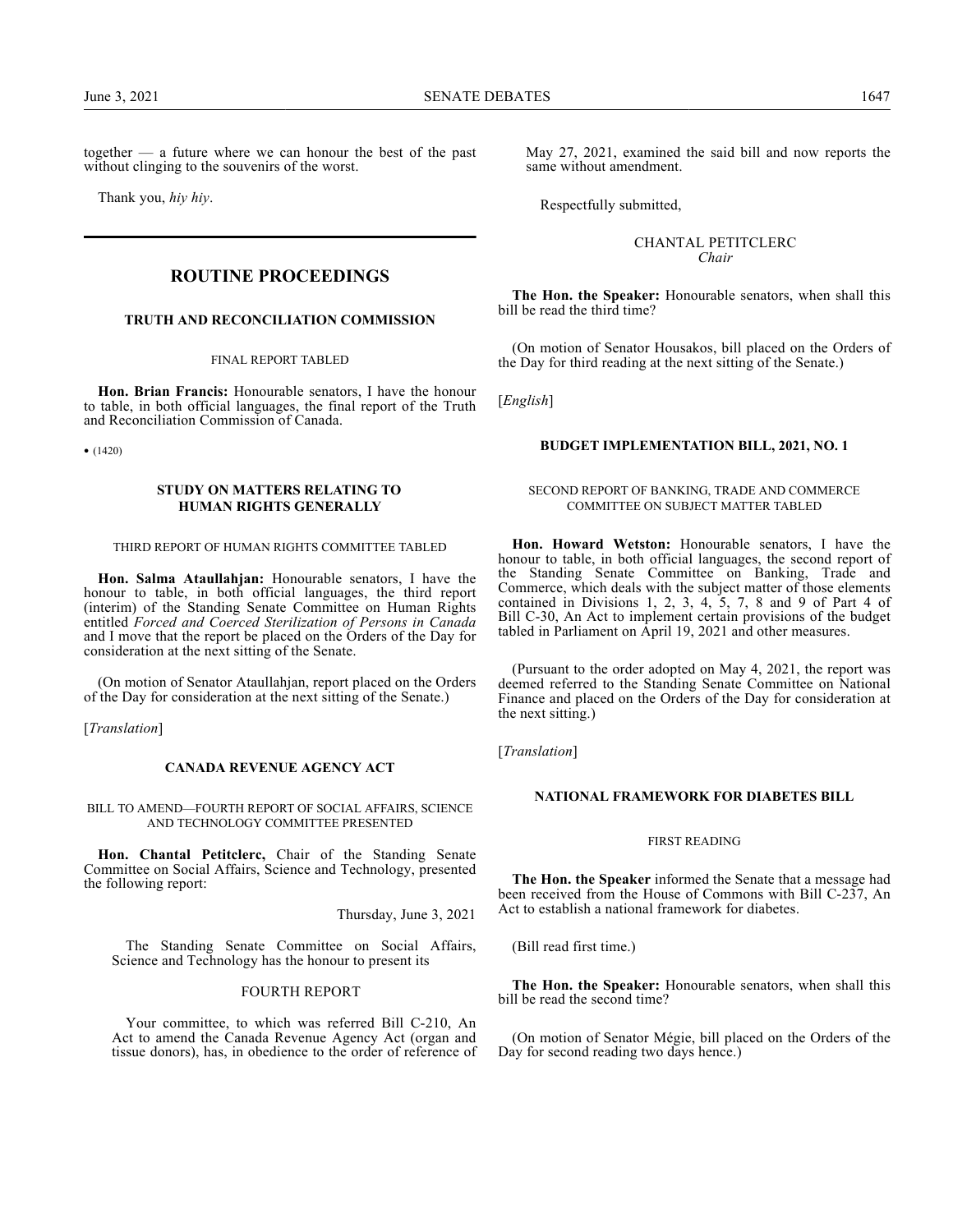together — a future where we can honour the best of the past without clinging to the souvenirs of the worst.

Thank you, *hiy hiy*.

---

## ROUTINE PROCEEDINGS

### TRUTH AND RECONCILIATION COMMISSION

FINAL REPORT TABLED

**Hon. Brian Francis:** Honourable senators, I have the honour to table, in both official languages, the final report of the Truth and Reconciliation Commission of Canada.

• (1420)

### STUDY ON MATTERS RELATING TO HUMAN RIGHTS GENERALLY

THIRD REPORT OF HUMAN RIGHTS COMMITTEE TABLED

**Hon. Salma Ataullahjan:** Honourable senators, I have the honour to table, in both official languages, the third report (interim) of the Standing Senate Committee on Human Rights entitled *Forced and Coerced Sterilization of Persons in Canada* and I move that the report be placed on the Orders of the Day for consideration at the next sitting of the Senate.

(On motion of Senator Ataullahjan, report placed on the Orders of the Day for consideration at the next sitting of the Senate.)

[*Translation*]

### CANADA REVENUE AGENCY ACT

BILL TO AMEND—FOURTH REPORT OF SOCIAL AFFAIRS, SCIENCE AND TECHNOLOGY COMMITTEE PRESENTED

**Hon. Chantal Petitclerc,** Chair of the Standing Senate Committee on Social Affairs, Science and Technology, presented the following report:

Thursday, June 3, 2021

The Standing Senate Committee on Social Affairs, Science and Technology has the honour to present its

FOURTH REPORT

Your committee, to which was referred Bill C-210, An Act to amend the Canada Revenue Agency Act (organ and tissue donors), has, in obedience to the order of reference of May 27, 2021, examined the said bill and now reports the same without amendment.

Respectfully submitted,

CHANTAL PETITCLERC
*Chair*

**The Hon. the Speaker:** Honourable senators, when shall this bill be read the third time?

(On motion of Senator Housakos, bill placed on the Orders of the Day for third reading at the next sitting of the Senate.)

[*English*]

### BUDGET IMPLEMENTATION BILL, 2021, NO. 1

SECOND REPORT OF BANKING, TRADE AND COMMERCE COMMITTEE ON SUBJECT MATTER TABLED

**Hon. Howard Wetston:** Honourable senators, I have the honour to table, in both official languages, the second report of the Standing Senate Committee on Banking, Trade and Commerce, which deals with the subject matter of those elements contained in Divisions 1, 2, 3, 4, 5, 7, 8 and 9 of Part 4 of Bill C-30, An Act to implement certain provisions of the budget tabled in Parliament on April 19, 2021 and other measures.

(Pursuant to the order adopted on May 4, 2021, the report was deemed referred to the Standing Senate Committee on National Finance and placed on the Orders of the Day for consideration at the next sitting.)

[*Translation*]

### NATIONAL FRAMEWORK FOR DIABETES BILL

FIRST READING

**The Hon. the Speaker** informed the Senate that a message had been received from the House of Commons with Bill C-237, An Act to establish a national framework for diabetes.

(Bill read first time.)

**The Hon. the Speaker:** Honourable senators, when shall this bill be read the second time?

(On motion of Senator Mégie, bill placed on the Orders of the Day for second reading two days hence.)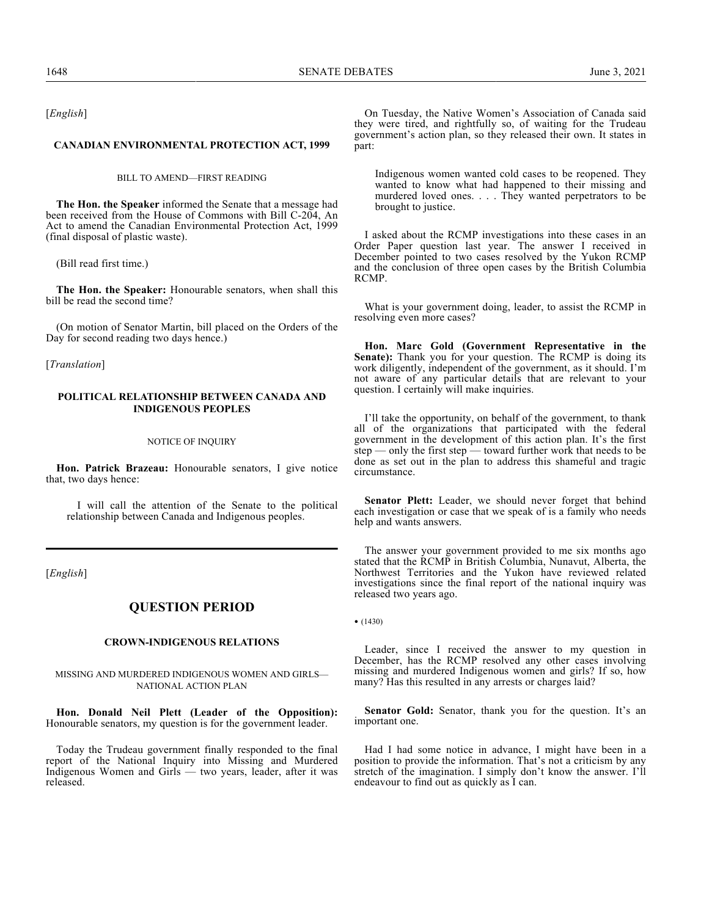[*English*]

### CANADIAN ENVIRONMENTAL PROTECTION ACT, 1999

#### BILL TO AMEND—FIRST READING

**The Hon. the Speaker** informed the Senate that a message had been received from the House of Commons with Bill C-204, An Act to amend the Canadian Environmental Protection Act, 1999 (final disposal of plastic waste).

(Bill read first time.)

**The Hon. the Speaker:** Honourable senators, when shall this bill be read the second time?

(On motion of Senator Martin, bill placed on the Orders of the Day for second reading two days hence.)

[*Translation*]

### POLITICAL RELATIONSHIP BETWEEN CANADA AND INDIGENOUS PEOPLES

#### NOTICE OF INQUIRY

**Hon. Patrick Brazeau:** Honourable senators, I give notice that, two days hence:

> I will call the attention of the Senate to the political relationship between Canada and Indigenous peoples.

---

[*English*]

## QUESTION PERIOD

### CROWN-INDIGENOUS RELATIONS

#### MISSING AND MURDERED INDIGENOUS WOMEN AND GIRLS—NATIONAL ACTION PLAN

**Hon. Donald Neil Plett (Leader of the Opposition):** Honourable senators, my question is for the government leader.

Today the Trudeau government finally responded to the final report of the National Inquiry into Missing and Murdered Indigenous Women and Girls — two years, leader, after it was released.

On Tuesday, the Native Women's Association of Canada said they were tired, and rightfully so, of waiting for the Trudeau government's action plan, so they released their own. It states in part:

> Indigenous women wanted cold cases to be reopened. They wanted to know what had happened to their missing and murdered loved ones. . . . They wanted perpetrators to be brought to justice.

I asked about the RCMP investigations into these cases in an Order Paper question last year. The answer I received in December pointed to two cases resolved by the Yukon RCMP and the conclusion of three open cases by the British Columbia RCMP.

What is your government doing, leader, to assist the RCMP in resolving even more cases?

**Hon. Marc Gold (Government Representative in the Senate):** Thank you for your question. The RCMP is doing its work diligently, independent of the government, as it should. I'm not aware of any particular details that are relevant to your question. I certainly will make inquiries.

I'll take the opportunity, on behalf of the government, to thank all of the organizations that participated with the federal government in the development of this action plan. It's the first step — only the first step — toward further work that needs to be done as set out in the plan to address this shameful and tragic circumstance.

**Senator Plett:** Leader, we should never forget that behind each investigation or case that we speak of is a family who needs help and wants answers.

The answer your government provided to me six months ago stated that the RCMP in British Columbia, Nunavut, Alberta, the Northwest Territories and the Yukon have reviewed related investigations since the final report of the national inquiry was released two years ago.

• (1430)

Leader, since I received the answer to my question in December, has the RCMP resolved any other cases involving missing and murdered Indigenous women and girls? If so, how many? Has this resulted in any arrests or charges laid?

**Senator Gold:** Senator, thank you for the question. It's an important one.

Had I had some notice in advance, I might have been in a position to provide the information. That's not a criticism by any stretch of the imagination. I simply don't know the answer. I'll endeavour to find out as quickly as I can.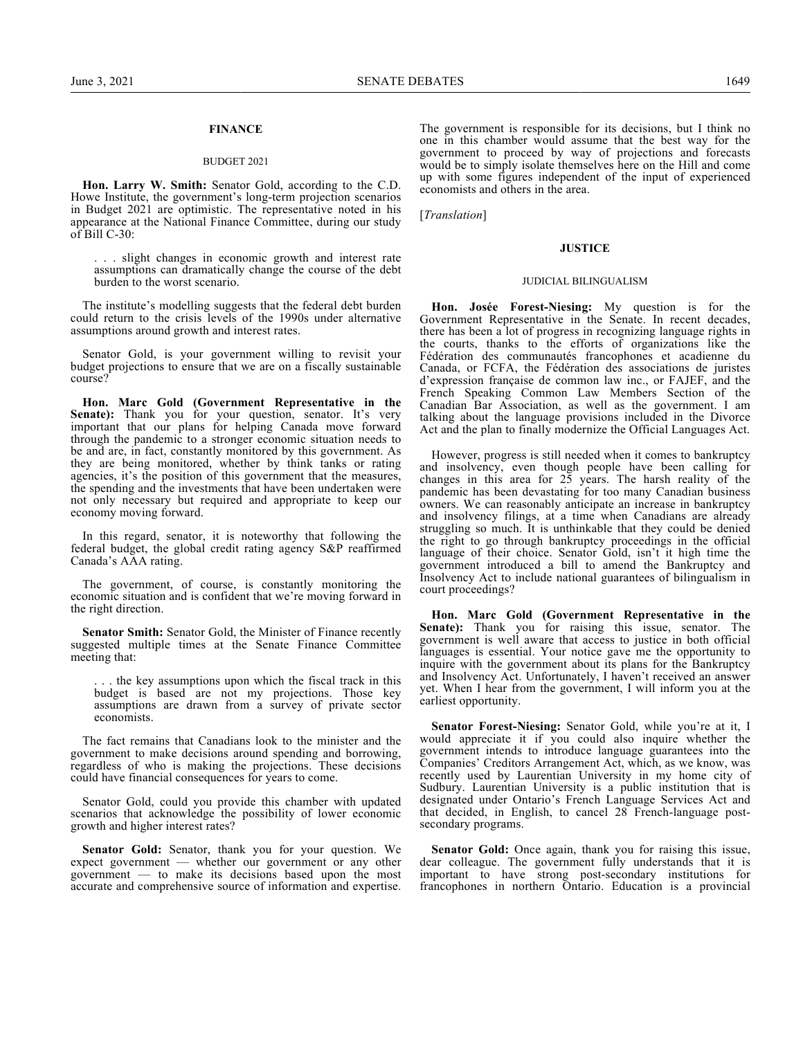## FINANCE

### BUDGET 2021

**Hon. Larry W. Smith:** Senator Gold, according to the C.D. Howe Institute, the government's long-term projection scenarios in Budget 2021 are optimistic. The representative noted in his appearance at the National Finance Committee, during our study of Bill C-30:

> . . . slight changes in economic growth and interest rate assumptions can dramatically change the course of the debt burden to the worst scenario.

The institute's modelling suggests that the federal debt burden could return to the crisis levels of the 1990s under alternative assumptions around growth and interest rates.

Senator Gold, is your government willing to revisit your budget projections to ensure that we are on a fiscally sustainable course?

**Hon. Marc Gold (Government Representative in the Senate):** Thank you for your question, senator. It's very important that our plans for helping Canada move forward through the pandemic to a stronger economic situation needs to be and are, in fact, constantly monitored by this government. As they are being monitored, whether by think tanks or rating agencies, it's the position of this government that the measures, the spending and the investments that have been undertaken were not only necessary but required and appropriate to keep our economy moving forward.

In this regard, senator, it is noteworthy that following the federal budget, the global credit rating agency S&P reaffirmed Canada's AAA rating.

The government, of course, is constantly monitoring the economic situation and is confident that we're moving forward in the right direction.

**Senator Smith:** Senator Gold, the Minister of Finance recently suggested multiple times at the Senate Finance Committee meeting that:

> . . . the key assumptions upon which the fiscal track in this budget is based are not my projections. Those key assumptions are drawn from a survey of private sector economists.

The fact remains that Canadians look to the minister and the government to make decisions around spending and borrowing, regardless of who is making the projections. These decisions could have financial consequences for years to come.

Senator Gold, could you provide this chamber with updated scenarios that acknowledge the possibility of lower economic growth and higher interest rates?

**Senator Gold:** Senator, thank you for your question. We expect government — whether our government or any other government — to make its decisions based upon the most accurate and comprehensive source of information and expertise. The government is responsible for its decisions, but I think no one in this chamber would assume that the best way for the government to proceed by way of projections and forecasts would be to simply isolate themselves here on the Hill and come up with some figures independent of the input of experienced economists and others in the area.

[*Translation*]

## JUSTICE

### JUDICIAL BILINGUALISM

**Hon. Josée Forest-Niesing:** My question is for the Government Representative in the Senate. In recent decades, there has been a lot of progress in recognizing language rights in the courts, thanks to the efforts of organizations like the Fédération des communautés francophones et acadienne du Canada, or FCFA, the Fédération des associations de juristes d'expression française de common law inc., or FAJEF, and the French Speaking Common Law Members Section of the Canadian Bar Association, as well as the government. I am talking about the language provisions included in the Divorce Act and the plan to finally modernize the Official Languages Act.

However, progress is still needed when it comes to bankruptcy and insolvency, even though people have been calling for changes in this area for 25 years. The harsh reality of the pandemic has been devastating for too many Canadian business owners. We can reasonably anticipate an increase in bankruptcy and insolvency filings, at a time when Canadians are already struggling so much. It is unthinkable that they could be denied the right to go through bankruptcy proceedings in the official language of their choice. Senator Gold, isn't it high time the government introduced a bill to amend the Bankruptcy and Insolvency Act to include national guarantees of bilingualism in court proceedings?

**Hon. Marc Gold (Government Representative in the Senate):** Thank you for raising this issue, senator. The government is well aware that access to justice in both official languages is essential. Your notice gave me the opportunity to inquire with the government about its plans for the Bankruptcy and Insolvency Act. Unfortunately, I haven't received an answer yet. When I hear from the government, I will inform you at the earliest opportunity.

**Senator Forest-Niesing:** Senator Gold, while you're at it, I would appreciate it if you could also inquire whether the government intends to introduce language guarantees into the Companies' Creditors Arrangement Act, which, as we know, was recently used by Laurentian University in my home city of Sudbury. Laurentian University is a public institution that is designated under Ontario's French Language Services Act and that decided, in English, to cancel 28 French-language post-secondary programs.

**Senator Gold:** Once again, thank you for raising this issue, dear colleague. The government fully understands that it is important to have strong post-secondary institutions for francophones in northern Ontario. Education is a provincial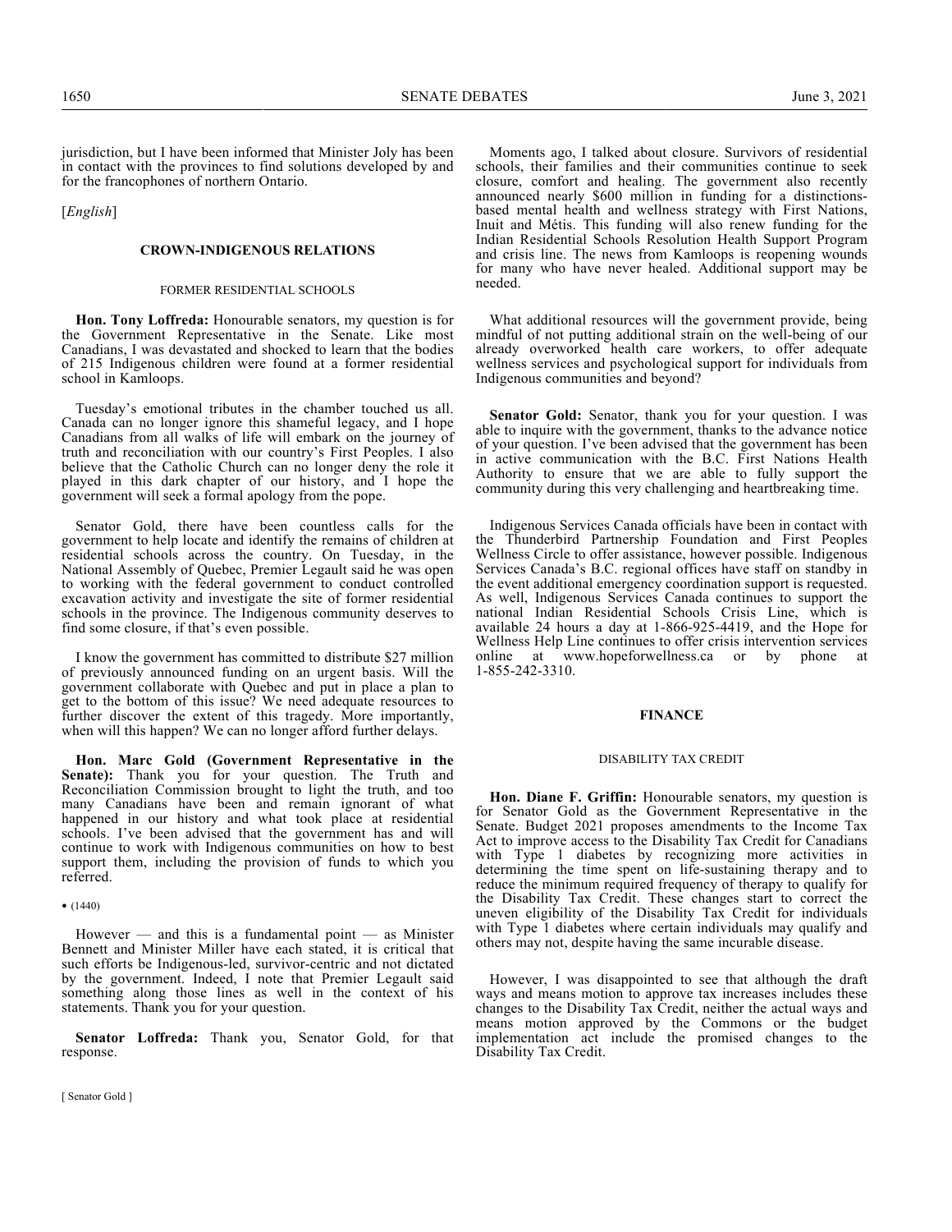jurisdiction, but I have been informed that Minister Joly has been in contact with the provinces to find solutions developed by and for the francophones of northern Ontario.

[*English*]

## CROWN-INDIGENOUS RELATIONS

### FORMER RESIDENTIAL SCHOOLS

**Hon. Tony Loffreda:** Honourable senators, my question is for the Government Representative in the Senate. Like most Canadians, I was devastated and shocked to learn that the bodies of 215 Indigenous children were found at a former residential school in Kamloops.

Tuesday's emotional tributes in the chamber touched us all. Canada can no longer ignore this shameful legacy, and I hope Canadians from all walks of life will embark on the journey of truth and reconciliation with our country's First Peoples. I also believe that the Catholic Church can no longer deny the role it played in this dark chapter of our history, and I hope the government will seek a formal apology from the pope.

Senator Gold, there have been countless calls for the government to help locate and identify the remains of children at residential schools across the country. On Tuesday, in the National Assembly of Quebec, Premier Legault said he was open to working with the federal government to conduct controlled excavation activity and investigate the site of former residential schools in the province. The Indigenous community deserves to find some closure, if that's even possible.

I know the government has committed to distribute $27 million of previously announced funding on an urgent basis. Will the government collaborate with Quebec and put in place a plan to get to the bottom of this issue? We need adequate resources to further discover the extent of this tragedy. More importantly, when will this happen? We can no longer afford further delays.

**Hon. Marc Gold (Government Representative in the Senate):** Thank you for your question. The Truth and Reconciliation Commission brought to light the truth, and too many Canadians have been and remain ignorant of what happened in our history and what took place at residential schools. I've been advised that the government has and will continue to work with Indigenous communities on how to best support them, including the provision of funds to which you referred.

• (1440)

However — and this is a fundamental point — as Minister Bennett and Minister Miller have each stated, it is critical that such efforts be Indigenous-led, survivor-centric and not dictated by the government. Indeed, I note that Premier Legault said something along those lines as well in the context of his statements. Thank you for your question.

**Senator Loffreda:** Thank you, Senator Gold, for that response.

Moments ago, I talked about closure. Survivors of residential schools, their families and their communities continue to seek closure, comfort and healing. The government also recently announced nearly $600 million in funding for a distinctions-based mental health and wellness strategy with First Nations, Inuit and Métis. This funding will also renew funding for the Indian Residential Schools Resolution Health Support Program and crisis line. The news from Kamloops is reopening wounds for many who have never healed. Additional support may be needed.

What additional resources will the government provide, being mindful of not putting additional strain on the well-being of our already overworked health care workers, to offer adequate wellness services and psychological support for individuals from Indigenous communities and beyond?

**Senator Gold:** Senator, thank you for your question. I was able to inquire with the government, thanks to the advance notice of your question. I've been advised that the government has been in active communication with the B.C. First Nations Health Authority to ensure that we are able to fully support the community during this very challenging and heartbreaking time.

Indigenous Services Canada officials have been in contact with the Thunderbird Partnership Foundation and First Peoples Wellness Circle to offer assistance, however possible. Indigenous Services Canada's B.C. regional offices have staff on standby in the event additional emergency coordination support is requested. As well, Indigenous Services Canada continues to support the national Indian Residential Schools Crisis Line, which is available 24 hours a day at 1-866-925-4419, and the Hope for Wellness Help Line continues to offer crisis intervention services online at www.hopeforwellness.ca or by phone at 1-855-242-3310.

## FINANCE

### DISABILITY TAX CREDIT

**Hon. Diane F. Griffin:** Honourable senators, my question is for Senator Gold as the Government Representative in the Senate. Budget 2021 proposes amendments to the Income Tax Act to improve access to the Disability Tax Credit for Canadians with Type 1 diabetes by recognizing more activities in determining the time spent on life-sustaining therapy and to reduce the minimum required frequency of therapy to qualify for the Disability Tax Credit. These changes start to correct the uneven eligibility of the Disability Tax Credit for individuals with Type 1 diabetes where certain individuals may qualify and others may not, despite having the same incurable disease.

However, I was disappointed to see that although the draft ways and means motion to approve tax increases includes these changes to the Disability Tax Credit, neither the actual ways and means motion approved by the Commons or the budget implementation act include the promised changes to the Disability Tax Credit.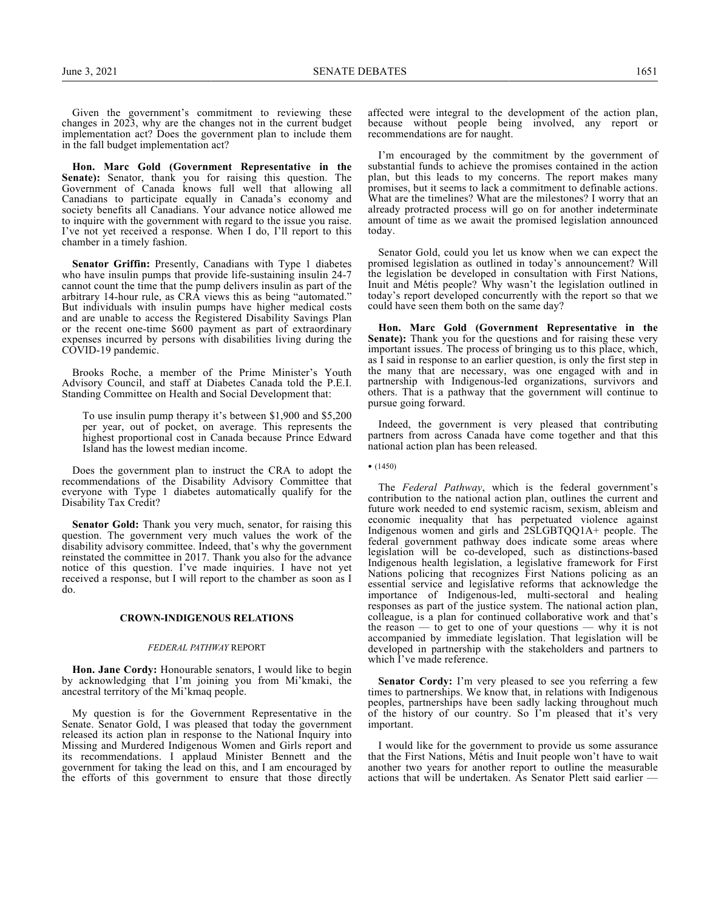Given the government's commitment to reviewing these changes in 2023, why are the changes not in the current budget implementation act? Does the government plan to include them in the fall budget implementation act?

**Hon. Marc Gold (Government Representative in the Senate):** Senator, thank you for raising this question. The Government of Canada knows full well that allowing all Canadians to participate equally in Canada's economy and society benefits all Canadians. Your advance notice allowed me to inquire with the government with regard to the issue you raise. I've not yet received a response. When I do, I'll report to this chamber in a timely fashion.

**Senator Griffin:** Presently, Canadians with Type 1 diabetes who have insulin pumps that provide life-sustaining insulin 24-7 cannot count the time that the pump delivers insulin as part of the arbitrary 14-hour rule, as CRA views this as being "automated." But individuals with insulin pumps have higher medical costs and are unable to access the Registered Disability Savings Plan or the recent one-time $600 payment as part of extraordinary expenses incurred by persons with disabilities living during the COVID-19 pandemic.

Brooks Roche, a member of the Prime Minister's Youth Advisory Council, and staff at Diabetes Canada told the P.E.I. Standing Committee on Health and Social Development that:

> To use insulin pump therapy it's between $1,900 and $5,200 per year, out of pocket, on average. This represents the highest proportional cost in Canada because Prince Edward Island has the lowest median income.

Does the government plan to instruct the CRA to adopt the recommendations of the Disability Advisory Committee that everyone with Type 1 diabetes automatically qualify for the Disability Tax Credit?

**Senator Gold:** Thank you very much, senator, for raising this question. The government very much values the work of the disability advisory committee. Indeed, that's why the government reinstated the committee in 2017. Thank you also for the advance notice of this question. I've made inquiries. I have not yet received a response, but I will report to the chamber as soon as I do.

## CROWN-INDIGENOUS RELATIONS

### *FEDERAL PATHWAY* REPORT

**Hon. Jane Cordy:** Honourable senators, I would like to begin by acknowledging that I'm joining you from Mi'kmaki, the ancestral territory of the Mi'kmaq people.

My question is for the Government Representative in the Senate. Senator Gold, I was pleased that today the government released its action plan in response to the National Inquiry into Missing and Murdered Indigenous Women and Girls report and its recommendations. I applaud Minister Bennett and the government for taking the lead on this, and I am encouraged by the efforts of this government to ensure that those directly affected were integral to the development of the action plan, because without people being involved, any report or recommendations are for naught.

I'm encouraged by the commitment by the government of substantial funds to achieve the promises contained in the action plan, but this leads to my concerns. The report makes many promises, but it seems to lack a commitment to definable actions. What are the timelines? What are the milestones? I worry that an already protracted process will go on for another indeterminate amount of time as we await the promised legislation announced today.

Senator Gold, could you let us know when we can expect the promised legislation as outlined in today's announcement? Will the legislation be developed in consultation with First Nations, Inuit and Métis people? Why wasn't the legislation outlined in today's report developed concurrently with the report so that we could have seen them both on the same day?

**Hon. Marc Gold (Government Representative in the Senate):** Thank you for the questions and for raising these very important issues. The process of bringing us to this place, which, as I said in response to an earlier question, is only the first step in the many that are necessary, was one engaged with and in partnership with Indigenous-led organizations, survivors and others. That is a pathway that the government will continue to pursue going forward.

Indeed, the government is very pleased that contributing partners from across Canada have come together and that this national action plan has been released.

• (1450)

The *Federal Pathway*, which is the federal government's contribution to the national action plan, outlines the current and future work needed to end systemic racism, sexism, ableism and economic inequality that has perpetuated violence against Indigenous women and girls and 2SLGBTQQ1A+ people. The federal government pathway does indicate some areas where legislation will be co-developed, such as distinctions-based Indigenous health legislation, a legislative framework for First Nations policing that recognizes First Nations policing as an essential service and legislative reforms that acknowledge the importance of Indigenous-led, multi-sectoral and healing responses as part of the justice system. The national action plan, colleague, is a plan for continued collaborative work and that's the reason — to get to one of your questions — why it is not accompanied by immediate legislation. That legislation will be developed in partnership with the stakeholders and partners to which I've made reference.

**Senator Cordy:** I'm very pleased to see you referring a few times to partnerships. We know that, in relations with Indigenous peoples, partnerships have been sadly lacking throughout much of the history of our country. So I'm pleased that it's very important.

I would like for the government to provide us some assurance that the First Nations, Métis and Inuit people won't have to wait another two years for another report to outline the measurable actions that will be undertaken. As Senator Plett said earlier —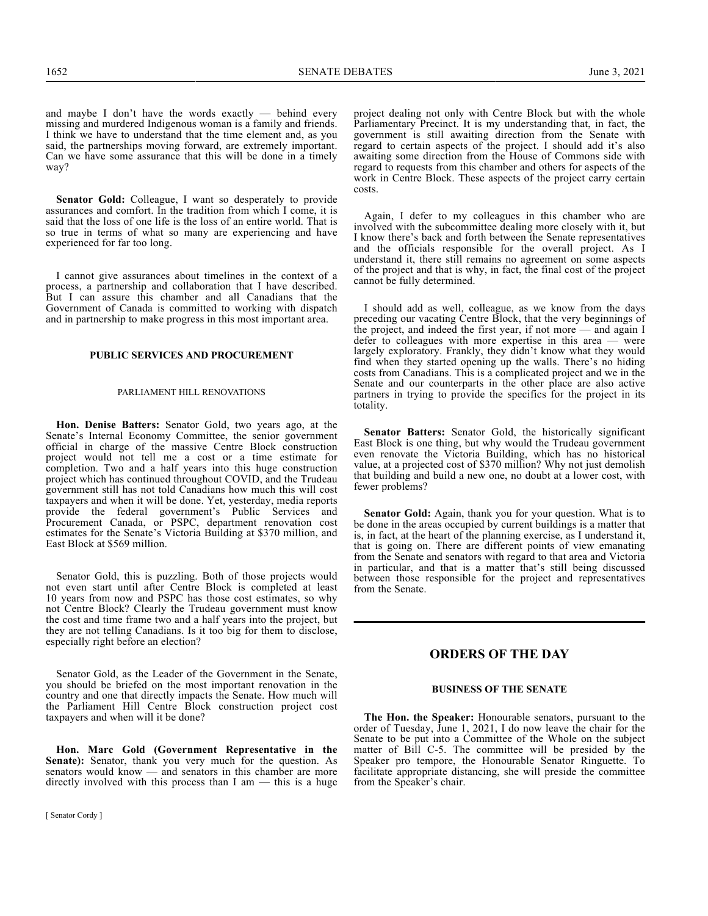and maybe I don't have the words exactly — behind every missing and murdered Indigenous woman is a family and friends. I think we have to understand that the time element and, as you said, the partnerships moving forward, are extremely important. Can we have some assurance that this will be done in a timely way?

**Senator Gold:** Colleague, I want so desperately to provide assurances and comfort. In the tradition from which I come, it is said that the loss of one life is the loss of an entire world. That is so true in terms of what so many are experiencing and have experienced for far too long.

I cannot give assurances about timelines in the context of a process, a partnership and collaboration that I have described. But I can assure this chamber and all Canadians that the Government of Canada is committed to working with dispatch and in partnership to make progress in this most important area.

## PUBLIC SERVICES AND PROCUREMENT

### PARLIAMENT HILL RENOVATIONS

**Hon. Denise Batters:** Senator Gold, two years ago, at the Senate's Internal Economy Committee, the senior government official in charge of the massive Centre Block construction project would not tell me a cost or a time estimate for completion. Two and a half years into this huge construction project which has continued throughout COVID, and the Trudeau government still has not told Canadians how much this will cost taxpayers and when it will be done. Yet, yesterday, media reports provide the federal government's Public Services and Procurement Canada, or PSPC, department renovation cost estimates for the Senate's Victoria Building at $370 million, and East Block at $569 million.

Senator Gold, this is puzzling. Both of those projects would not even start until after Centre Block is completed at least 10 years from now and PSPC has those cost estimates, so why not Centre Block? Clearly the Trudeau government must know the cost and time frame two and a half years into the project, but they are not telling Canadians. Is it too big for them to disclose, especially right before an election?

Senator Gold, as the Leader of the Government in the Senate, you should be briefed on the most important renovation in the country and one that directly impacts the Senate. How much will the Parliament Hill Centre Block construction project cost taxpayers and when will it be done?

**Hon. Marc Gold (Government Representative in the Senate):** Senator, thank you very much for the question. As senators would know — and senators in this chamber are more directly involved with this process than I am — this is a huge project dealing not only with Centre Block but with the whole Parliamentary Precinct. It is my understanding that, in fact, the government is still awaiting direction from the Senate with regard to certain aspects of the project. I should add it's also awaiting some direction from the House of Commons side with regard to requests from this chamber and others for aspects of the work in Centre Block. These aspects of the project carry certain costs.

Again, I defer to my colleagues in this chamber who are involved with the subcommittee dealing more closely with it, but I know there's back and forth between the Senate representatives and the officials responsible for the overall project. As I understand it, there still remains no agreement on some aspects of the project and that is why, in fact, the final cost of the project cannot be fully determined.

I should add as well, colleague, as we know from the days preceding our vacating Centre Block, that the very beginnings of the project, and indeed the first year, if not more — and again I defer to colleagues with more expertise in this area — were largely exploratory. Frankly, they didn't know what they would find when they started opening up the walls. There's no hiding costs from Canadians. This is a complicated project and we in the Senate and our counterparts in the other place are also active partners in trying to provide the specifics for the project in its totality.

**Senator Batters:** Senator Gold, the historically significant East Block is one thing, but why would the Trudeau government even renovate the Victoria Building, which has no historical value, at a projected cost of $370 million? Why not just demolish that building and build a new one, no doubt at a lower cost, with fewer problems?

**Senator Gold:** Again, thank you for your question. What is to be done in the areas occupied by current buildings is a matter that is, in fact, at the heart of the planning exercise, as I understand it, that is going on. There are different points of view emanating from the Senate and senators with regard to that area and Victoria in particular, and that is a matter that's still being discussed between those responsible for the project and representatives from the Senate.

# ORDERS OF THE DAY

## BUSINESS OF THE SENATE

**The Hon. the Speaker:** Honourable senators, pursuant to the order of Tuesday, June 1, 2021, I do now leave the chair for the Senate to be put into a Committee of the Whole on the subject matter of Bill C-5. The committee will be presided by the Speaker pro tempore, the Honourable Senator Ringuette. To facilitate appropriate distancing, she will preside the committee from the Speaker's chair.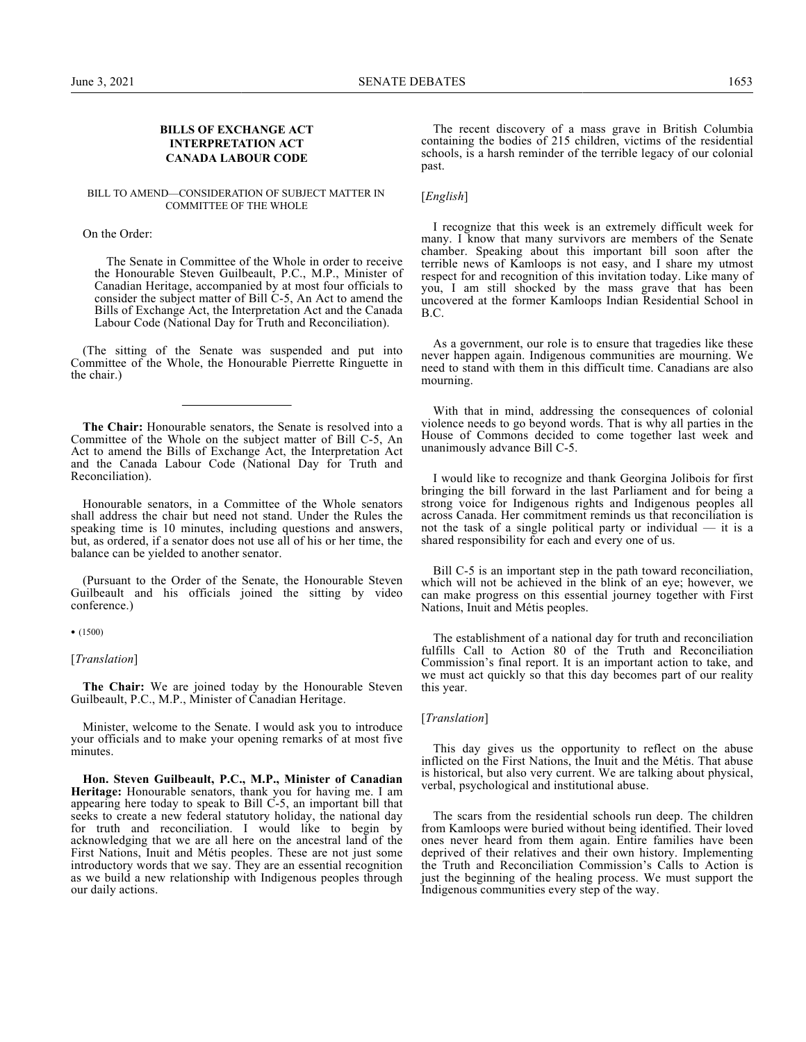## BILLS OF EXCHANGE ACT
## INTERPRETATION ACT
## CANADA LABOUR CODE

### BILL TO AMEND—CONSIDERATION OF SUBJECT MATTER IN COMMITTEE OF THE WHOLE

On the Order:

> The Senate in Committee of the Whole in order to receive the Honourable Steven Guilbeault, P.C., M.P., Minister of Canadian Heritage, accompanied by at most four officials to consider the subject matter of Bill C-5, An Act to amend the Bills of Exchange Act, the Interpretation Act and the Canada Labour Code (National Day for Truth and Reconciliation).

(The sitting of the Senate was suspended and put into Committee of the Whole, the Honourable Pierrette Ringuette in the chair.)

---

**The Chair:** Honourable senators, the Senate is resolved into a Committee of the Whole on the subject matter of Bill C-5, An Act to amend the Bills of Exchange Act, the Interpretation Act and the Canada Labour Code (National Day for Truth and Reconciliation).

Honourable senators, in a Committee of the Whole senators shall address the chair but need not stand. Under the Rules the speaking time is 10 minutes, including questions and answers, but, as ordered, if a senator does not use all of his or her time, the balance can be yielded to another senator.

(Pursuant to the Order of the Senate, the Honourable Steven Guilbeault and his officials joined the sitting by video conference.)

• (1500)

[*Translation*]

**The Chair:** We are joined today by the Honourable Steven Guilbeault, P.C., M.P., Minister of Canadian Heritage.

Minister, welcome to the Senate. I would ask you to introduce your officials and to make your opening remarks of at most five minutes.

**Hon. Steven Guilbeault, P.C., M.P., Minister of Canadian Heritage:** Honourable senators, thank you for having me. I am appearing here today to speak to Bill C-5, an important bill that seeks to create a new federal statutory holiday, the national day for truth and reconciliation. I would like to begin by acknowledging that we are all here on the ancestral land of the First Nations, Inuit and Métis peoples. These are not just some introductory words that we say. They are an essential recognition as we build a new relationship with Indigenous peoples through our daily actions.

The recent discovery of a mass grave in British Columbia containing the bodies of 215 children, victims of the residential schools, is a harsh reminder of the terrible legacy of our colonial past.

[*English*]

I recognize that this week is an extremely difficult week for many. I know that many survivors are members of the Senate chamber. Speaking about this important bill soon after the terrible news of Kamloops is not easy, and I share my utmost respect for and recognition of this invitation today. Like many of you, I am still shocked by the mass grave that has been uncovered at the former Kamloops Indian Residential School in B.C.

As a government, our role is to ensure that tragedies like these never happen again. Indigenous communities are mourning. We need to stand with them in this difficult time. Canadians are also mourning.

With that in mind, addressing the consequences of colonial violence needs to go beyond words. That is why all parties in the House of Commons decided to come together last week and unanimously advance Bill C-5.

I would like to recognize and thank Georgina Jolibois for first bringing the bill forward in the last Parliament and for being a strong voice for Indigenous rights and Indigenous peoples all across Canada. Her commitment reminds us that reconciliation is not the task of a single political party or individual — it is a shared responsibility for each and every one of us.

Bill C-5 is an important step in the path toward reconciliation, which will not be achieved in the blink of an eye; however, we can make progress on this essential journey together with First Nations, Inuit and Métis peoples.

The establishment of a national day for truth and reconciliation fulfills Call to Action 80 of the Truth and Reconciliation Commission's final report. It is an important action to take, and we must act quickly so that this day becomes part of our reality this year.

[*Translation*]

This day gives us the opportunity to reflect on the abuse inflicted on the First Nations, the Inuit and the Métis. That abuse is historical, but also very current. We are talking about physical, verbal, psychological and institutional abuse.

The scars from the residential schools run deep. The children from Kamloops were buried without being identified. Their loved ones never heard from them again. Entire families have been deprived of their relatives and their own history. Implementing the Truth and Reconciliation Commission's Calls to Action is just the beginning of the healing process. We must support the Indigenous communities every step of the way.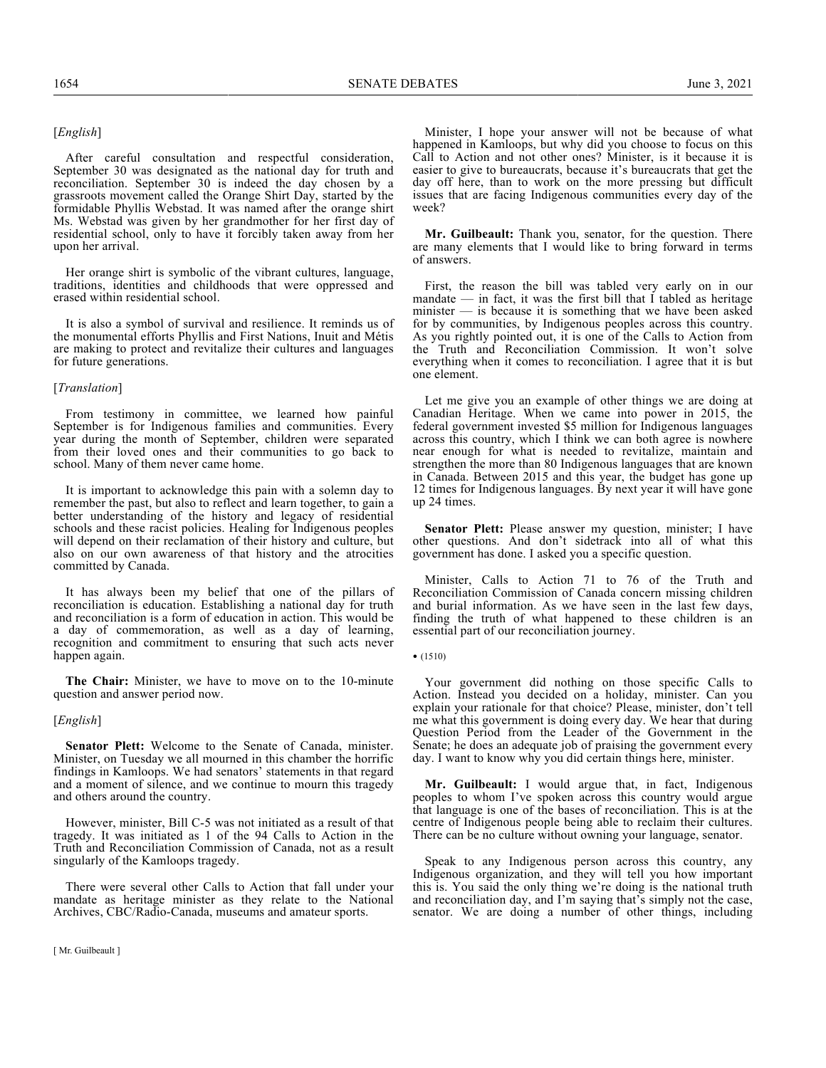[*English*]

After careful consultation and respectful consideration, September 30 was designated as the national day for truth and reconciliation. September 30 is indeed the day chosen by a grassroots movement called the Orange Shirt Day, started by the formidable Phyllis Webstad. It was named after the orange shirt Ms. Webstad was given by her grandmother for her first day of residential school, only to have it forcibly taken away from her upon her arrival.

Her orange shirt is symbolic of the vibrant cultures, language, traditions, identities and childhoods that were oppressed and erased within residential school.

It is also a symbol of survival and resilience. It reminds us of the monumental efforts Phyllis and First Nations, Inuit and Métis are making to protect and revitalize their cultures and languages for future generations.

[*Translation*]

From testimony in committee, we learned how painful September is for Indigenous families and communities. Every year during the month of September, children were separated from their loved ones and their communities to go back to school. Many of them never came home.

It is important to acknowledge this pain with a solemn day to remember the past, but also to reflect and learn together, to gain a better understanding of the history and legacy of residential schools and these racist policies. Healing for Indigenous peoples will depend on their reclamation of their history and culture, but also on our own awareness of that history and the atrocities committed by Canada.

It has always been my belief that one of the pillars of reconciliation is education. Establishing a national day for truth and reconciliation is a form of education in action. This would be a day of commemoration, as well as a day of learning, recognition and commitment to ensuring that such acts never happen again.

**The Chair:** Minister, we have to move on to the 10-minute question and answer period now.

[*English*]

**Senator Plett:** Welcome to the Senate of Canada, minister. Minister, on Tuesday we all mourned in this chamber the horrific findings in Kamloops. We had senators' statements in that regard and a moment of silence, and we continue to mourn this tragedy and others around the country.

However, minister, Bill C-5 was not initiated as a result of that tragedy. It was initiated as 1 of the 94 Calls to Action in the Truth and Reconciliation Commission of Canada, not as a result singularly of the Kamloops tragedy.

There were several other Calls to Action that fall under your mandate as heritage minister as they relate to the National Archives, CBC/Radio-Canada, museums and amateur sports.

Minister, I hope your answer will not be because of what happened in Kamloops, but why did you choose to focus on this Call to Action and not other ones? Minister, is it because it is easier to give to bureaucrats, because it's bureaucrats that get the day off here, than to work on the more pressing but difficult issues that are facing Indigenous communities every day of the week?

**Mr. Guilbeault:** Thank you, senator, for the question. There are many elements that I would like to bring forward in terms of answers.

First, the reason the bill was tabled very early on in our mandate — in fact, it was the first bill that I tabled as heritage minister — is because it is something that we have been asked for by communities, by Indigenous peoples across this country. As you rightly pointed out, it is one of the Calls to Action from the Truth and Reconciliation Commission. It won't solve everything when it comes to reconciliation. I agree that it is but one element.

Let me give you an example of other things we are doing at Canadian Heritage. When we came into power in 2015, the federal government invested $5 million for Indigenous languages across this country, which I think we can both agree is nowhere near enough for what is needed to revitalize, maintain and strengthen the more than 80 Indigenous languages that are known in Canada. Between 2015 and this year, the budget has gone up 12 times for Indigenous languages. By next year it will have gone up 24 times.

**Senator Plett:** Please answer my question, minister; I have other questions. And don't sidetrack into all of what this government has done. I asked you a specific question.

Minister, Calls to Action 71 to 76 of the Truth and Reconciliation Commission of Canada concern missing children and burial information. As we have seen in the last few days, finding the truth of what happened to these children is an essential part of our reconciliation journey.

• (1510)

Your government did nothing on those specific Calls to Action. Instead you decided on a holiday, minister. Can you explain your rationale for that choice? Please, minister, don't tell me what this government is doing every day. We hear that during Question Period from the Leader of the Government in the Senate; he does an adequate job of praising the government every day. I want to know why you did certain things here, minister.

**Mr. Guilbeault:** I would argue that, in fact, Indigenous peoples to whom I've spoken across this country would argue that language is one of the bases of reconciliation. This is at the centre of Indigenous people being able to reclaim their cultures. There can be no culture without owning your language, senator.

Speak to any Indigenous person across this country, any Indigenous organization, and they will tell you how important this is. You said the only thing we're doing is the national truth and reconciliation day, and I'm saying that's simply not the case, senator. We are doing a number of other things, including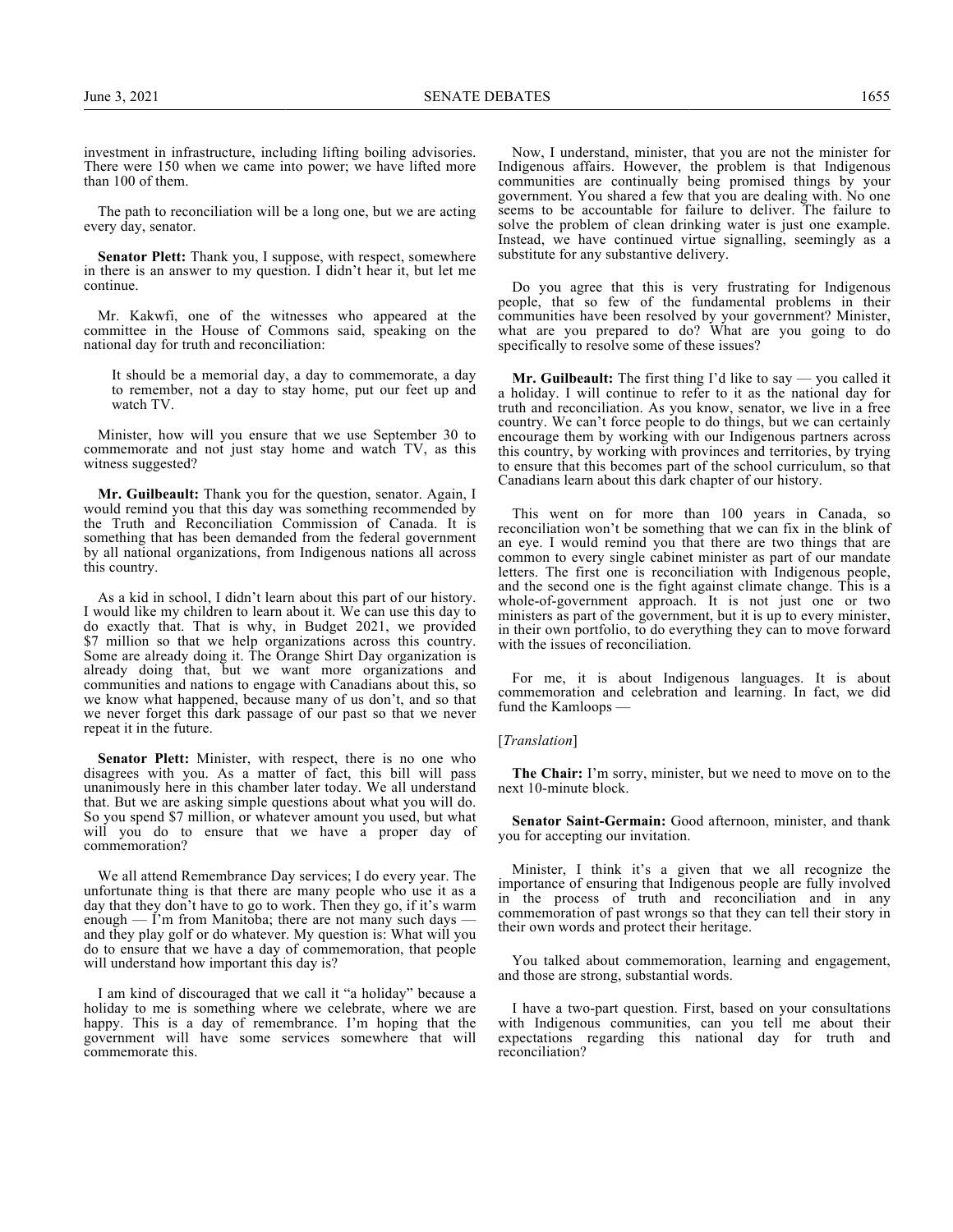investment in infrastructure, including lifting boiling advisories. There were 150 when we came into power; we have lifted more than 100 of them.

The path to reconciliation will be a long one, but we are acting every day, senator.

**Senator Plett:** Thank you, I suppose, with respect, somewhere in there is an answer to my question. I didn't hear it, but let me continue.

Mr. Kakwfi, one of the witnesses who appeared at the committee in the House of Commons said, speaking on the national day for truth and reconciliation:

> It should be a memorial day, a day to commemorate, a day to remember, not a day to stay home, put our feet up and watch TV.

Minister, how will you ensure that we use September 30 to commemorate and not just stay home and watch TV, as this witness suggested?

**Mr. Guilbeault:** Thank you for the question, senator. Again, I would remind you that this day was something recommended by the Truth and Reconciliation Commission of Canada. It is something that has been demanded from the federal government by all national organizations, from Indigenous nations all across this country.

As a kid in school, I didn't learn about this part of our history. I would like my children to learn about it. We can use this day to do exactly that. That is why, in Budget 2021, we provided $7 million so that we help organizations across this country. Some are already doing it. The Orange Shirt Day organization is already doing that, but we want more organizations and communities and nations to engage with Canadians about this, so we know what happened, because many of us don't, and so that we never forget this dark passage of our past so that we never repeat it in the future.

**Senator Plett:** Minister, with respect, there is no one who disagrees with you. As a matter of fact, this bill will pass unanimously here in this chamber later today. We all understand that. But we are asking simple questions about what you will do. So you spend $7 million, or whatever amount you used, but what will you do to ensure that we have a proper day of commemoration?

We all attend Remembrance Day services; I do every year. The unfortunate thing is that there are many people who use it as a day that they don't have to go to work. Then they go, if it's warm enough — I'm from Manitoba; there are not many such days — and they play golf or do whatever. My question is: What will you do to ensure that we have a day of commemoration, that people will understand how important this day is?

I am kind of discouraged that we call it "a holiday" because a holiday to me is something where we celebrate, where we are happy. This is a day of remembrance. I'm hoping that the government will have some services somewhere that will commemorate this.

Now, I understand, minister, that you are not the minister for Indigenous affairs. However, the problem is that Indigenous communities are continually being promised things by your government. You shared a few that you are dealing with. No one seems to be accountable for failure to deliver. The failure to solve the problem of clean drinking water is just one example. Instead, we have continued virtue signalling, seemingly as a substitute for any substantive delivery.

Do you agree that this is very frustrating for Indigenous people, that so few of the fundamental problems in their communities have been resolved by your government? Minister, what are you prepared to do? What are you going to do specifically to resolve some of these issues?

**Mr. Guilbeault:** The first thing I'd like to say — you called it a holiday. I will continue to refer to it as the national day for truth and reconciliation. As you know, senator, we live in a free country. We can't force people to do things, but we can certainly encourage them by working with our Indigenous partners across this country, by working with provinces and territories, by trying to ensure that this becomes part of the school curriculum, so that Canadians learn about this dark chapter of our history.

This went on for more than 100 years in Canada, so reconciliation won't be something that we can fix in the blink of an eye. I would remind you that there are two things that are common to every single cabinet minister as part of our mandate letters. The first one is reconciliation with Indigenous people, and the second one is the fight against climate change. This is a whole-of-government approach. It is not just one or two ministers as part of the government, but it is up to every minister, in their own portfolio, to do everything they can to move forward with the issues of reconciliation.

For me, it is about Indigenous languages. It is about commemoration and celebration and learning. In fact, we did fund the Kamloops —

[*Translation*]

**The Chair:** I'm sorry, minister, but we need to move on to the next 10-minute block.

**Senator Saint-Germain:** Good afternoon, minister, and thank you for accepting our invitation.

Minister, I think it's a given that we all recognize the importance of ensuring that Indigenous people are fully involved in the process of truth and reconciliation and in any commemoration of past wrongs so that they can tell their story in their own words and protect their heritage.

You talked about commemoration, learning and engagement, and those are strong, substantial words.

I have a two-part question. First, based on your consultations with Indigenous communities, can you tell me about their expectations regarding this national day for truth and reconciliation?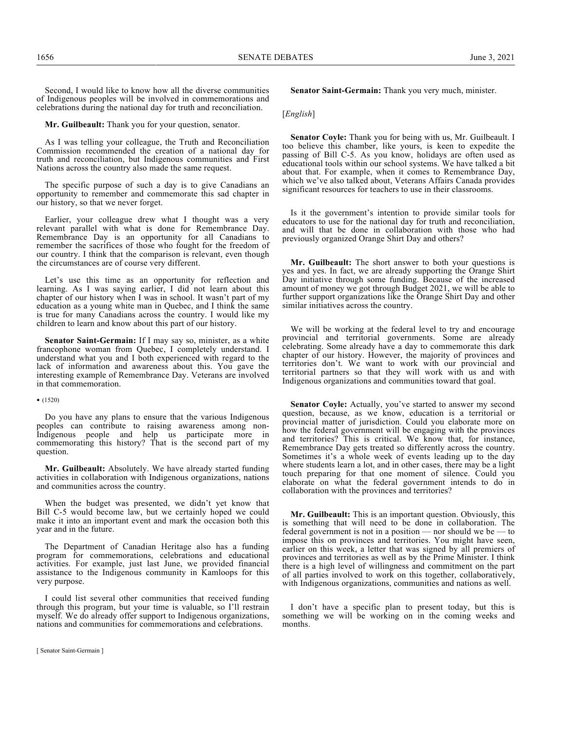Second, I would like to know how all the diverse communities of Indigenous peoples will be involved in commemorations and celebrations during the national day for truth and reconciliation.

**Mr. Guilbeault:** Thank you for your question, senator.

As I was telling your colleague, the Truth and Reconciliation Commission recommended the creation of a national day for truth and reconciliation, but Indigenous communities and First Nations across the country also made the same request.

The specific purpose of such a day is to give Canadians an opportunity to remember and commemorate this sad chapter in our history, so that we never forget.

Earlier, your colleague drew what I thought was a very relevant parallel with what is done for Remembrance Day. Remembrance Day is an opportunity for all Canadians to remember the sacrifices of those who fought for the freedom of our country. I think that the comparison is relevant, even though the circumstances are of course very different.

Let's use this time as an opportunity for reflection and learning. As I was saying earlier, I did not learn about this chapter of our history when I was in school. It wasn't part of my education as a young white man in Quebec, and I think the same is true for many Canadians across the country. I would like my children to learn and know about this part of our history.

**Senator Saint-Germain:** If I may say so, minister, as a white francophone woman from Quebec, I completely understand. I understand what you and I both experienced with regard to the lack of information and awareness about this. You gave the interesting example of Remembrance Day. Veterans are involved in that commemoration.

• (1520)

Do you have any plans to ensure that the various Indigenous peoples can contribute to raising awareness among non-Indigenous people and help us participate more in commemorating this history? That is the second part of my question.

**Mr. Guilbeault:** Absolutely. We have already started funding activities in collaboration with Indigenous organizations, nations and communities across the country.

When the budget was presented, we didn't yet know that Bill C-5 would become law, but we certainly hoped we could make it into an important event and mark the occasion both this year and in the future.

The Department of Canadian Heritage also has a funding program for commemorations, celebrations and educational activities. For example, just last June, we provided financial assistance to the Indigenous community in Kamloops for this very purpose.

I could list several other communities that received funding through this program, but your time is valuable, so I'll restrain myself. We do already offer support to Indigenous organizations, nations and communities for commemorations and celebrations.

**Senator Saint-Germain:** Thank you very much, minister.

[*English*]

**Senator Coyle:** Thank you for being with us, Mr. Guilbeault. I too believe this chamber, like yours, is keen to expedite the passing of Bill C-5. As you know, holidays are often used as educational tools within our school systems. We have talked a bit about that. For example, when it comes to Remembrance Day, which we've also talked about, Veterans Affairs Canada provides significant resources for teachers to use in their classrooms.

Is it the government's intention to provide similar tools for educators to use for the national day for truth and reconciliation, and will that be done in collaboration with those who had previously organized Orange Shirt Day and others?

**Mr. Guilbeault:** The short answer to both your questions is yes and yes. In fact, we are already supporting the Orange Shirt Day initiative through some funding. Because of the increased amount of money we got through Budget 2021, we will be able to further support organizations like the Orange Shirt Day and other similar initiatives across the country.

We will be working at the federal level to try and encourage provincial and territorial governments. Some are already celebrating. Some already have a day to commemorate this dark chapter of our history. However, the majority of provinces and territories don't. We want to work with our provincial and territorial partners so that they will work with us and with Indigenous organizations and communities toward that goal.

**Senator Coyle:** Actually, you've started to answer my second question, because, as we know, education is a territorial or provincial matter of jurisdiction. Could you elaborate more on how the federal government will be engaging with the provinces and territories? This is critical. We know that, for instance, Remembrance Day gets treated so differently across the country. Sometimes it's a whole week of events leading up to the day where students learn a lot, and in other cases, there may be a light touch preparing for that one moment of silence. Could you elaborate on what the federal government intends to do in collaboration with the provinces and territories?

**Mr. Guilbeault:** This is an important question. Obviously, this is something that will need to be done in collaboration. The federal government is not in a position — nor should we be — to impose this on provinces and territories. You might have seen, earlier on this week, a letter that was signed by all premiers of provinces and territories as well as by the Prime Minister. I think there is a high level of willingness and commitment on the part of all parties involved to work on this together, collaboratively, with Indigenous organizations, communities and nations as well.

I don't have a specific plan to present today, but this is something we will be working on in the coming weeks and months.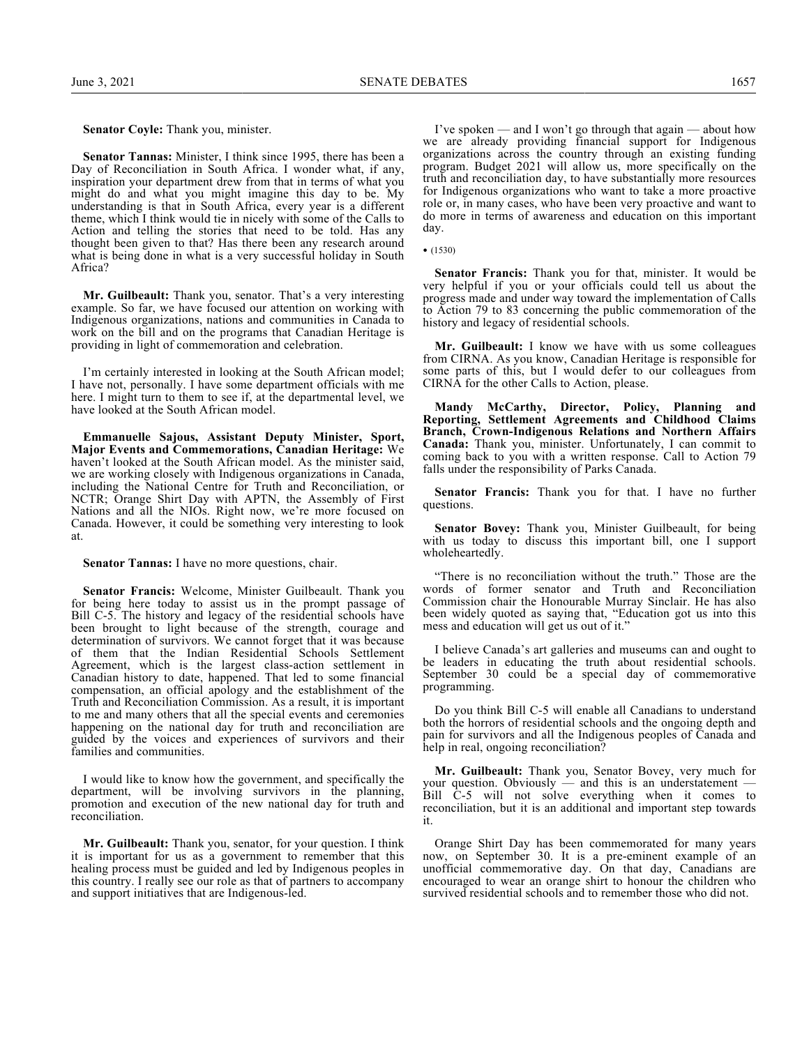**Senator Coyle:** Thank you, minister.

**Senator Tannas:** Minister, I think since 1995, there has been a Day of Reconciliation in South Africa. I wonder what, if any, inspiration your department drew from that in terms of what you might do and what you might imagine this day to be. My understanding is that in South Africa, every year is a different theme, which I think would tie in nicely with some of the Calls to Action and telling the stories that need to be told. Has any thought been given to that? Has there been any research around what is being done in what is a very successful holiday in South Africa?

**Mr. Guilbeault:** Thank you, senator. That's a very interesting example. So far, we have focused our attention on working with Indigenous organizations, nations and communities in Canada to work on the bill and on the programs that Canadian Heritage is providing in light of commemoration and celebration.

I'm certainly interested in looking at the South African model; I have not, personally. I have some department officials with me here. I might turn to them to see if, at the departmental level, we have looked at the South African model.

**Emmanuelle Sajous, Assistant Deputy Minister, Sport, Major Events and Commemorations, Canadian Heritage:** We haven't looked at the South African model. As the minister said, we are working closely with Indigenous organizations in Canada, including the National Centre for Truth and Reconciliation, or NCTR; Orange Shirt Day with APTN, the Assembly of First Nations and all the NIOs. Right now, we're more focused on Canada. However, it could be something very interesting to look at.

**Senator Tannas:** I have no more questions, chair.

**Senator Francis:** Welcome, Minister Guilbeault. Thank you for being here today to assist us in the prompt passage of Bill C-5. The history and legacy of the residential schools have been brought to light because of the strength, courage and determination of survivors. We cannot forget that it was because of them that the Indian Residential Schools Settlement Agreement, which is the largest class-action settlement in Canadian history to date, happened. That led to some financial compensation, an official apology and the establishment of the Truth and Reconciliation Commission. As a result, it is important to me and many others that all the special events and ceremonies happening on the national day for truth and reconciliation are guided by the voices and experiences of survivors and their families and communities.

I would like to know how the government, and specifically the department, will be involving survivors in the planning, promotion and execution of the new national day for truth and reconciliation.

**Mr. Guilbeault:** Thank you, senator, for your question. I think it is important for us as a government to remember that this healing process must be guided and led by Indigenous peoples in this country. I really see our role as that of partners to accompany and support initiatives that are Indigenous-led.

I've spoken — and I won't go through that again — about how we are already providing financial support for Indigenous organizations across the country through an existing funding program. Budget 2021 will allow us, more specifically on the truth and reconciliation day, to have substantially more resources for Indigenous organizations who want to take a more proactive role or, in many cases, who have been very proactive and want to do more in terms of awareness and education on this important day.

• (1530)

**Senator Francis:** Thank you for that, minister. It would be very helpful if you or your officials could tell us about the progress made and under way toward the implementation of Calls to Action 79 to 83 concerning the public commemoration of the history and legacy of residential schools.

**Mr. Guilbeault:** I know we have with us some colleagues from CIRNA. As you know, Canadian Heritage is responsible for some parts of this, but I would defer to our colleagues from CIRNA for the other Calls to Action, please.

**Mandy McCarthy, Director, Policy, Planning and Reporting, Settlement Agreements and Childhood Claims Branch, Crown-Indigenous Relations and Northern Affairs Canada:** Thank you, minister. Unfortunately, I can commit to coming back to you with a written response. Call to Action 79 falls under the responsibility of Parks Canada.

**Senator Francis:** Thank you for that. I have no further questions.

**Senator Bovey:** Thank you, Minister Guilbeault, for being with us today to discuss this important bill, one I support wholeheartedly.

"There is no reconciliation without the truth." Those are the words of former senator and Truth and Reconciliation Commission chair the Honourable Murray Sinclair. He has also been widely quoted as saying that, "Education got us into this mess and education will get us out of it."

I believe Canada's art galleries and museums can and ought to be leaders in educating the truth about residential schools. September 30 could be a special day of commemorative programming.

Do you think Bill C-5 will enable all Canadians to understand both the horrors of residential schools and the ongoing depth and pain for survivors and all the Indigenous peoples of Canada and help in real, ongoing reconciliation?

**Mr. Guilbeault:** Thank you, Senator Bovey, very much for your question. Obviously — and this is an understatement — Bill C-5 will not solve everything when it comes to reconciliation, but it is an additional and important step towards it.

Orange Shirt Day has been commemorated for many years now, on September 30. It is a pre-eminent example of an unofficial commemorative day. On that day, Canadians are encouraged to wear an orange shirt to honour the children who survived residential schools and to remember those who did not.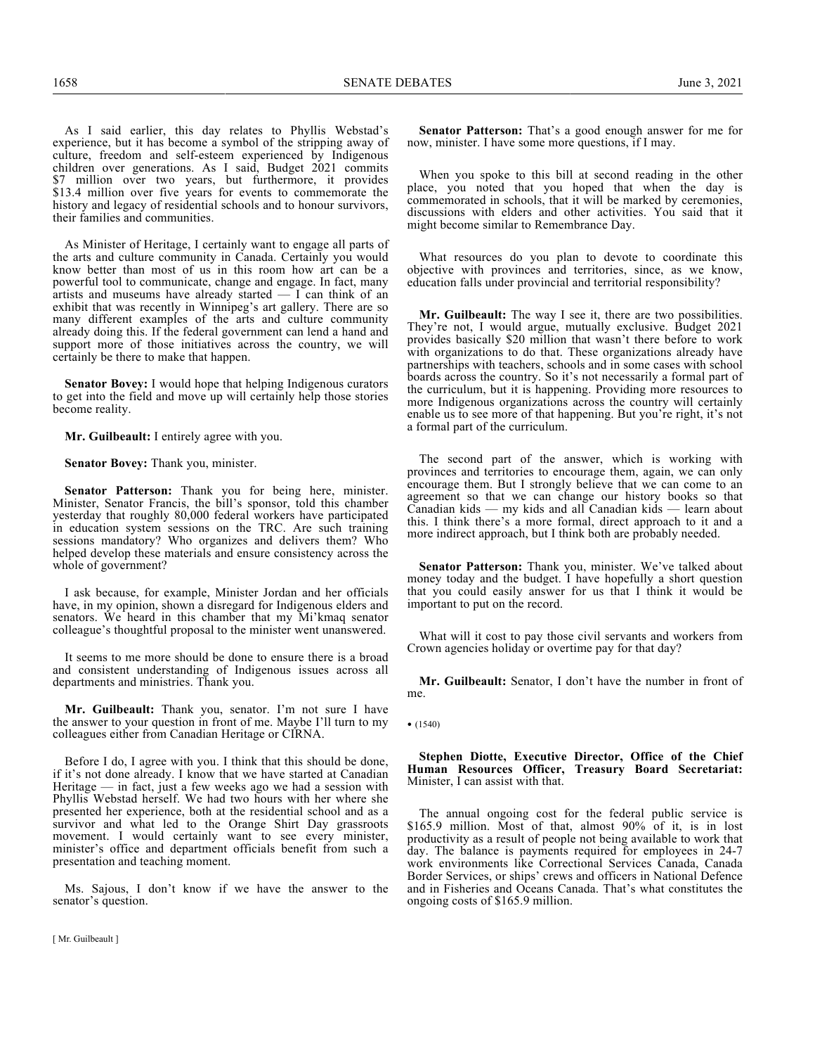As I said earlier, this day relates to Phyllis Webstad's experience, but it has become a symbol of the stripping away of culture, freedom and self-esteem experienced by Indigenous children over generations. As I said, Budget 2021 commits $7 million over two years, but furthermore, it provides $13.4 million over five years for events to commemorate the history and legacy of residential schools and to honour survivors, their families and communities.

As Minister of Heritage, I certainly want to engage all parts of the arts and culture community in Canada. Certainly you would know better than most of us in this room how art can be a powerful tool to communicate, change and engage. In fact, many artists and museums have already started — I can think of an exhibit that was recently in Winnipeg's art gallery. There are so many different examples of the arts and culture community already doing this. If the federal government can lend a hand and support more of those initiatives across the country, we will certainly be there to make that happen.

**Senator Bovey:** I would hope that helping Indigenous curators to get into the field and move up will certainly help those stories become reality.

**Mr. Guilbeault:** I entirely agree with you.

**Senator Bovey:** Thank you, minister.

**Senator Patterson:** Thank you for being here, minister. Minister, Senator Francis, the bill's sponsor, told this chamber yesterday that roughly 80,000 federal workers have participated in education system sessions on the TRC. Are such training sessions mandatory? Who organizes and delivers them? Who helped develop these materials and ensure consistency across the whole of government?

I ask because, for example, Minister Jordan and her officials have, in my opinion, shown a disregard for Indigenous elders and senators. We heard in this chamber that my Mi'kmaq senator colleague's thoughtful proposal to the minister went unanswered.

It seems to me more should be done to ensure there is a broad and consistent understanding of Indigenous issues across all departments and ministries. Thank you.

**Mr. Guilbeault:** Thank you, senator. I'm not sure I have the answer to your question in front of me. Maybe I'll turn to my colleagues either from Canadian Heritage or CIRNA.

Before I do, I agree with you. I think that this should be done, if it's not done already. I know that we have started at Canadian Heritage — in fact, just a few weeks ago we had a session with Phyllis Webstad herself. We had two hours with her where she presented her experience, both at the residential school and as a survivor and what led to the Orange Shirt Day grassroots movement. I would certainly want to see every minister, minister's office and department officials benefit from such a presentation and teaching moment.

Ms. Sajous, I don't know if we have the answer to the senator's question.

**Senator Patterson:** That's a good enough answer for me for now, minister. I have some more questions, if I may.

When you spoke to this bill at second reading in the other place, you noted that you hoped that when the day is commemorated in schools, that it will be marked by ceremonies, discussions with elders and other activities. You said that it might become similar to Remembrance Day.

What resources do you plan to devote to coordinate this objective with provinces and territories, since, as we know, education falls under provincial and territorial responsibility?

**Mr. Guilbeault:** The way I see it, there are two possibilities. They're not, I would argue, mutually exclusive. Budget 2021 provides basically $20 million that wasn't there before to work with organizations to do that. These organizations already have partnerships with teachers, schools and in some cases with school boards across the country. So it's not necessarily a formal part of the curriculum, but it is happening. Providing more resources to more Indigenous organizations across the country will certainly enable us to see more of that happening. But you're right, it's not a formal part of the curriculum.

The second part of the answer, which is working with provinces and territories to encourage them, again, we can only encourage them. But I strongly believe that we can come to an agreement so that we can change our history books so that Canadian kids — my kids and all Canadian kids — learn about this. I think there's a more formal, direct approach to it and a more indirect approach, but I think both are probably needed.

**Senator Patterson:** Thank you, minister. We've talked about money today and the budget. I have hopefully a short question that you could easily answer for us that I think it would be important to put on the record.

What will it cost to pay those civil servants and workers from Crown agencies holiday or overtime pay for that day?

**Mr. Guilbeault:** Senator, I don't have the number in front of me.

• (1540)

**Stephen Diotte, Executive Director, Office of the Chief Human Resources Officer, Treasury Board Secretariat:** Minister, I can assist with that.

The annual ongoing cost for the federal public service is $165.9 million. Most of that, almost 90% of it, is in lost productivity as a result of people not being available to work that day. The balance is payments required for employees in 24-7 work environments like Correctional Services Canada, Canada Border Services, or ships' crews and officers in National Defence and in Fisheries and Oceans Canada. That's what constitutes the ongoing costs of $165.9 million.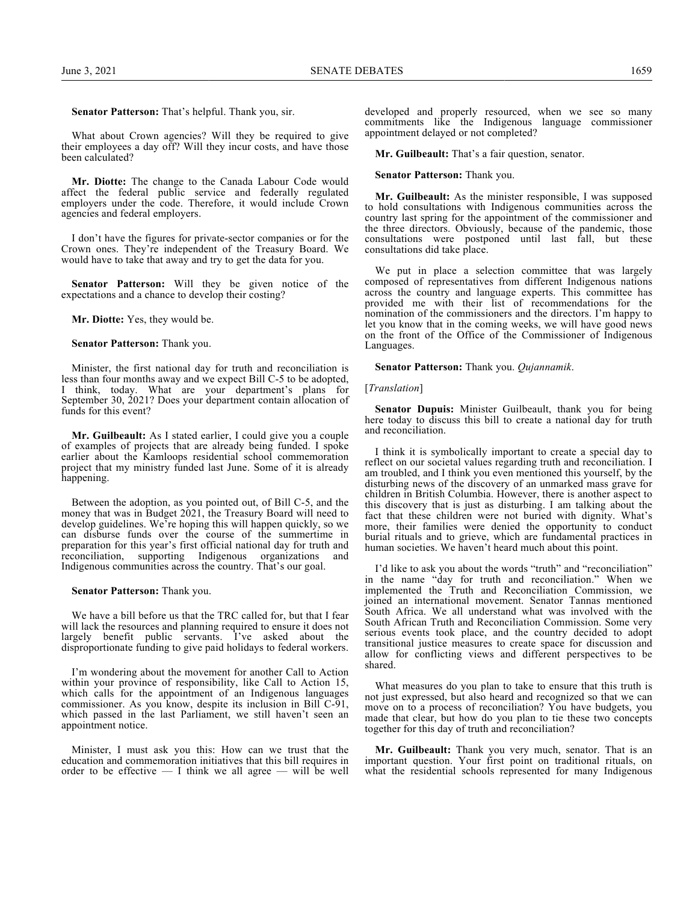**Senator Patterson:** That's helpful. Thank you, sir.

What about Crown agencies? Will they be required to give their employees a day off? Will they incur costs, and have those been calculated?

**Mr. Diotte:** The change to the Canada Labour Code would affect the federal public service and federally regulated employers under the code. Therefore, it would include Crown agencies and federal employers.

I don't have the figures for private-sector companies or for the Crown ones. They're independent of the Treasury Board. We would have to take that away and try to get the data for you.

**Senator Patterson:** Will they be given notice of the expectations and a chance to develop their costing?

**Mr. Diotte:** Yes, they would be.

**Senator Patterson:** Thank you.

Minister, the first national day for truth and reconciliation is less than four months away and we expect Bill C-5 to be adopted, I think, today. What are your department's plans for September 30, 2021? Does your department contain allocation of funds for this event?

**Mr. Guilbeault:** As I stated earlier, I could give you a couple of examples of projects that are already being funded. I spoke earlier about the Kamloops residential school commemoration project that my ministry funded last June. Some of it is already happening.

Between the adoption, as you pointed out, of Bill C-5, and the money that was in Budget 2021, the Treasury Board will need to develop guidelines. We're hoping this will happen quickly, so we can disburse funds over the course of the summertime in preparation for this year's first official national day for truth and reconciliation, supporting Indigenous organizations and Indigenous communities across the country. That's our goal.

**Senator Patterson:** Thank you.

We have a bill before us that the TRC called for, but that I fear will lack the resources and planning required to ensure it does not largely benefit public servants. I've asked about the disproportionate funding to give paid holidays to federal workers.

I'm wondering about the movement for another Call to Action within your province of responsibility, like Call to Action 15, which calls for the appointment of an Indigenous languages commissioner. As you know, despite its inclusion in Bill C-91, which passed in the last Parliament, we still haven't seen an appointment notice.

Minister, I must ask you this: How can we trust that the education and commemoration initiatives that this bill requires in order to be effective — I think we all agree — will be well developed and properly resourced, when we see so many commitments like the Indigenous language commissioner appointment delayed or not completed?

**Mr. Guilbeault:** That's a fair question, senator.

**Senator Patterson:** Thank you.

**Mr. Guilbeault:** As the minister responsible, I was supposed to hold consultations with Indigenous communities across the country last spring for the appointment of the commissioner and the three directors. Obviously, because of the pandemic, those consultations were postponed until last fall, but these consultations did take place.

We put in place a selection committee that was largely composed of representatives from different Indigenous nations across the country and language experts. This committee has provided me with their list of recommendations for the nomination of the commissioners and the directors. I'm happy to let you know that in the coming weeks, we will have good news on the front of the Office of the Commissioner of Indigenous Languages.

**Senator Patterson:** Thank you. *Qujannamik.*

[*Translation*]

**Senator Dupuis:** Minister Guilbeault, thank you for being here today to discuss this bill to create a national day for truth and reconciliation.

I think it is symbolically important to create a special day to reflect on our societal values regarding truth and reconciliation. I am troubled, and I think you even mentioned this yourself, by the disturbing news of the discovery of an unmarked mass grave for children in British Columbia. However, there is another aspect to this discovery that is just as disturbing. I am talking about the fact that these children were not buried with dignity. What's more, their families were denied the opportunity to conduct burial rituals and to grieve, which are fundamental practices in human societies. We haven't heard much about this point.

I'd like to ask you about the words "truth" and "reconciliation" in the name "day for truth and reconciliation." When we implemented the Truth and Reconciliation Commission, we joined an international movement. Senator Tannas mentioned South Africa. We all understand what was involved with the South African Truth and Reconciliation Commission. Some very serious events took place, and the country decided to adopt transitional justice measures to create space for discussion and allow for conflicting views and different perspectives to be shared.

What measures do you plan to take to ensure that this truth is not just expressed, but also heard and recognized so that we can move on to a process of reconciliation? You have budgets, you made that clear, but how do you plan to tie these two concepts together for this day of truth and reconciliation?

**Mr. Guilbeault:** Thank you very much, senator. That is an important question. Your first point on traditional rituals, on what the residential schools represented for many Indigenous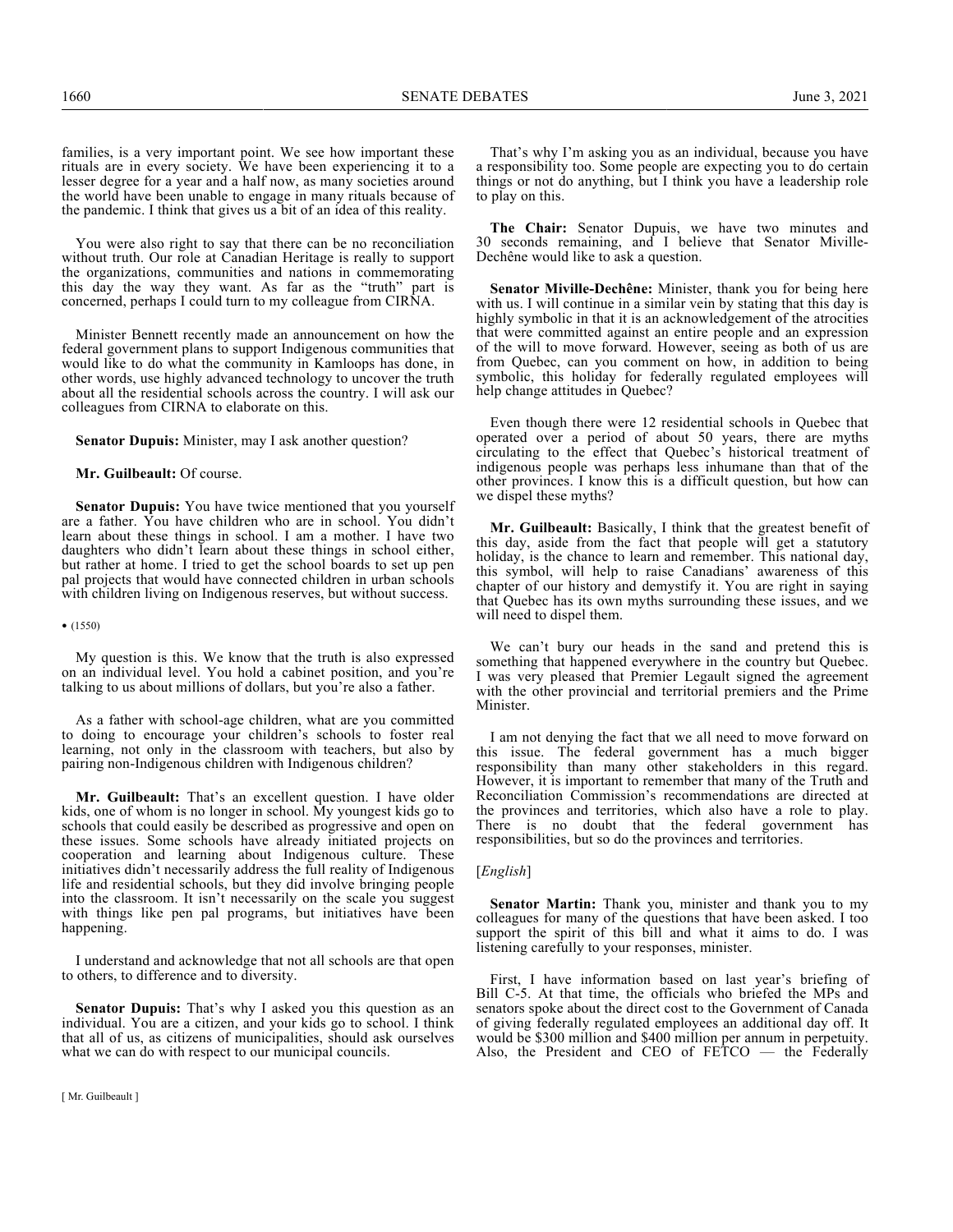families, is a very important point. We see how important these rituals are in every society. We have been experiencing it to a lesser degree for a year and a half now, as many societies around the world have been unable to engage in many rituals because of the pandemic. I think that gives us a bit of an idea of this reality.

You were also right to say that there can be no reconciliation without truth. Our role at Canadian Heritage is really to support the organizations, communities and nations in commemorating this day the way they want. As far as the "truth" part is concerned, perhaps I could turn to my colleague from CIRNA.

Minister Bennett recently made an announcement on how the federal government plans to support Indigenous communities that would like to do what the community in Kamloops has done, in other words, use highly advanced technology to uncover the truth about all the residential schools across the country. I will ask our colleagues from CIRNA to elaborate on this.

**Senator Dupuis:** Minister, may I ask another question?

**Mr. Guilbeault:** Of course.

**Senator Dupuis:** You have twice mentioned that you yourself are a father. You have children who are in school. You didn't learn about these things in school. I am a mother. I have two daughters who didn't learn about these things in school either, but rather at home. I tried to get the school boards to set up pen pal projects that would have connected children in urban schools with children living on Indigenous reserves, but without success.

• (1550)

My question is this. We know that the truth is also expressed on an individual level. You hold a cabinet position, and you're talking to us about millions of dollars, but you're also a father.

As a father with school-age children, what are you committed to doing to encourage your children's schools to foster real learning, not only in the classroom with teachers, but also by pairing non-Indigenous children with Indigenous children?

**Mr. Guilbeault:** That's an excellent question. I have older kids, one of whom is no longer in school. My youngest kids go to schools that could easily be described as progressive and open on these issues. Some schools have already initiated projects on cooperation and learning about Indigenous culture. These initiatives didn't necessarily address the full reality of Indigenous life and residential schools, but they did involve bringing people into the classroom. It isn't necessarily on the scale you suggest with things like pen pal programs, but initiatives have been happening.

I understand and acknowledge that not all schools are that open to others, to difference and to diversity.

**Senator Dupuis:** That's why I asked you this question as an individual. You are a citizen, and your kids go to school. I think that all of us, as citizens of municipalities, should ask ourselves what we can do with respect to our municipal councils.

That's why I'm asking you as an individual, because you have a responsibility too. Some people are expecting you to do certain things or not do anything, but I think you have a leadership role to play on this.

**The Chair:** Senator Dupuis, we have two minutes and 30 seconds remaining, and I believe that Senator Miville-Dechêne would like to ask a question.

**Senator Miville-Dechêne:** Minister, thank you for being here with us. I will continue in a similar vein by stating that this day is highly symbolic in that it is an acknowledgement of the atrocities that were committed against an entire people and an expression of the will to move forward. However, seeing as both of us are from Quebec, can you comment on how, in addition to being symbolic, this holiday for federally regulated employees will help change attitudes in Quebec?

Even though there were 12 residential schools in Quebec that operated over a period of about 50 years, there are myths circulating to the effect that Quebec's historical treatment of indigenous people was perhaps less inhumane than that of the other provinces. I know this is a difficult question, but how can we dispel these myths?

**Mr. Guilbeault:** Basically, I think that the greatest benefit of this day, aside from the fact that people will get a statutory holiday, is the chance to learn and remember. This national day, this symbol, will help to raise Canadians' awareness of this chapter of our history and demystify it. You are right in saying that Quebec has its own myths surrounding these issues, and we will need to dispel them.

We can't bury our heads in the sand and pretend this is something that happened everywhere in the country but Quebec. I was very pleased that Premier Legault signed the agreement with the other provincial and territorial premiers and the Prime Minister.

I am not denying the fact that we all need to move forward on this issue. The federal government has a much bigger responsibility than many other stakeholders in this regard. However, it is important to remember that many of the Truth and Reconciliation Commission's recommendations are directed at the provinces and territories, which also have a role to play. There is no doubt that the federal government has responsibilities, but so do the provinces and territories.

[*English*]

**Senator Martin:** Thank you, minister and thank you to my colleagues for many of the questions that have been asked. I too support the spirit of this bill and what it aims to do. I was listening carefully to your responses, minister.

First, I have information based on last year's briefing of Bill C-5. At that time, the officials who briefed the MPs and senators spoke about the direct cost to the Government of Canada of giving federally regulated employees an additional day off. It would be $300 million and $400 million per annum in perpetuity. Also, the President and CEO of FETCO — the Federally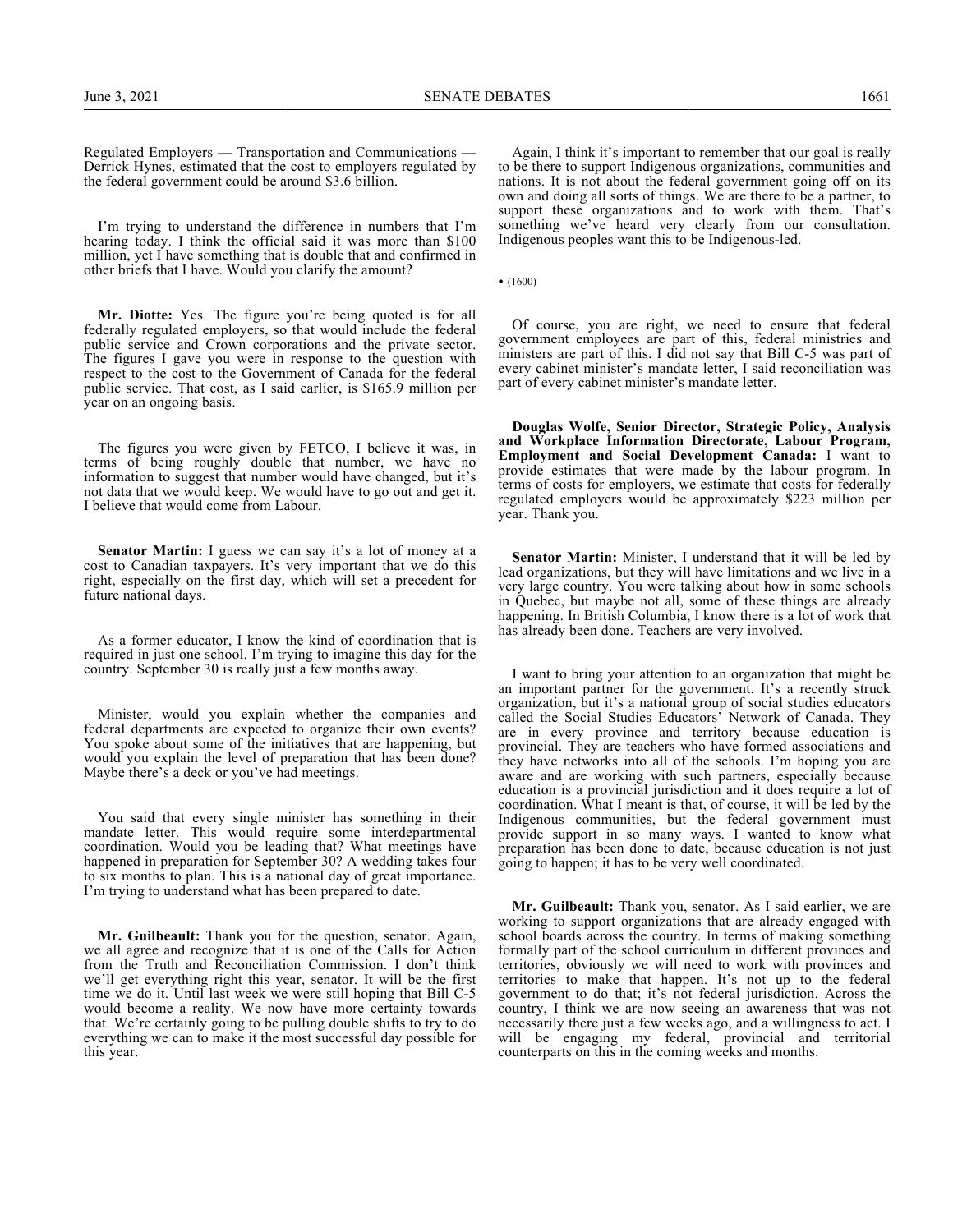Regulated Employers — Transportation and Communications — Derrick Hynes, estimated that the cost to employers regulated by the federal government could be around $3.6 billion.

I'm trying to understand the difference in numbers that I'm hearing today. I think the official said it was more than $100 million, yet I have something that is double that and confirmed in other briefs that I have. Would you clarify the amount?

**Mr. Diotte:** Yes. The figure you're being quoted is for all federally regulated employers, so that would include the federal public service and Crown corporations and the private sector. The figures I gave you were in response to the question with respect to the cost to the Government of Canada for the federal public service. That cost, as I said earlier, is $165.9 million per year on an ongoing basis.

The figures you were given by FETCO, I believe it was, in terms of being roughly double that number, we have no information to suggest that number would have changed, but it's not data that we would keep. We would have to go out and get it. I believe that would come from Labour.

**Senator Martin:** I guess we can say it's a lot of money at a cost to Canadian taxpayers. It's very important that we do this right, especially on the first day, which will set a precedent for future national days.

As a former educator, I know the kind of coordination that is required in just one school. I'm trying to imagine this day for the country. September 30 is really just a few months away.

Minister, would you explain whether the companies and federal departments are expected to organize their own events? You spoke about some of the initiatives that are happening, but would you explain the level of preparation that has been done? Maybe there's a deck or you've had meetings.

You said that every single minister has something in their mandate letter. This would require some interdepartmental coordination. Would you be leading that? What meetings have happened in preparation for September 30? A wedding takes four to six months to plan. This is a national day of great importance. I'm trying to understand what has been prepared to date.

**Mr. Guilbeault:** Thank you for the question, senator. Again, we all agree and recognize that it is one of the Calls for Action from the Truth and Reconciliation Commission. I don't think we'll get everything right this year, senator. It will be the first time we do it. Until last week we were still hoping that Bill C-5 would become a reality. We now have more certainty towards that. We're certainly going to be pulling double shifts to try to do everything we can to make it the most successful day possible for this year.

Again, I think it's important to remember that our goal is really to be there to support Indigenous organizations, communities and nations. It is not about the federal government going off on its own and doing all sorts of things. We are there to be a partner, to support these organizations and to work with them. That's something we've heard very clearly from our consultation. Indigenous peoples want this to be Indigenous-led.

• (1600)

Of course, you are right, we need to ensure that federal government employees are part of this, federal ministries and ministers are part of this. I did not say that Bill C-5 was part of every cabinet minister's mandate letter, I said reconciliation was part of every cabinet minister's mandate letter.

**Douglas Wolfe, Senior Director, Strategic Policy, Analysis and Workplace Information Directorate, Labour Program, Employment and Social Development Canada:** I want to provide estimates that were made by the labour program. In terms of costs for employers, we estimate that costs for federally regulated employers would be approximately $223 million per year. Thank you.

**Senator Martin:** Minister, I understand that it will be led by lead organizations, but they will have limitations and we live in a very large country. You were talking about how in some schools in Quebec, but maybe not all, some of these things are already happening. In British Columbia, I know there is a lot of work that has already been done. Teachers are very involved.

I want to bring your attention to an organization that might be an important partner for the government. It's a recently struck organization, but it's a national group of social studies educators called the Social Studies Educators' Network of Canada. They are in every province and territory because education is provincial. They are teachers who have formed associations and they have networks into all of the schools. I'm hoping you are aware and are working with such partners, especially because education is a provincial jurisdiction and it does require a lot of coordination. What I meant is that, of course, it will be led by the Indigenous communities, but the federal government must provide support in so many ways. I wanted to know what preparation has been done to date, because education is not just going to happen; it has to be very well coordinated.

**Mr. Guilbeault:** Thank you, senator. As I said earlier, we are working to support organizations that are already engaged with school boards across the country. In terms of making something formally part of the school curriculum in different provinces and territories, obviously we will need to work with provinces and territories to make that happen. It's not up to the federal government to do that; it's not federal jurisdiction. Across the country, I think we are now seeing an awareness that was not necessarily there just a few weeks ago, and a willingness to act. I will be engaging my federal, provincial and territorial counterparts on this in the coming weeks and months.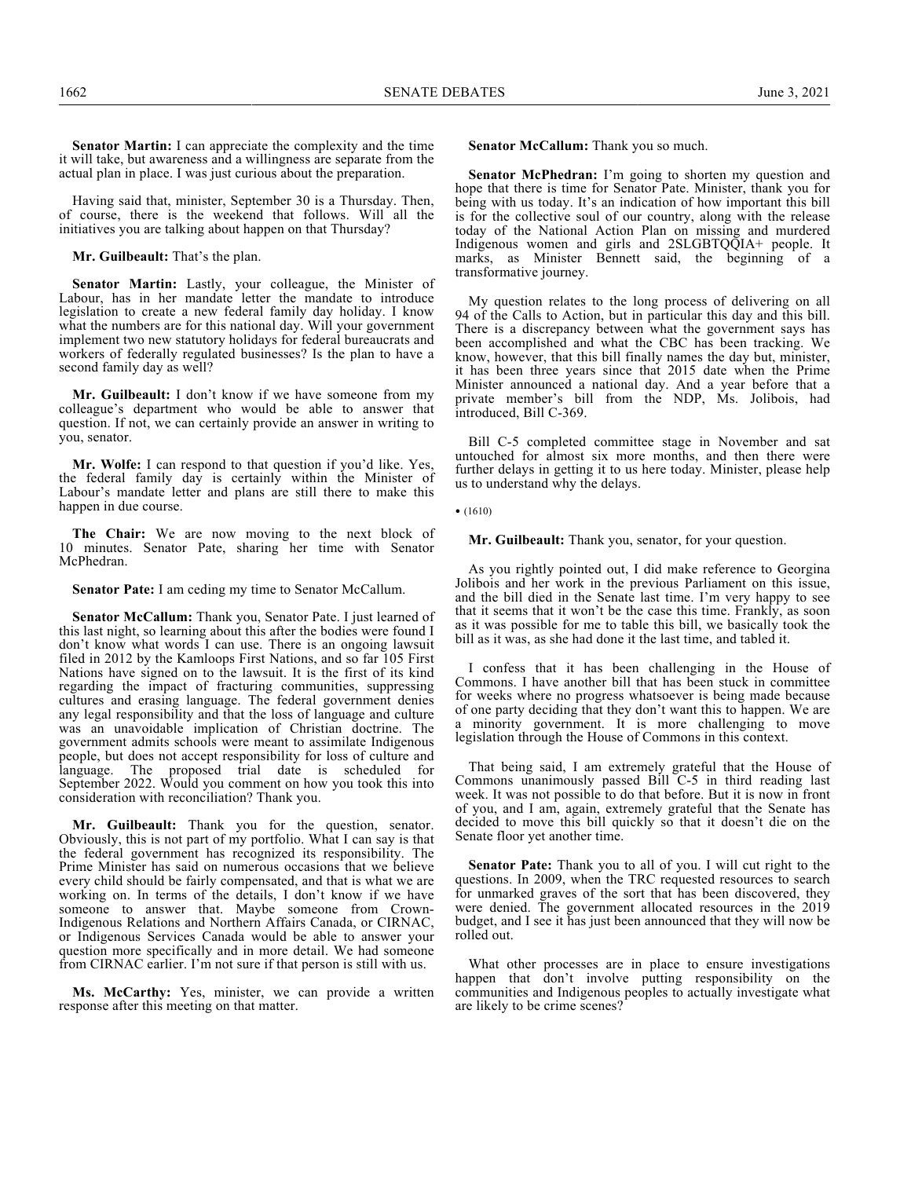**Senator Martin:** I can appreciate the complexity and the time it will take, but awareness and a willingness are separate from the actual plan in place. I was just curious about the preparation.

Having said that, minister, September 30 is a Thursday. Then, of course, there is the weekend that follows. Will all the initiatives you are talking about happen on that Thursday?

**Mr. Guilbeault:** That's the plan.

**Senator Martin:** Lastly, your colleague, the Minister of Labour, has in her mandate letter the mandate to introduce legislation to create a new federal family day holiday. I know what the numbers are for this national day. Will your government implement two new statutory holidays for federal bureaucrats and workers of federally regulated businesses? Is the plan to have a second family day as well?

**Mr. Guilbeault:** I don't know if we have someone from my colleague's department who would be able to answer that question. If not, we can certainly provide an answer in writing to you, senator.

**Mr. Wolfe:** I can respond to that question if you'd like. Yes, the federal family day is certainly within the Minister of Labour's mandate letter and plans are still there to make this happen in due course.

**The Chair:** We are now moving to the next block of 10 minutes. Senator Pate, sharing her time with Senator McPhedran.

**Senator Pate:** I am ceding my time to Senator McCallum.

**Senator McCallum:** Thank you, Senator Pate. I just learned of this last night, so learning about this after the bodies were found I don't know what words I can use. There is an ongoing lawsuit filed in 2012 by the Kamloops First Nations, and so far 105 First Nations have signed on to the lawsuit. It is the first of its kind regarding the impact of fracturing communities, suppressing cultures and erasing language. The federal government denies any legal responsibility and that the loss of language and culture was an unavoidable implication of Christian doctrine. The government admits schools were meant to assimilate Indigenous people, but does not accept responsibility for loss of culture and language. The proposed trial date is scheduled for September 2022. Would you comment on how you took this into consideration with reconciliation? Thank you.

**Mr. Guilbeault:** Thank you for the question, senator. Obviously, this is not part of my portfolio. What I can say is that the federal government has recognized its responsibility. The Prime Minister has said on numerous occasions that we believe every child should be fairly compensated, and that is what we are working on. In terms of the details, I don't know if we have someone to answer that. Maybe someone from Crown-Indigenous Relations and Northern Affairs Canada, or CIRNAC, or Indigenous Services Canada would be able to answer your question more specifically and in more detail. We had someone from CIRNAC earlier. I'm not sure if that person is still with us.

**Ms. McCarthy:** Yes, minister, we can provide a written response after this meeting on that matter.

**Senator McCallum:** Thank you so much.

**Senator McPhedran:** I'm going to shorten my question and hope that there is time for Senator Pate. Minister, thank you for being with us today. It's an indication of how important this bill is for the collective soul of our country, along with the release today of the National Action Plan on missing and murdered Indigenous women and girls and 2SLGBTQQIA+ people. It marks, as Minister Bennett said, the beginning of a transformative journey.

My question relates to the long process of delivering on all 94 of the Calls to Action, but in particular this day and this bill. There is a discrepancy between what the government says has been accomplished and what the CBC has been tracking. We know, however, that this bill finally names the day but, minister, it has been three years since that 2015 date when the Prime Minister announced a national day. And a year before that a private member's bill from the NDP, Ms. Jolibois, had introduced, Bill C-369.

Bill C-5 completed committee stage in November and sat untouched for almost six more months, and then there were further delays in getting it to us here today. Minister, please help us to understand why the delays.

• (1610)

**Mr. Guilbeault:** Thank you, senator, for your question.

As you rightly pointed out, I did make reference to Georgina Jolibois and her work in the previous Parliament on this issue, and the bill died in the Senate last time. I'm very happy to see that it seems that it won't be the case this time. Frankly, as soon as it was possible for me to table this bill, we basically took the bill as it was, as she had done it the last time, and tabled it.

I confess that it has been challenging in the House of Commons. I have another bill that has been stuck in committee for weeks where no progress whatsoever is being made because of one party deciding that they don't want this to happen. We are a minority government. It is more challenging to move legislation through the House of Commons in this context.

That being said, I am extremely grateful that the House of Commons unanimously passed Bill C-5 in third reading last week. It was not possible to do that before. But it is now in front of you, and I am, again, extremely grateful that the Senate has decided to move this bill quickly so that it doesn't die on the Senate floor yet another time.

**Senator Pate:** Thank you to all of you. I will cut right to the questions. In 2009, when the TRC requested resources to search for unmarked graves of the sort that has been discovered, they were denied. The government allocated resources in the 2019 budget, and I see it has just been announced that they will now be rolled out.

What other processes are in place to ensure investigations happen that don't involve putting responsibility on the communities and Indigenous peoples to actually investigate what are likely to be crime scenes?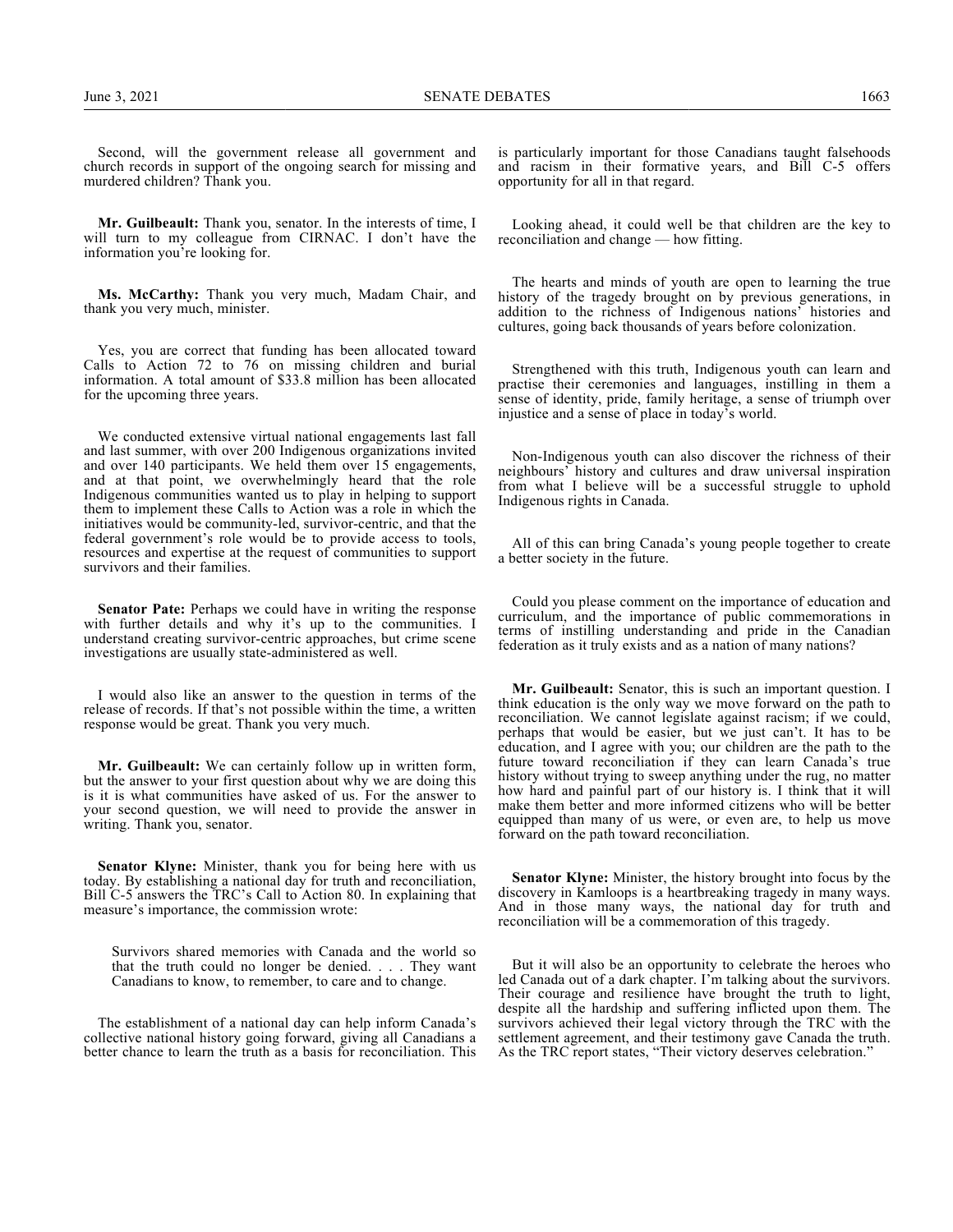Second, will the government release all government and church records in support of the ongoing search for missing and murdered children? Thank you.

**Mr. Guilbeault:** Thank you, senator. In the interests of time, I will turn to my colleague from CIRNAC. I don't have the information you're looking for.

**Ms. McCarthy:** Thank you very much, Madam Chair, and thank you very much, minister.

Yes, you are correct that funding has been allocated toward Calls to Action 72 to 76 on missing children and burial information. A total amount of $33.8 million has been allocated for the upcoming three years.

We conducted extensive virtual national engagements last fall and last summer, with over 200 Indigenous organizations invited and over 140 participants. We held them over 15 engagements, and at that point, we overwhelmingly heard that the role Indigenous communities wanted us to play in helping to support them to implement these Calls to Action was a role in which the initiatives would be community-led, survivor-centric, and that the federal government's role would be to provide access to tools, resources and expertise at the request of communities to support survivors and their families.

**Senator Pate:** Perhaps we could have in writing the response with further details and why it's up to the communities. I understand creating survivor-centric approaches, but crime scene investigations are usually state-administered as well.

I would also like an answer to the question in terms of the release of records. If that's not possible within the time, a written response would be great. Thank you very much.

**Mr. Guilbeault:** We can certainly follow up in written form, but the answer to your first question about why we are doing this is it is what communities have asked of us. For the answer to your second question, we will need to provide the answer in writing. Thank you, senator.

**Senator Klyne:** Minister, thank you for being here with us today. By establishing a national day for truth and reconciliation, Bill C-5 answers the TRC's Call to Action 80. In explaining that measure's importance, the commission wrote:

> Survivors shared memories with Canada and the world so that the truth could no longer be denied. . . . They want Canadians to know, to remember, to care and to change.

The establishment of a national day can help inform Canada's collective national history going forward, giving all Canadians a better chance to learn the truth as a basis for reconciliation. This is particularly important for those Canadians taught falsehoods and racism in their formative years, and Bill C-5 offers opportunity for all in that regard.

Looking ahead, it could well be that children are the key to reconciliation and change — how fitting.

The hearts and minds of youth are open to learning the true history of the tragedy brought on by previous generations, in addition to the richness of Indigenous nations' histories and cultures, going back thousands of years before colonization.

Strengthened with this truth, Indigenous youth can learn and practise their ceremonies and languages, instilling in them a sense of identity, pride, family heritage, a sense of triumph over injustice and a sense of place in today's world.

Non-Indigenous youth can also discover the richness of their neighbours' history and cultures and draw universal inspiration from what I believe will be a successful struggle to uphold Indigenous rights in Canada.

All of this can bring Canada's young people together to create a better society in the future.

Could you please comment on the importance of education and curriculum, and the importance of public commemorations in terms of instilling understanding and pride in the Canadian federation as it truly exists and as a nation of many nations?

**Mr. Guilbeault:** Senator, this is such an important question. I think education is the only way we move forward on the path to reconciliation. We cannot legislate against racism; if we could, perhaps that would be easier, but we just can't. It has to be education, and I agree with you; our children are the path to the future toward reconciliation if they can learn Canada's true history without trying to sweep anything under the rug, no matter how hard and painful part of our history is. I think that it will make them better and more informed citizens who will be better equipped than many of us were, or even are, to help us move forward on the path toward reconciliation.

**Senator Klyne:** Minister, the history brought into focus by the discovery in Kamloops is a heartbreaking tragedy in many ways. And in those many ways, the national day for truth and reconciliation will be a commemoration of this tragedy.

But it will also be an opportunity to celebrate the heroes who led Canada out of a dark chapter. I'm talking about the survivors. Their courage and resilience have brought the truth to light, despite all the hardship and suffering inflicted upon them. The survivors achieved their legal victory through the TRC with the settlement agreement, and their testimony gave Canada the truth. As the TRC report states, "Their victory deserves celebration."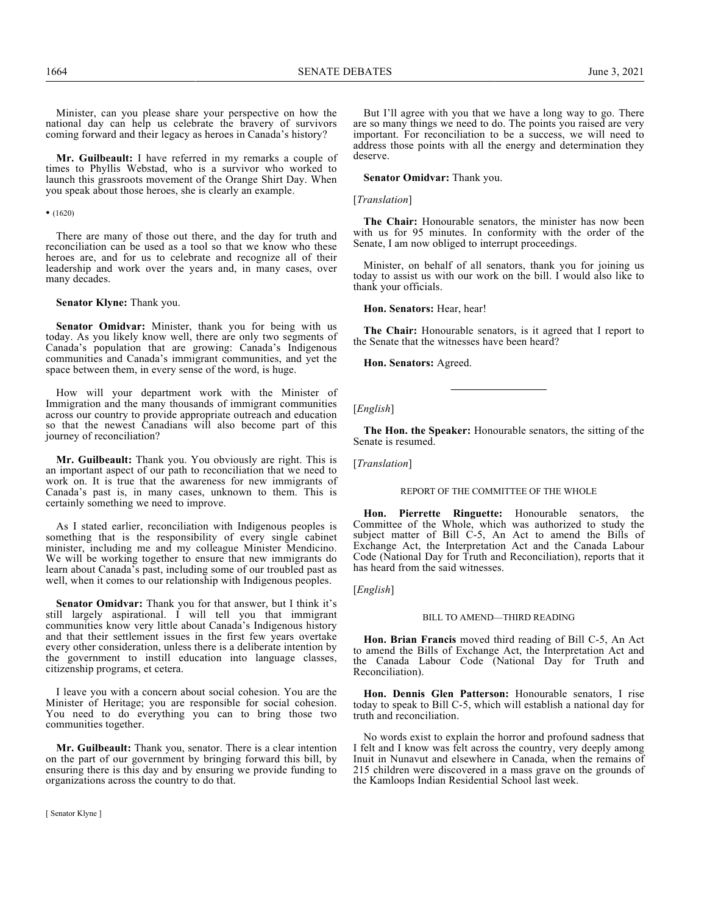Minister, can you please share your perspective on how the national day can help us celebrate the bravery of survivors coming forward and their legacy as heroes in Canada's history?

**Mr. Guilbeault:** I have referred in my remarks a couple of times to Phyllis Webstad, who is a survivor who worked to launch this grassroots movement of the Orange Shirt Day. When you speak about those heroes, she is clearly an example.

• (1620)

There are many of those out there, and the day for truth and reconciliation can be used as a tool so that we know who these heroes are, and for us to celebrate and recognize all of their leadership and work over the years and, in many cases, over many decades.

**Senator Klyne:** Thank you.

**Senator Omidvar:** Minister, thank you for being with us today. As you likely know well, there are only two segments of Canada's population that are growing: Canada's Indigenous communities and Canada's immigrant communities, and yet the space between them, in every sense of the word, is huge.

How will your department work with the Minister of Immigration and the many thousands of immigrant communities across our country to provide appropriate outreach and education so that the newest Canadians will also become part of this journey of reconciliation?

**Mr. Guilbeault:** Thank you. You obviously are right. This is an important aspect of our path to reconciliation that we need to work on. It is true that the awareness for new immigrants of Canada's past is, in many cases, unknown to them. This is certainly something we need to improve.

As I stated earlier, reconciliation with Indigenous peoples is something that is the responsibility of every single cabinet minister, including me and my colleague Minister Mendicino. We will be working together to ensure that new immigrants do learn about Canada's past, including some of our troubled past as well, when it comes to our relationship with Indigenous peoples.

**Senator Omidvar:** Thank you for that answer, but I think it's still largely aspirational. I will tell you that immigrant communities know very little about Canada's Indigenous history and that their settlement issues in the first few years overtake every other consideration, unless there is a deliberate intention by the government to instill education into language classes, citizenship programs, et cetera.

I leave you with a concern about social cohesion. You are the Minister of Heritage; you are responsible for social cohesion. You need to do everything you can to bring those two communities together.

**Mr. Guilbeault:** Thank you, senator. There is a clear intention on the part of our government by bringing forward this bill, by ensuring there is this day and by ensuring we provide funding to organizations across the country to do that.

But I'll agree with you that we have a long way to go. There are so many things we need to do. The points you raised are very important. For reconciliation to be a success, we will need to address those points with all the energy and determination they deserve.

**Senator Omidvar:** Thank you.

[*Translation*]

**The Chair:** Honourable senators, the minister has now been with us for 95 minutes. In conformity with the order of the Senate, I am now obliged to interrupt proceedings.

Minister, on behalf of all senators, thank you for joining us today to assist us with our work on the bill. I would also like to thank your officials.

**Hon. Senators:** Hear, hear!

**The Chair:** Honourable senators, is it agreed that I report to the Senate that the witnesses have been heard?

**Hon. Senators:** Agreed.

---

[*English*]

**The Hon. the Speaker:** Honourable senators, the sitting of the Senate is resumed.

[*Translation*]

### REPORT OF THE COMMITTEE OF THE WHOLE

**Hon. Pierrette Ringuette:** Honourable senators, the Committee of the Whole, which was authorized to study the subject matter of Bill C-5, An Act to amend the Bills of Exchange Act, the Interpretation Act and the Canada Labour Code (National Day for Truth and Reconciliation), reports that it has heard from the said witnesses.

[*English*]

### BILL TO AMEND—THIRD READING

**Hon. Brian Francis** moved third reading of Bill C-5, An Act to amend the Bills of Exchange Act, the Interpretation Act and the Canada Labour Code (National Day for Truth and Reconciliation).

**Hon. Dennis Glen Patterson:** Honourable senators, I rise today to speak to Bill C-5, which will establish a national day for truth and reconciliation.

No words exist to explain the horror and profound sadness that I felt and I know was felt across the country, very deeply among Inuit in Nunavut and elsewhere in Canada, when the remains of 215 children were discovered in a mass grave on the grounds of the Kamloops Indian Residential School last week.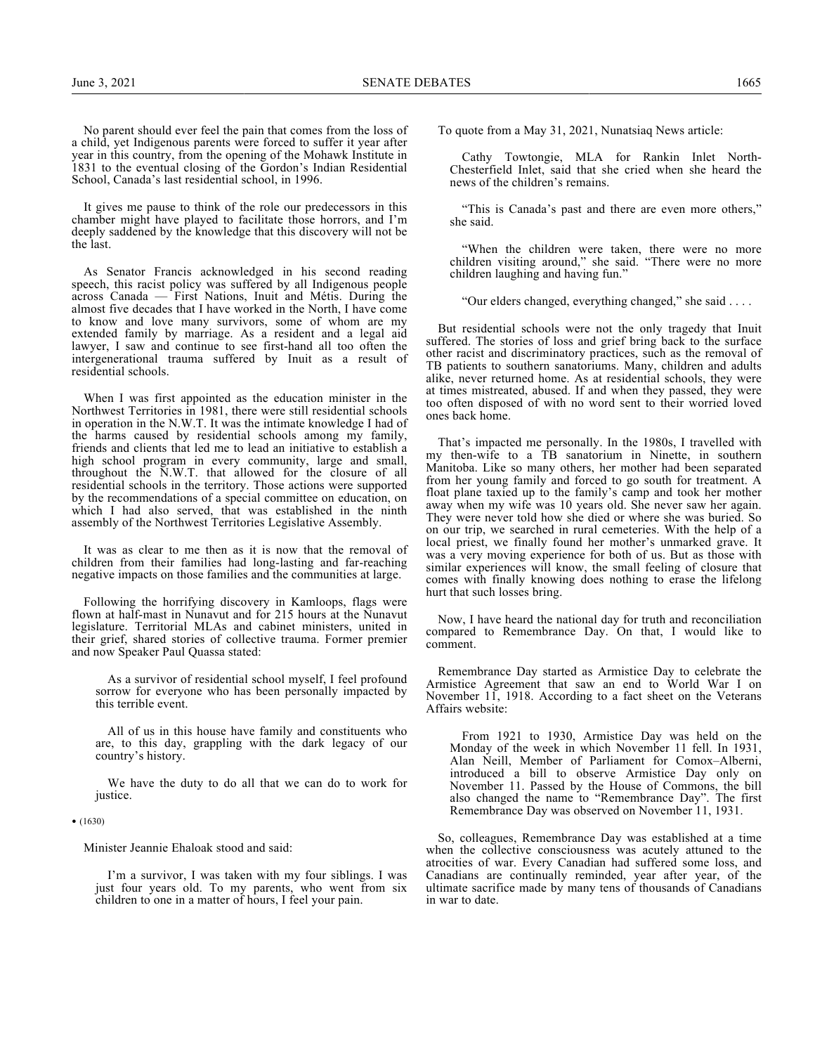No parent should ever feel the pain that comes from the loss of a child, yet Indigenous parents were forced to suffer it year after year in this country, from the opening of the Mohawk Institute in 1831 to the eventual closing of the Gordon's Indian Residential School, Canada's last residential school, in 1996.

It gives me pause to think of the role our predecessors in this chamber might have played to facilitate those horrors, and I'm deeply saddened by the knowledge that this discovery will not be the last.

As Senator Francis acknowledged in his second reading speech, this racist policy was suffered by all Indigenous people across Canada — First Nations, Inuit and Métis. During the almost five decades that I have worked in the North, I have come to know and love many survivors, some of whom are my extended family by marriage. As a resident and a legal aid lawyer, I saw and continue to see first-hand all too often the intergenerational trauma suffered by Inuit as a result of residential schools.

When I was first appointed as the education minister in the Northwest Territories in 1981, there were still residential schools in operation in the N.W.T. It was the intimate knowledge I had of the harms caused by residential schools among my family, friends and clients that led me to lead an initiative to establish a high school program in every community, large and small, throughout the N.W.T. that allowed for the closure of all residential schools in the territory. Those actions were supported by the recommendations of a special committee on education, on which I had also served, that was established in the ninth assembly of the Northwest Territories Legislative Assembly.

It was as clear to me then as it is now that the removal of children from their families had long-lasting and far-reaching negative impacts on those families and the communities at large.

Following the horrifying discovery in Kamloops, flags were flown at half-mast in Nunavut and for 215 hours at the Nunavut legislature. Territorial MLAs and cabinet ministers, united in their grief, shared stories of collective trauma. Former premier and now Speaker Paul Quassa stated:

> As a survivor of residential school myself, I feel profound sorrow for everyone who has been personally impacted by this terrible event.
>
> All of us in this house have family and constituents who are, to this day, grappling with the dark legacy of our country's history.
>
> We have the duty to do all that we can do to work for justice.

• (1630)

Minister Jeannie Ehaloak stood and said:

> I'm a survivor, I was taken with my four siblings. I was just four years old. To my parents, who went from six children to one in a matter of hours, I feel your pain.

To quote from a May 31, 2021, Nunatsiaq News article:

> Cathy Towtongie, MLA for Rankin Inlet North-Chesterfield Inlet, said that she cried when she heard the news of the children's remains.
>
> "This is Canada's past and there are even more others," she said.
>
> "When the children were taken, there were no more children visiting around," she said. "There were no more children laughing and having fun."
>
> "Our elders changed, everything changed," she said . . . .

But residential schools were not the only tragedy that Inuit suffered. The stories of loss and grief bring back to the surface other racist and discriminatory practices, such as the removal of TB patients to southern sanatoriums. Many, children and adults alike, never returned home. As at residential schools, they were at times mistreated, abused. If and when they passed, they were too often disposed of with no word sent to their worried loved ones back home.

That's impacted me personally. In the 1980s, I travelled with my then-wife to a TB sanatorium in Ninette, in southern Manitoba. Like so many others, her mother had been separated from her young family and forced to go south for treatment. A float plane taxied up to the family's camp and took her mother away when my wife was 10 years old. She never saw her again. They were never told how she died or where she was buried. So on our trip, we searched in rural cemeteries. With the help of a local priest, we finally found her mother's unmarked grave. It was a very moving experience for both of us. But as those with similar experiences will know, the small feeling of closure that comes with finally knowing does nothing to erase the lifelong hurt that such losses bring.

Now, I have heard the national day for truth and reconciliation compared to Remembrance Day. On that, I would like to comment.

Remembrance Day started as Armistice Day to celebrate the Armistice Agreement that saw an end to World War I on November 11, 1918. According to a fact sheet on the Veterans Affairs website:

> From 1921 to 1930, Armistice Day was held on the Monday of the week in which November 11 fell. In 1931, Alan Neill, Member of Parliament for Comox–Alberni, introduced a bill to observe Armistice Day only on November 11. Passed by the House of Commons, the bill also changed the name to "Remembrance Day". The first Remembrance Day was observed on November 11, 1931.

So, colleagues, Remembrance Day was established at a time when the collective consciousness was acutely attuned to the atrocities of war. Every Canadian had suffered some loss, and Canadians are continually reminded, year after year, of the ultimate sacrifice made by many tens of thousands of Canadians in war to date.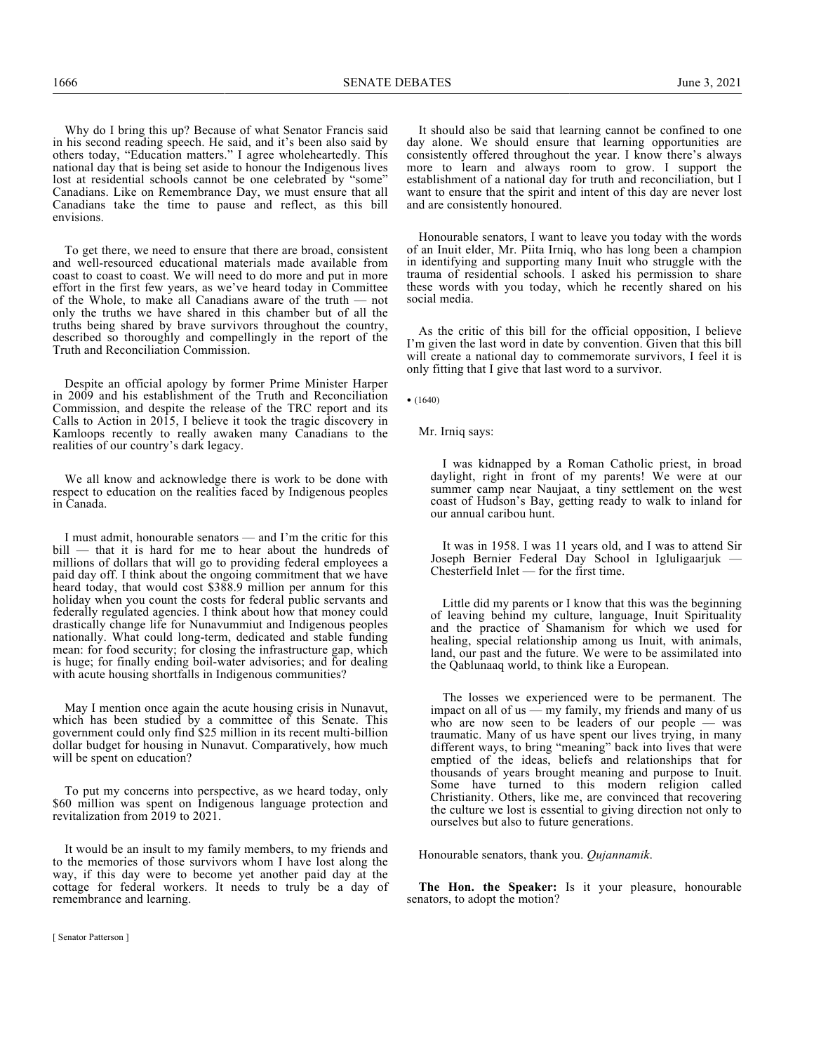Why do I bring this up? Because of what Senator Francis said in his second reading speech. He said, and it's been also said by others today, "Education matters." I agree wholeheartedly. This national day that is being set aside to honour the Indigenous lives lost at residential schools cannot be one celebrated by "some" Canadians. Like on Remembrance Day, we must ensure that all Canadians take the time to pause and reflect, as this bill envisions.

To get there, we need to ensure that there are broad, consistent and well-resourced educational materials made available from coast to coast to coast. We will need to do more and put in more effort in the first few years, as we've heard today in Committee of the Whole, to make all Canadians aware of the truth — not only the truths we have shared in this chamber but of all the truths being shared by brave survivors throughout the country, described so thoroughly and compellingly in the report of the Truth and Reconciliation Commission.

Despite an official apology by former Prime Minister Harper in 2009 and his establishment of the Truth and Reconciliation Commission, and despite the release of the TRC report and its Calls to Action in 2015, I believe it took the tragic discovery in Kamloops recently to really awaken many Canadians to the realities of our country's dark legacy.

We all know and acknowledge there is work to be done with respect to education on the realities faced by Indigenous peoples in Canada.

I must admit, honourable senators — and I'm the critic for this bill — that it is hard for me to hear about the hundreds of millions of dollars that will go to providing federal employees a paid day off. I think about the ongoing commitment that we have heard today, that would cost $388.9 million per annum for this holiday when you count the costs for federal public servants and federally regulated agencies. I think about how that money could drastically change life for Nunavummiut and Indigenous peoples nationally. What could long-term, dedicated and stable funding mean: for food security; for closing the infrastructure gap, which is huge; for finally ending boil-water advisories; and for dealing with acute housing shortfalls in Indigenous communities?

May I mention once again the acute housing crisis in Nunavut, which has been studied by a committee of this Senate. This government could only find $25 million in its recent multi-billion dollar budget for housing in Nunavut. Comparatively, how much will be spent on education?

To put my concerns into perspective, as we heard today, only $60 million was spent on Indigenous language protection and revitalization from 2019 to 2021.

It would be an insult to my family members, to my friends and to the memories of those survivors whom I have lost along the way, if this day were to become yet another paid day at the cottage for federal workers. It needs to truly be a day of remembrance and learning.

It should also be said that learning cannot be confined to one day alone. We should ensure that learning opportunities are consistently offered throughout the year. I know there's always more to learn and always room to grow. I support the establishment of a national day for truth and reconciliation, but I want to ensure that the spirit and intent of this day are never lost and are consistently honoured.

Honourable senators, I want to leave you today with the words of an Inuit elder, Mr. Piita Irniq, who has long been a champion in identifying and supporting many Inuit who struggle with the trauma of residential schools. I asked his permission to share these words with you today, which he recently shared on his social media.

As the critic of this bill for the official opposition, I believe I'm given the last word in date by convention. Given that this bill will create a national day to commemorate survivors, I feel it is only fitting that I give that last word to a survivor.

• (1640)

Mr. Irniq says:

> I was kidnapped by a Roman Catholic priest, in broad daylight, right in front of my parents! We were at our summer camp near Naujaat, a tiny settlement on the west coast of Hudson's Bay, getting ready to walk to inland for our annual caribou hunt.
>
> It was in 1958. I was 11 years old, and I was to attend Sir Joseph Bernier Federal Day School in Igluligaarjuk — Chesterfield Inlet — for the first time.
>
> Little did my parents or I know that this was the beginning of leaving behind my culture, language, Inuit Spirituality and the practice of Shamanism for which we used for healing, special relationship among us Inuit, with animals, land, our past and the future. We were to be assimilated into the Qablunaaq world, to think like a European.
>
> The losses we experienced were to be permanent. The impact on all of us — my family, my friends and many of us who are now seen to be leaders of our people — was traumatic. Many of us have spent our lives trying, in many different ways, to bring "meaning" back into lives that were emptied of the ideas, beliefs and relationships that for thousands of years brought meaning and purpose to Inuit. Some have turned to this modern religion called Christianity. Others, like me, are convinced that recovering the culture we lost is essential to giving direction not only to ourselves but also to future generations.

Honourable senators, thank you. *Qujannamik*.

**The Hon. the Speaker:** Is it your pleasure, honourable senators, to adopt the motion?

[ Senator Patterson ]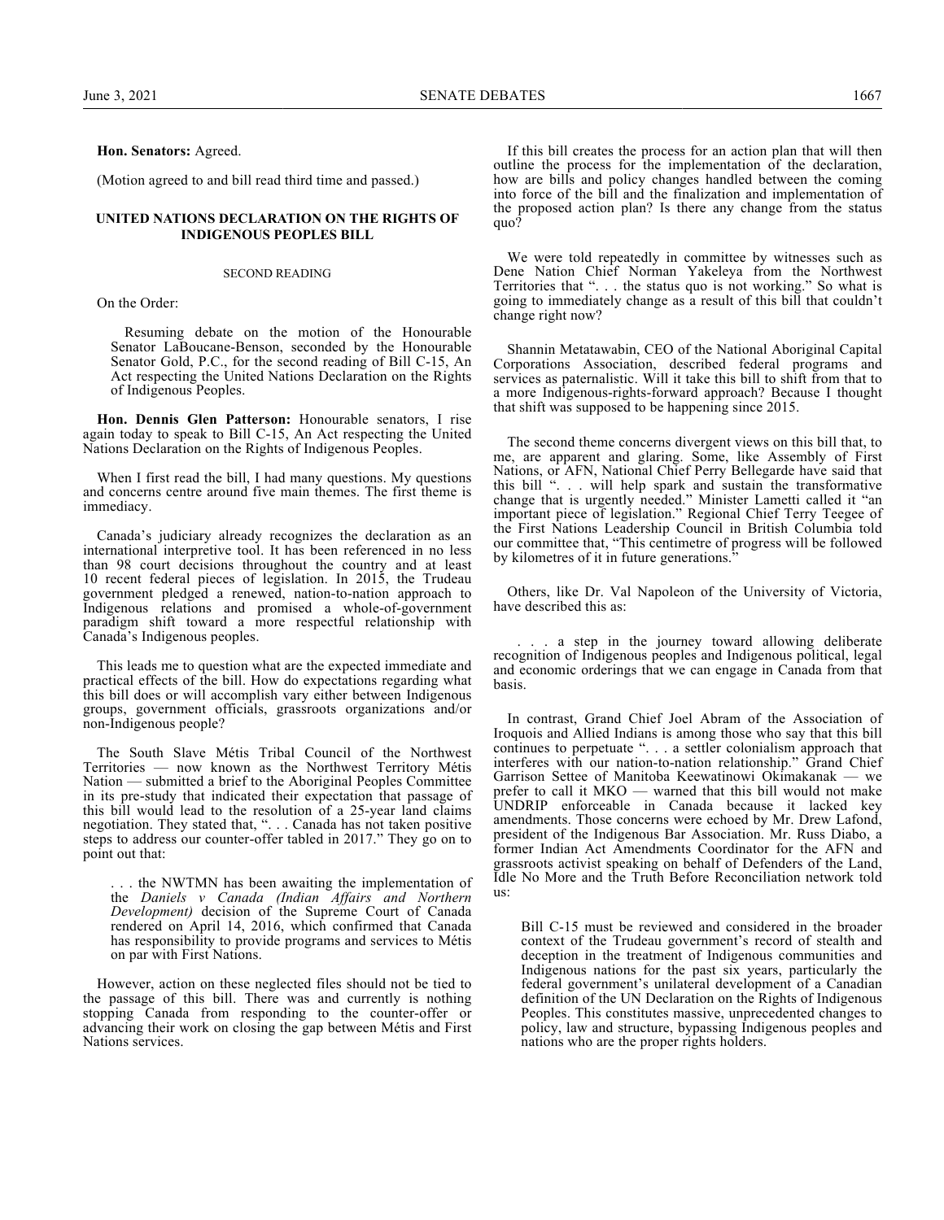**Hon. Senators:** Agreed.

(Motion agreed to and bill read third time and passed.)

## UNITED NATIONS DECLARATION ON THE RIGHTS OF INDIGENOUS PEOPLES BILL

### SECOND READING

On the Order:

> Resuming debate on the motion of the Honourable Senator LaBoucane-Benson, seconded by the Honourable Senator Gold, P.C., for the second reading of Bill C-15, An Act respecting the United Nations Declaration on the Rights of Indigenous Peoples.

**Hon. Dennis Glen Patterson:** Honourable senators, I rise again today to speak to Bill C-15, An Act respecting the United Nations Declaration on the Rights of Indigenous Peoples.

When I first read the bill, I had many questions. My questions and concerns centre around five main themes. The first theme is immediacy.

Canada's judiciary already recognizes the declaration as an international interpretive tool. It has been referenced in no less than 98 court decisions throughout the country and at least 10 recent federal pieces of legislation. In 2015, the Trudeau government pledged a renewed, nation-to-nation approach to Indigenous relations and promised a whole-of-government paradigm shift toward a more respectful relationship with Canada's Indigenous peoples.

This leads me to question what are the expected immediate and practical effects of the bill. How do expectations regarding what this bill does or will accomplish vary either between Indigenous groups, government officials, grassroots organizations and/or non-Indigenous people?

The South Slave Métis Tribal Council of the Northwest Territories — now known as the Northwest Territory Métis Nation — submitted a brief to the Aboriginal Peoples Committee in its pre-study that indicated their expectation that passage of this bill would lead to the resolution of a 25-year land claims negotiation. They stated that, ". . . Canada has not taken positive steps to address our counter-offer tabled in 2017." They go on to point out that:

> . . . the NWTMN has been awaiting the implementation of the *Daniels v Canada (Indian Affairs and Northern Development)* decision of the Supreme Court of Canada rendered on April 14, 2016, which confirmed that Canada has responsibility to provide programs and services to Métis on par with First Nations.

However, action on these neglected files should not be tied to the passage of this bill. There was and currently is nothing stopping Canada from responding to the counter-offer or advancing their work on closing the gap between Métis and First Nations services.

If this bill creates the process for an action plan that will then outline the process for the implementation of the declaration, how are bills and policy changes handled between the coming into force of the bill and the finalization and implementation of the proposed action plan? Is there any change from the status quo?

We were told repeatedly in committee by witnesses such as Dene Nation Chief Norman Yakeleya from the Northwest Territories that ". . . the status quo is not working." So what is going to immediately change as a result of this bill that couldn't change right now?

Shannin Metatawabin, CEO of the National Aboriginal Capital Corporations Association, described federal programs and services as paternalistic. Will it take this bill to shift from that to a more Indigenous-rights-forward approach? Because I thought that shift was supposed to be happening since 2015.

The second theme concerns divergent views on this bill that, to me, are apparent and glaring. Some, like Assembly of First Nations, or AFN, National Chief Perry Bellegarde have said that this bill ". . . will help spark and sustain the transformative change that is urgently needed." Minister Lametti called it "an important piece of legislation." Regional Chief Terry Teegee of the First Nations Leadership Council in British Columbia told our committee that, "This centimetre of progress will be followed by kilometres of it in future generations."

Others, like Dr. Val Napoleon of the University of Victoria, have described this as:

> . . . a step in the journey toward allowing deliberate recognition of Indigenous peoples and Indigenous political, legal and economic orderings that we can engage in Canada from that basis.

In contrast, Grand Chief Joel Abram of the Association of Iroquois and Allied Indians is among those who say that this bill continues to perpetuate ". . . a settler colonialism approach that interferes with our nation-to-nation relationship." Grand Chief Garrison Settee of Manitoba Keewatinowi Okimakanak — we prefer to call it MKO — warned that this bill would not make UNDRIP enforceable in Canada because it lacked key amendments. Those concerns were echoed by Mr. Drew Lafond, president of the Indigenous Bar Association. Mr. Russ Diabo, a former Indian Act Amendments Coordinator for the AFN and grassroots activist speaking on behalf of Defenders of the Land, Idle No More and the Truth Before Reconciliation network told us:

> Bill C-15 must be reviewed and considered in the broader context of the Trudeau government's record of stealth and deception in the treatment of Indigenous communities and Indigenous nations for the past six years, particularly the federal government's unilateral development of a Canadian definition of the UN Declaration on the Rights of Indigenous Peoples. This constitutes massive, unprecedented changes to policy, law and structure, bypassing Indigenous peoples and nations who are the proper rights holders.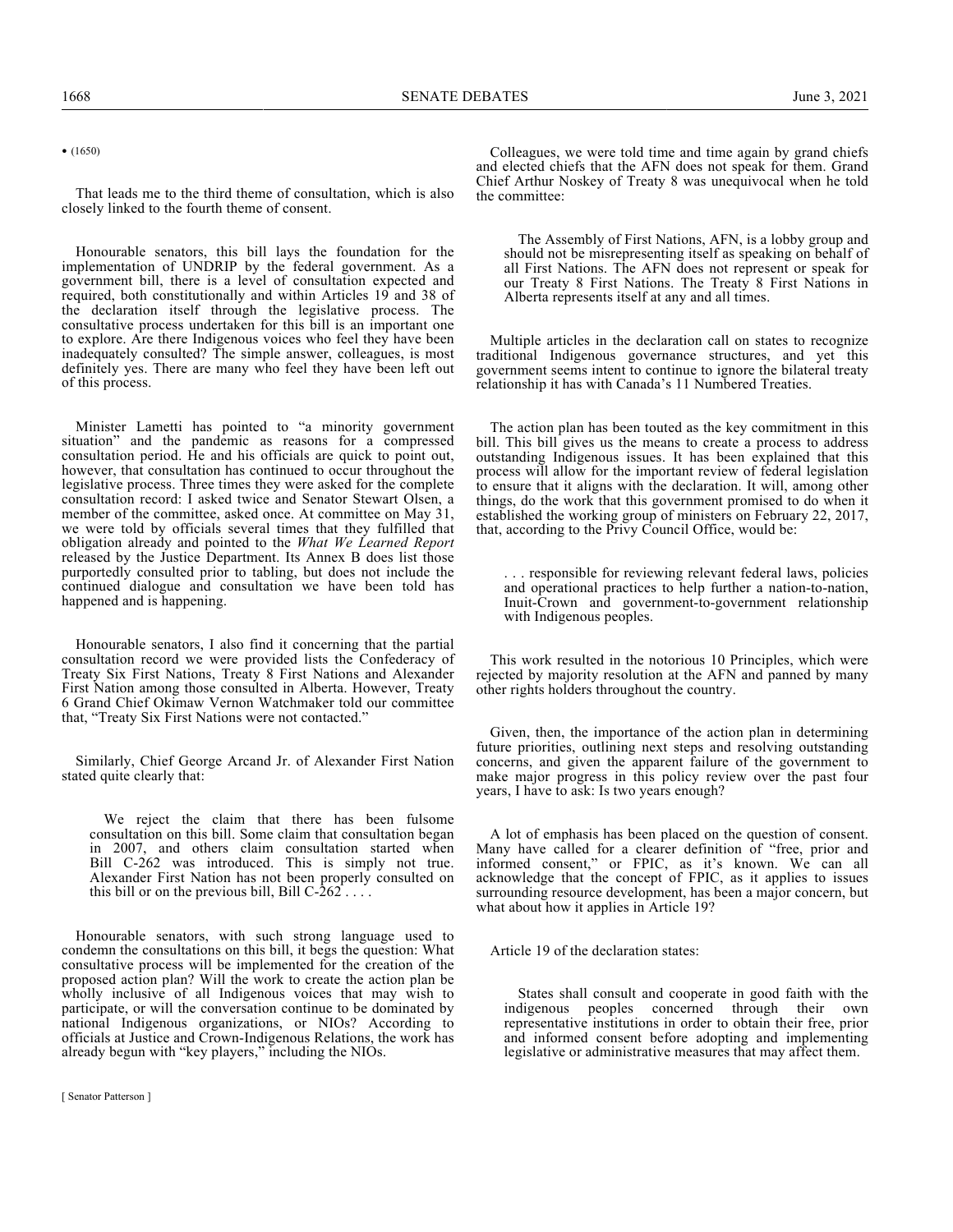• (1650)

That leads me to the third theme of consultation, which is also closely linked to the fourth theme of consent.

Honourable senators, this bill lays the foundation for the implementation of UNDRIP by the federal government. As a government bill, there is a level of consultation expected and required, both constitutionally and within Articles 19 and 38 of the declaration itself through the legislative process. The consultative process undertaken for this bill is an important one to explore. Are there Indigenous voices who feel they have been inadequately consulted? The simple answer, colleagues, is most definitely yes. There are many who feel they have been left out of this process.

Minister Lametti has pointed to "a minority government situation" and the pandemic as reasons for a compressed consultation period. He and his officials are quick to point out, however, that consultation has continued to occur throughout the legislative process. Three times they were asked for the complete consultation record: I asked twice and Senator Stewart Olsen, a member of the committee, asked once. At committee on May 31, we were told by officials several times that they fulfilled that obligation already and pointed to the *What We Learned Report* released by the Justice Department. Its Annex B does list those purportedly consulted prior to tabling, but does not include the continued dialogue and consultation we have been told has happened and is happening.

Honourable senators, I also find it concerning that the partial consultation record we were provided lists the Confederacy of Treaty Six First Nations, Treaty 8 First Nations and Alexander First Nation among those consulted in Alberta. However, Treaty 6 Grand Chief Okimaw Vernon Watchmaker told our committee that, "Treaty Six First Nations were not contacted."

Similarly, Chief George Arcand Jr. of Alexander First Nation stated quite clearly that:

> We reject the claim that there has been fulsome consultation on this bill. Some claim that consultation began in 2007, and others claim consultation started when Bill C-262 was introduced. This is simply not true. Alexander First Nation has not been properly consulted on this bill or on the previous bill, Bill C-262 . . . .

Honourable senators, with such strong language used to condemn the consultations on this bill, it begs the question: What consultative process will be implemented for the creation of the proposed action plan? Will the work to create the action plan be wholly inclusive of all Indigenous voices that may wish to participate, or will the conversation continue to be dominated by national Indigenous organizations, or NIOs? According to officials at Justice and Crown-Indigenous Relations, the work has already begun with "key players," including the NIOs.

Colleagues, we were told time and time again by grand chiefs and elected chiefs that the AFN does not speak for them. Grand Chief Arthur Noskey of Treaty 8 was unequivocal when he told the committee:

> The Assembly of First Nations, AFN, is a lobby group and should not be misrepresenting itself as speaking on behalf of all First Nations. The AFN does not represent or speak for our Treaty 8 First Nations. The Treaty 8 First Nations in Alberta represents itself at any and all times.

Multiple articles in the declaration call on states to recognize traditional Indigenous governance structures, and yet this government seems intent to continue to ignore the bilateral treaty relationship it has with Canada's 11 Numbered Treaties.

The action plan has been touted as the key commitment in this bill. This bill gives us the means to create a process to address outstanding Indigenous issues. It has been explained that this process will allow for the important review of federal legislation to ensure that it aligns with the declaration. It will, among other things, do the work that this government promised to do when it established the working group of ministers on February 22, 2017, that, according to the Privy Council Office, would be:

> . . . responsible for reviewing relevant federal laws, policies and operational practices to help further a nation-to-nation, Inuit-Crown and government-to-government relationship with Indigenous peoples.

This work resulted in the notorious 10 Principles, which were rejected by majority resolution at the AFN and panned by many other rights holders throughout the country.

Given, then, the importance of the action plan in determining future priorities, outlining next steps and resolving outstanding concerns, and given the apparent failure of the government to make major progress in this policy review over the past four years, I have to ask: Is two years enough?

A lot of emphasis has been placed on the question of consent. Many have called for a clearer definition of "free, prior and informed consent," or FPIC, as it's known. We can all acknowledge that the concept of FPIC, as it applies to issues surrounding resource development, has been a major concern, but what about how it applies in Article 19?

Article 19 of the declaration states:

> States shall consult and cooperate in good faith with the indigenous peoples concerned through their own representative institutions in order to obtain their free, prior and informed consent before adopting and implementing legislative or administrative measures that may affect them.

[ Senator Patterson ]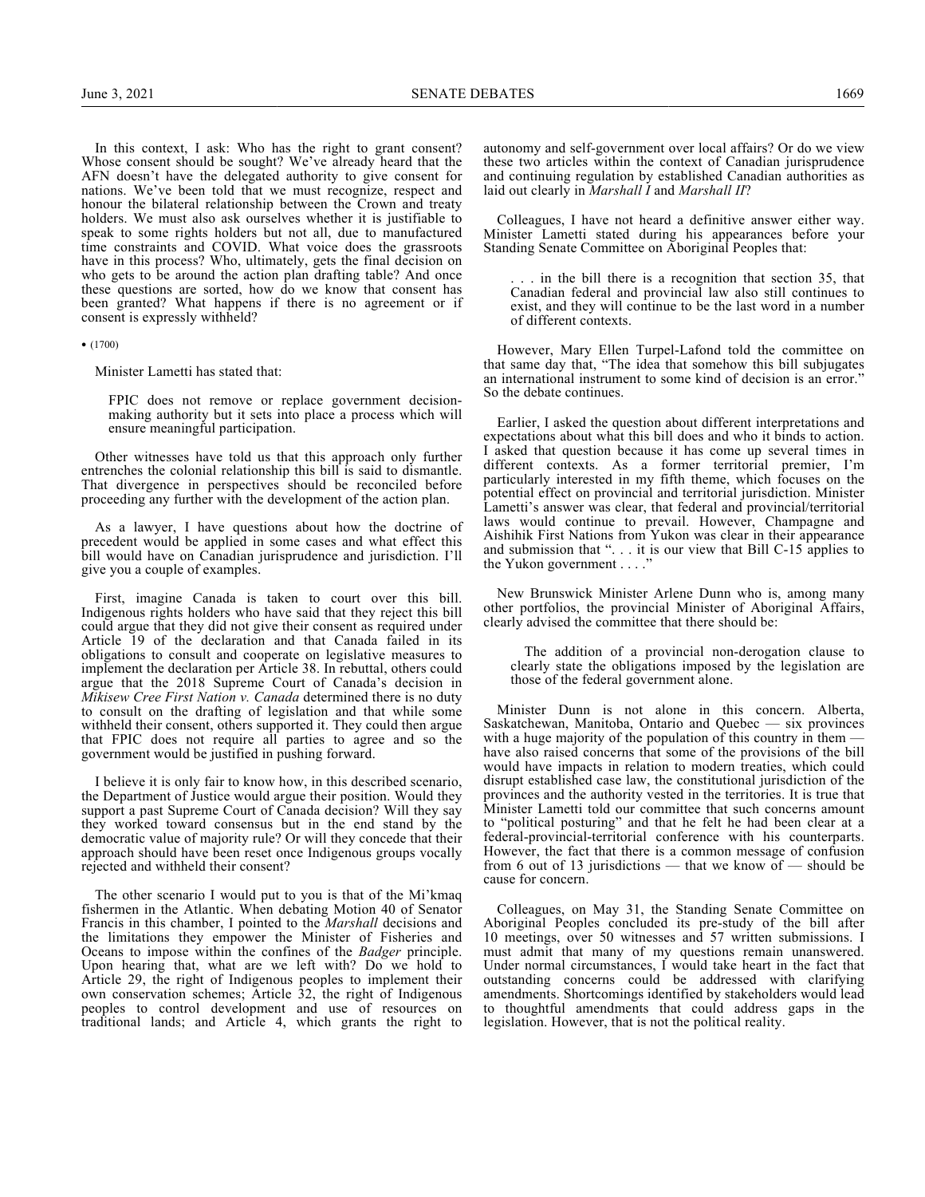In this context, I ask: Who has the right to grant consent? Whose consent should be sought? We've already heard that the AFN doesn't have the delegated authority to give consent for nations. We've been told that we must recognize, respect and honour the bilateral relationship between the Crown and treaty holders. We must also ask ourselves whether it is justifiable to speak to some rights holders but not all, due to manufactured time constraints and COVID. What voice does the grassroots have in this process? Who, ultimately, gets the final decision on who gets to be around the action plan drafting table? And once these questions are sorted, how do we know that consent has been granted? What happens if there is no agreement or if consent is expressly withheld?

• (1700)

Minister Lametti has stated that:

> FPIC does not remove or replace government decision-making authority but it sets into place a process which will ensure meaningful participation.

Other witnesses have told us that this approach only further entrenches the colonial relationship this bill is said to dismantle. That divergence in perspectives should be reconciled before proceeding any further with the development of the action plan.

As a lawyer, I have questions about how the doctrine of precedent would be applied in some cases and what effect this bill would have on Canadian jurisprudence and jurisdiction. I'll give you a couple of examples.

First, imagine Canada is taken to court over this bill. Indigenous rights holders who have said that they reject this bill could argue that they did not give their consent as required under Article 19 of the declaration and that Canada failed in its obligations to consult and cooperate on legislative measures to implement the declaration per Article 38. In rebuttal, others could argue that the 2018 Supreme Court of Canada's decision in *Mikisew Cree First Nation v. Canada* determined there is no duty to consult on the drafting of legislation and that while some withheld their consent, others supported it. They could then argue that FPIC does not require all parties to agree and so the government would be justified in pushing forward.

I believe it is only fair to know how, in this described scenario, the Department of Justice would argue their position. Would they support a past Supreme Court of Canada decision? Will they say they worked toward consensus but in the end stand by the democratic value of majority rule? Or will they concede that their approach should have been reset once Indigenous groups vocally rejected and withheld their consent?

The other scenario I would put to you is that of the Mi'kmaq fishermen in the Atlantic. When debating Motion 40 of Senator Francis in this chamber, I pointed to the *Marshall* decisions and the limitations they empower the Minister of Fisheries and Oceans to impose within the confines of the *Badger* principle. Upon hearing that, what are we left with? Do we hold to Article 29, the right of Indigenous peoples to implement their own conservation schemes; Article 32, the right of Indigenous peoples to control development and use of resources on traditional lands; and Article 4, which grants the right to autonomy and self-government over local affairs? Or do we view these two articles within the context of Canadian jurisprudence and continuing regulation by established Canadian authorities as laid out clearly in *Marshall I* and *Marshall II*?

Colleagues, I have not heard a definitive answer either way. Minister Lametti stated during his appearances before your Standing Senate Committee on Aboriginal Peoples that:

> . . . in the bill there is a recognition that section 35, that Canadian federal and provincial law also still continues to exist, and they will continue to be the last word in a number of different contexts.

However, Mary Ellen Turpel-Lafond told the committee on that same day that, "The idea that somehow this bill subjugates an international instrument to some kind of decision is an error." So the debate continues.

Earlier, I asked the question about different interpretations and expectations about what this bill does and who it binds to action. I asked that question because it has come up several times in different contexts. As a former territorial premier, I'm particularly interested in my fifth theme, which focuses on the potential effect on provincial and territorial jurisdiction. Minister Lametti's answer was clear, that federal and provincial/territorial laws would continue to prevail. However, Champagne and Aishihik First Nations from Yukon was clear in their appearance and submission that ". . . it is our view that Bill C-15 applies to the Yukon government . . . ."

New Brunswick Minister Arlene Dunn who is, among many other portfolios, the provincial Minister of Aboriginal Affairs, clearly advised the committee that there should be:

> The addition of a provincial non-derogation clause to clearly state the obligations imposed by the legislation are those of the federal government alone.

Minister Dunn is not alone in this concern. Alberta, Saskatchewan, Manitoba, Ontario and Quebec — six provinces with a huge majority of the population of this country in them — have also raised concerns that some of the provisions of the bill would have impacts in relation to modern treaties, which could disrupt established case law, the constitutional jurisdiction of the provinces and the authority vested in the territories. It is true that Minister Lametti told our committee that such concerns amount to "political posturing" and that he felt he had been clear at a federal-provincial-territorial conference with his counterparts. However, the fact that there is a common message of confusion from 6 out of 13 jurisdictions — that we know of — should be cause for concern.

Colleagues, on May 31, the Standing Senate Committee on Aboriginal Peoples concluded its pre-study of the bill after 10 meetings, over 50 witnesses and 57 written submissions. I must admit that many of my questions remain unanswered. Under normal circumstances, I would take heart in the fact that outstanding concerns could be addressed with clarifying amendments. Shortcomings identified by stakeholders would lead to thoughtful amendments that could address gaps in the legislation. However, that is not the political reality.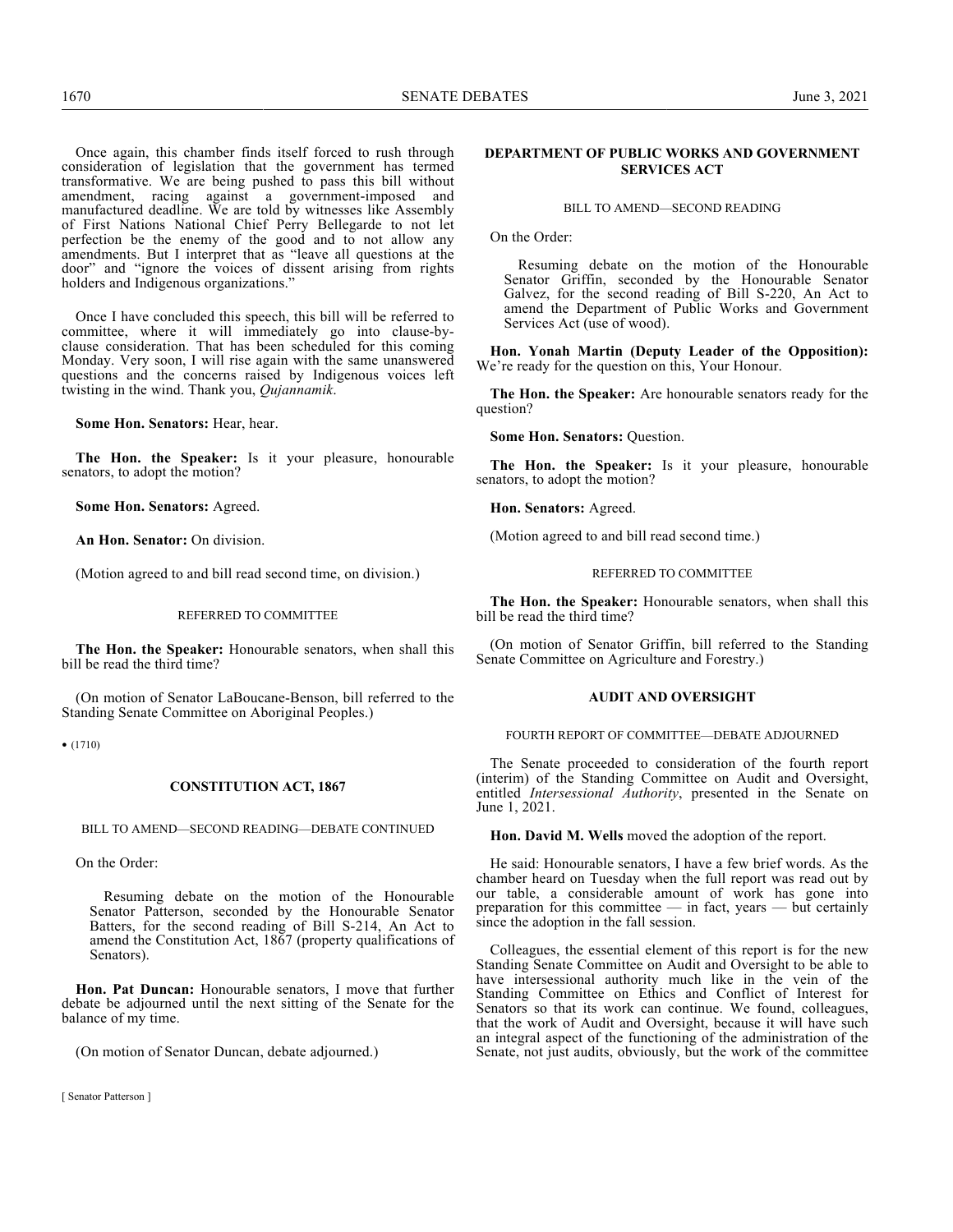Once again, this chamber finds itself forced to rush through consideration of legislation that the government has termed transformative. We are being pushed to pass this bill without amendment, racing against a government-imposed and manufactured deadline. We are told by witnesses like Assembly of First Nations National Chief Perry Bellegarde to not let perfection be the enemy of the good and to not allow any amendments. But I interpret that as "leave all questions at the door" and "ignore the voices of dissent arising from rights holders and Indigenous organizations."

Once I have concluded this speech, this bill will be referred to committee, where it will immediately go into clause-by-clause consideration. That has been scheduled for this coming Monday. Very soon, I will rise again with the same unanswered questions and the concerns raised by Indigenous voices left twisting in the wind. Thank you, *Qujannamik*.

**Some Hon. Senators:** Hear, hear.

**The Hon. the Speaker:** Is it your pleasure, honourable senators, to adopt the motion?

**Some Hon. Senators:** Agreed.

**An Hon. Senator:** On division.

(Motion agreed to and bill read second time, on division.)

REFERRED TO COMMITTEE

**The Hon. the Speaker:** Honourable senators, when shall this bill be read the third time?

(On motion of Senator LaBoucane-Benson, bill referred to the Standing Senate Committee on Aboriginal Peoples.)

• (1710)

## CONSTITUTION ACT, 1867

BILL TO AMEND—SECOND READING—DEBATE CONTINUED

On the Order:

> Resuming debate on the motion of the Honourable Senator Patterson, seconded by the Honourable Senator Batters, for the second reading of Bill S-214, An Act to amend the Constitution Act, 1867 (property qualifications of Senators).

**Hon. Pat Duncan:** Honourable senators, I move that further debate be adjourned until the next sitting of the Senate for the balance of my time.

(On motion of Senator Duncan, debate adjourned.)

## DEPARTMENT OF PUBLIC WORKS AND GOVERNMENT SERVICES ACT

BILL TO AMEND—SECOND READING

On the Order:

> Resuming debate on the motion of the Honourable Senator Griffin, seconded by the Honourable Senator Galvez, for the second reading of Bill S-220, An Act to amend the Department of Public Works and Government Services Act (use of wood).

**Hon. Yonah Martin (Deputy Leader of the Opposition):** We're ready for the question on this, Your Honour.

**The Hon. the Speaker:** Are honourable senators ready for the question?

**Some Hon. Senators:** Question.

**The Hon. the Speaker:** Is it your pleasure, honourable senators, to adopt the motion?

**Hon. Senators:** Agreed.

(Motion agreed to and bill read second time.)

REFERRED TO COMMITTEE

**The Hon. the Speaker:** Honourable senators, when shall this bill be read the third time?

(On motion of Senator Griffin, bill referred to the Standing Senate Committee on Agriculture and Forestry.)

## AUDIT AND OVERSIGHT

FOURTH REPORT OF COMMITTEE—DEBATE ADJOURNED

The Senate proceeded to consideration of the fourth report (interim) of the Standing Committee on Audit and Oversight, entitled *Intersessional Authority*, presented in the Senate on June 1, 2021.

**Hon. David M. Wells** moved the adoption of the report.

He said: Honourable senators, I have a few brief words. As the chamber heard on Tuesday when the full report was read out by our table, a considerable amount of work has gone into preparation for this committee — in fact, years — but certainly since the adoption in the fall session.

Colleagues, the essential element of this report is for the new Standing Senate Committee on Audit and Oversight to be able to have intersessional authority much like in the vein of the Standing Committee on Ethics and Conflict of Interest for Senators so that its work can continue. We found, colleagues, that the work of Audit and Oversight, because it will have such an integral aspect of the functioning of the administration of the Senate, not just audits, obviously, but the work of the committee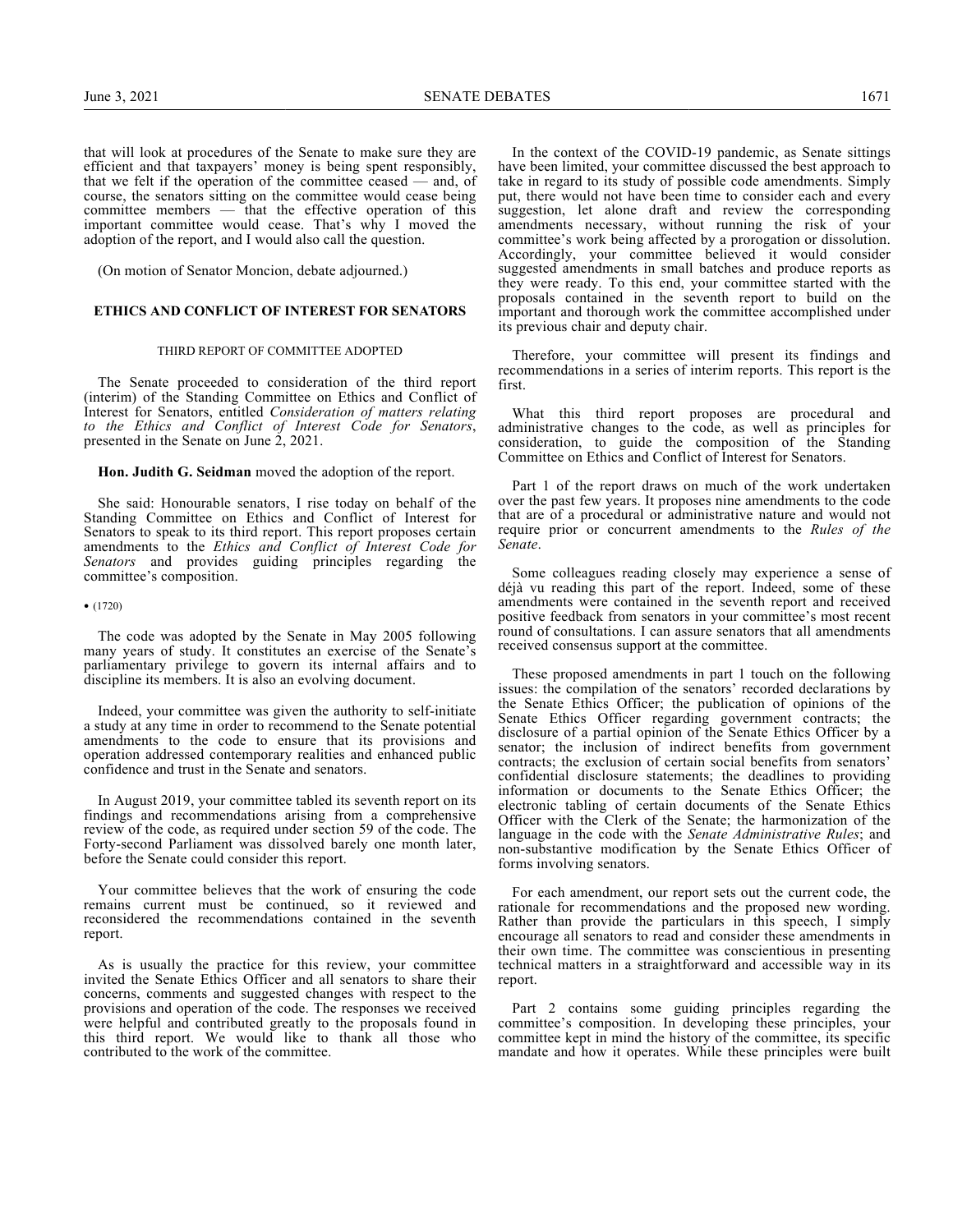that will look at procedures of the Senate to make sure they are efficient and that taxpayers' money is being spent responsibly, that we felt if the operation of the committee ceased — and, of course, the senators sitting on the committee would cease being committee members — that the effective operation of this important committee would cease. That's why I moved the adoption of the report, and I would also call the question.

(On motion of Senator Moncion, debate adjourned.)

## ETHICS AND CONFLICT OF INTEREST FOR SENATORS

### THIRD REPORT OF COMMITTEE ADOPTED

The Senate proceeded to consideration of the third report (interim) of the Standing Committee on Ethics and Conflict of Interest for Senators, entitled *Consideration of matters relating to the Ethics and Conflict of Interest Code for Senators*, presented in the Senate on June 2, 2021.

**Hon. Judith G. Seidman** moved the adoption of the report.

She said: Honourable senators, I rise today on behalf of the Standing Committee on Ethics and Conflict of Interest for Senators to speak to its third report. This report proposes certain amendments to the *Ethics and Conflict of Interest Code for Senators* and provides guiding principles regarding the committee's composition.

• (1720)

The code was adopted by the Senate in May 2005 following many years of study. It constitutes an exercise of the Senate's parliamentary privilege to govern its internal affairs and to discipline its members. It is also an evolving document.

Indeed, your committee was given the authority to self-initiate a study at any time in order to recommend to the Senate potential amendments to the code to ensure that its provisions and operation addressed contemporary realities and enhanced public confidence and trust in the Senate and senators.

In August 2019, your committee tabled its seventh report on its findings and recommendations arising from a comprehensive review of the code, as required under section 59 of the code. The Forty-second Parliament was dissolved barely one month later, before the Senate could consider this report.

Your committee believes that the work of ensuring the code remains current must be continued, so it reviewed and reconsidered the recommendations contained in the seventh report.

As is usually the practice for this review, your committee invited the Senate Ethics Officer and all senators to share their concerns, comments and suggested changes with respect to the provisions and operation of the code. The responses we received were helpful and contributed greatly to the proposals found in this third report. We would like to thank all those who contributed to the work of the committee.

In the context of the COVID-19 pandemic, as Senate sittings have been limited, your committee discussed the best approach to take in regard to its study of possible code amendments. Simply put, there would not have been time to consider each and every suggestion, let alone draft and review the corresponding amendments necessary, without running the risk of your committee's work being affected by a prorogation or dissolution. Accordingly, your committee believed it would consider suggested amendments in small batches and produce reports as they were ready. To this end, your committee started with the proposals contained in the seventh report to build on the important and thorough work the committee accomplished under its previous chair and deputy chair.

Therefore, your committee will present its findings and recommendations in a series of interim reports. This report is the first.

What this third report proposes are procedural and administrative changes to the code, as well as principles for consideration, to guide the composition of the Standing Committee on Ethics and Conflict of Interest for Senators.

Part 1 of the report draws on much of the work undertaken over the past few years. It proposes nine amendments to the code that are of a procedural or administrative nature and would not require prior or concurrent amendments to the *Rules of the Senate*.

Some colleagues reading closely may experience a sense of déjà vu reading this part of the report. Indeed, some of these amendments were contained in the seventh report and received positive feedback from senators in your committee's most recent round of consultations. I can assure senators that all amendments received consensus support at the committee.

These proposed amendments in part 1 touch on the following issues: the compilation of the senators' recorded declarations by the Senate Ethics Officer; the publication of opinions of the Senate Ethics Officer regarding government contracts; the disclosure of a partial opinion of the Senate Ethics Officer by a senator; the inclusion of indirect benefits from government contracts; the exclusion of certain social benefits from senators' confidential disclosure statements; the deadlines to providing information or documents to the Senate Ethics Officer; the electronic tabling of certain documents of the Senate Ethics Officer with the Clerk of the Senate; the harmonization of the language in the code with the *Senate Administrative Rules*; and non-substantive modification by the Senate Ethics Officer of forms involving senators.

For each amendment, our report sets out the current code, the rationale for recommendations and the proposed new wording. Rather than provide the particulars in this speech, I simply encourage all senators to read and consider these amendments in their own time. The committee was conscientious in presenting technical matters in a straightforward and accessible way in its report.

Part 2 contains some guiding principles regarding the committee's composition. In developing these principles, your committee kept in mind the history of the committee, its specific mandate and how it operates. While these principles were built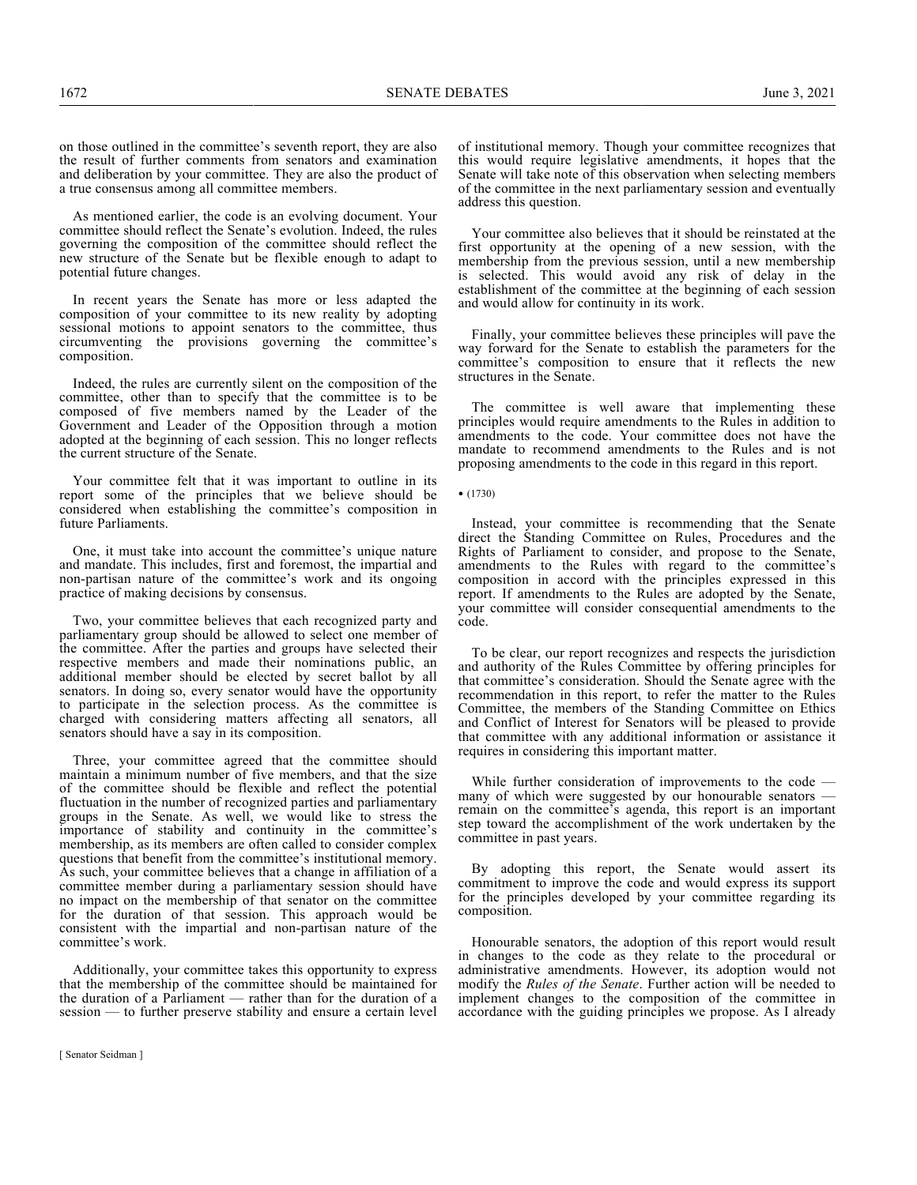on those outlined in the committee's seventh report, they are also the result of further comments from senators and examination and deliberation by your committee. They are also the product of a true consensus among all committee members.

As mentioned earlier, the code is an evolving document. Your committee should reflect the Senate's evolution. Indeed, the rules governing the composition of the committee should reflect the new structure of the Senate but be flexible enough to adapt to potential future changes.

In recent years the Senate has more or less adapted the composition of your committee to its new reality by adopting sessional motions to appoint senators to the committee, thus circumventing the provisions governing the committee's composition.

Indeed, the rules are currently silent on the composition of the committee, other than to specify that the committee is to be composed of five members named by the Leader of the Government and Leader of the Opposition through a motion adopted at the beginning of each session. This no longer reflects the current structure of the Senate.

Your committee felt that it was important to outline in its report some of the principles that we believe should be considered when establishing the committee's composition in future Parliaments.

One, it must take into account the committee's unique nature and mandate. This includes, first and foremost, the impartial and non-partisan nature of the committee's work and its ongoing practice of making decisions by consensus.

Two, your committee believes that each recognized party and parliamentary group should be allowed to select one member of the committee. After the parties and groups have selected their respective members and made their nominations public, an additional member should be elected by secret ballot by all senators. In doing so, every senator would have the opportunity to participate in the selection process. As the committee is charged with considering matters affecting all senators, all senators should have a say in its composition.

Three, your committee agreed that the committee should maintain a minimum number of five members, and that the size of the committee should be flexible and reflect the potential fluctuation in the number of recognized parties and parliamentary groups in the Senate. As well, we would like to stress the importance of stability and continuity in the committee's membership, as its members are often called to consider complex questions that benefit from the committee's institutional memory. As such, your committee believes that a change in affiliation of a committee member during a parliamentary session should have no impact on the membership of that senator on the committee for the duration of that session. This approach would be consistent with the impartial and non-partisan nature of the committee's work.

Additionally, your committee takes this opportunity to express that the membership of the committee should be maintained for the duration of a Parliament — rather than for the duration of a session — to further preserve stability and ensure a certain level of institutional memory. Though your committee recognizes that this would require legislative amendments, it hopes that the Senate will take note of this observation when selecting members of the committee in the next parliamentary session and eventually address this question.

Your committee also believes that it should be reinstated at the first opportunity at the opening of a new session, with the membership from the previous session, until a new membership is selected. This would avoid any risk of delay in the establishment of the committee at the beginning of each session and would allow for continuity in its work.

Finally, your committee believes these principles will pave the way forward for the Senate to establish the parameters for the committee's composition to ensure that it reflects the new structures in the Senate.

The committee is well aware that implementing these principles would require amendments to the Rules in addition to amendments to the code. Your committee does not have the mandate to recommend amendments to the Rules and is not proposing amendments to the code in this regard in this report.

• (1730)

Instead, your committee is recommending that the Senate direct the Standing Committee on Rules, Procedures and the Rights of Parliament to consider, and propose to the Senate, amendments to the Rules with regard to the committee's composition in accord with the principles expressed in this report. If amendments to the Rules are adopted by the Senate, your committee will consider consequential amendments to the code.

To be clear, our report recognizes and respects the jurisdiction and authority of the Rules Committee by offering principles for that committee's consideration. Should the Senate agree with the recommendation in this report, to refer the matter to the Rules Committee, the members of the Standing Committee on Ethics and Conflict of Interest for Senators will be pleased to provide that committee with any additional information or assistance it requires in considering this important matter.

While further consideration of improvements to the code — many of which were suggested by our honourable senators — remain on the committee's agenda, this report is an important step toward the accomplishment of the work undertaken by the committee in past years.

By adopting this report, the Senate would assert its commitment to improve the code and would express its support for the principles developed by your committee regarding its composition.

Honourable senators, the adoption of this report would result in changes to the code as they relate to the procedural or administrative amendments. However, its adoption would not modify the *Rules of the Senate*. Further action will be needed to implement changes to the composition of the committee in accordance with the guiding principles we propose. As I already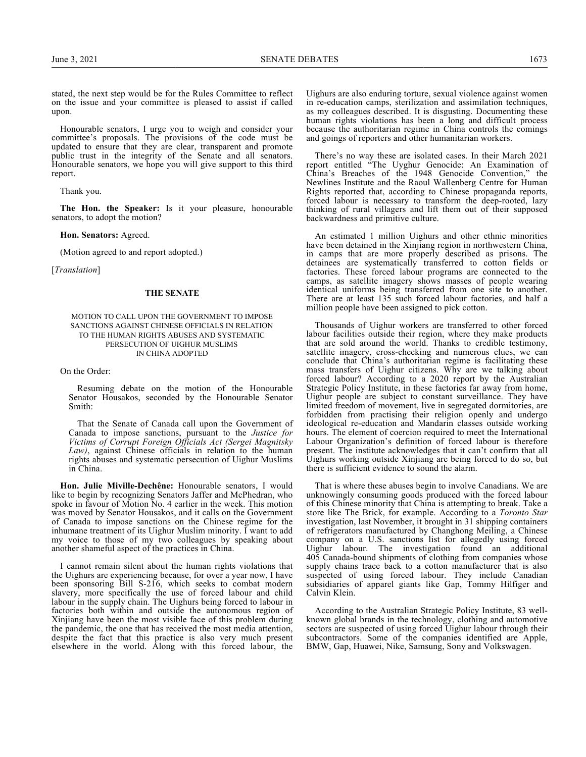stated, the next step would be for the Rules Committee to reflect on the issue and your committee is pleased to assist if called upon.

Honourable senators, I urge you to weigh and consider your committee's proposals. The provisions of the code must be updated to ensure that they are clear, transparent and promote public trust in the integrity of the Senate and all senators. Honourable senators, we hope you will give support to this third report.

Thank you.

**The Hon. the Speaker:** Is it your pleasure, honourable senators, to adopt the motion?

**Hon. Senators:** Agreed.

(Motion agreed to and report adopted.)

[*Translation*]

## THE SENATE

### MOTION TO CALL UPON THE GOVERNMENT TO IMPOSE SANCTIONS AGAINST CHINESE OFFICIALS IN RELATION TO THE HUMAN RIGHTS ABUSES AND SYSTEMATIC PERSECUTION OF UIGHUR MUSLIMS IN CHINA ADOPTED

On the Order:

> Resuming debate on the motion of the Honourable Senator Housakos, seconded by the Honourable Senator Smith:
>
> That the Senate of Canada call upon the Government of Canada to impose sanctions, pursuant to the *Justice for Victims of Corrupt Foreign Officials Act (Sergei Magnitsky Law)*, against Chinese officials in relation to the human rights abuses and systematic persecution of Uighur Muslims in China.

**Hon. Julie Miville-Dechêne:** Honourable senators, I would like to begin by recognizing Senators Jaffer and McPhedran, who spoke in favour of Motion No. 4 earlier in the week. This motion was moved by Senator Housakos, and it calls on the Government of Canada to impose sanctions on the Chinese regime for the inhumane treatment of its Uighur Muslim minority. I want to add my voice to those of my two colleagues by speaking about another shameful aspect of the practices in China.

I cannot remain silent about the human rights violations that the Uighurs are experiencing because, for over a year now, I have been sponsoring Bill S-216, which seeks to combat modern slavery, more specifically the use of forced labour and child labour in the supply chain. The Uighurs being forced to labour in factories both within and outside the autonomous region of Xinjiang have been the most visible face of this problem during the pandemic, the one that has received the most media attention, despite the fact that this practice is also very much present elsewhere in the world. Along with this forced labour, the Uighurs are also enduring torture, sexual violence against women in re-education camps, sterilization and assimilation techniques, as my colleagues described. It is disgusting. Documenting these human rights violations has been a long and difficult process because the authoritarian regime in China controls the comings and goings of reporters and other humanitarian workers.

There's no way these are isolated cases. In their March 2021 report entitled "The Uyghur Genocide: An Examination of China's Breaches of the 1948 Genocide Convention," the Newlines Institute and the Raoul Wallenberg Centre for Human Rights reported that, according to Chinese propaganda reports, forced labour is necessary to transform the deep-rooted, lazy thinking of rural villagers and lift them out of their supposed backwardness and primitive culture.

An estimated 1 million Uighurs and other ethnic minorities have been detained in the Xinjiang region in northwestern China, in camps that are more properly described as prisons. The detainees are systematically transferred to cotton fields or factories. These forced labour programs are connected to the camps, as satellite imagery shows masses of people wearing identical uniforms being transferred from one site to another. There are at least 135 such forced labour factories, and half a million people have been assigned to pick cotton.

Thousands of Uighur workers are transferred to other forced labour facilities outside their region, where they make products that are sold around the world. Thanks to credible testimony, satellite imagery, cross-checking and numerous clues, we can conclude that China's authoritarian regime is facilitating these mass transfers of Uighur citizens. Why are we talking about forced labour? According to a 2020 report by the Australian Strategic Policy Institute, in these factories far away from home, Uighur people are subject to constant surveillance. They have limited freedom of movement, live in segregated dormitories, are forbidden from practising their religion openly and undergo ideological re-education and Mandarin classes outside working hours. The element of coercion required to meet the International Labour Organization's definition of forced labour is therefore present. The institute acknowledges that it can't confirm that all Uighurs working outside Xinjiang are being forced to do so, but there is sufficient evidence to sound the alarm.

That is where these abuses begin to involve Canadians. We are unknowingly consuming goods produced with the forced labour of this Chinese minority that China is attempting to break. Take a store like The Brick, for example. According to a *Toronto Star* investigation, last November, it brought in 31 shipping containers of refrigerators manufactured by Changhong Meiling, a Chinese company on a U.S. sanctions list for allegedly using forced Uighur labour. The investigation found an additional 405 Canada-bound shipments of clothing from companies whose supply chains trace back to a cotton manufacturer that is also suspected of using forced labour. They include Canadian subsidiaries of apparel giants like Gap, Tommy Hilfiger and Calvin Klein.

According to the Australian Strategic Policy Institute, 83 well-known global brands in the technology, clothing and automotive sectors are suspected of using forced Uighur labour through their subcontractors. Some of the companies identified are Apple, BMW, Gap, Huawei, Nike, Samsung, Sony and Volkswagen.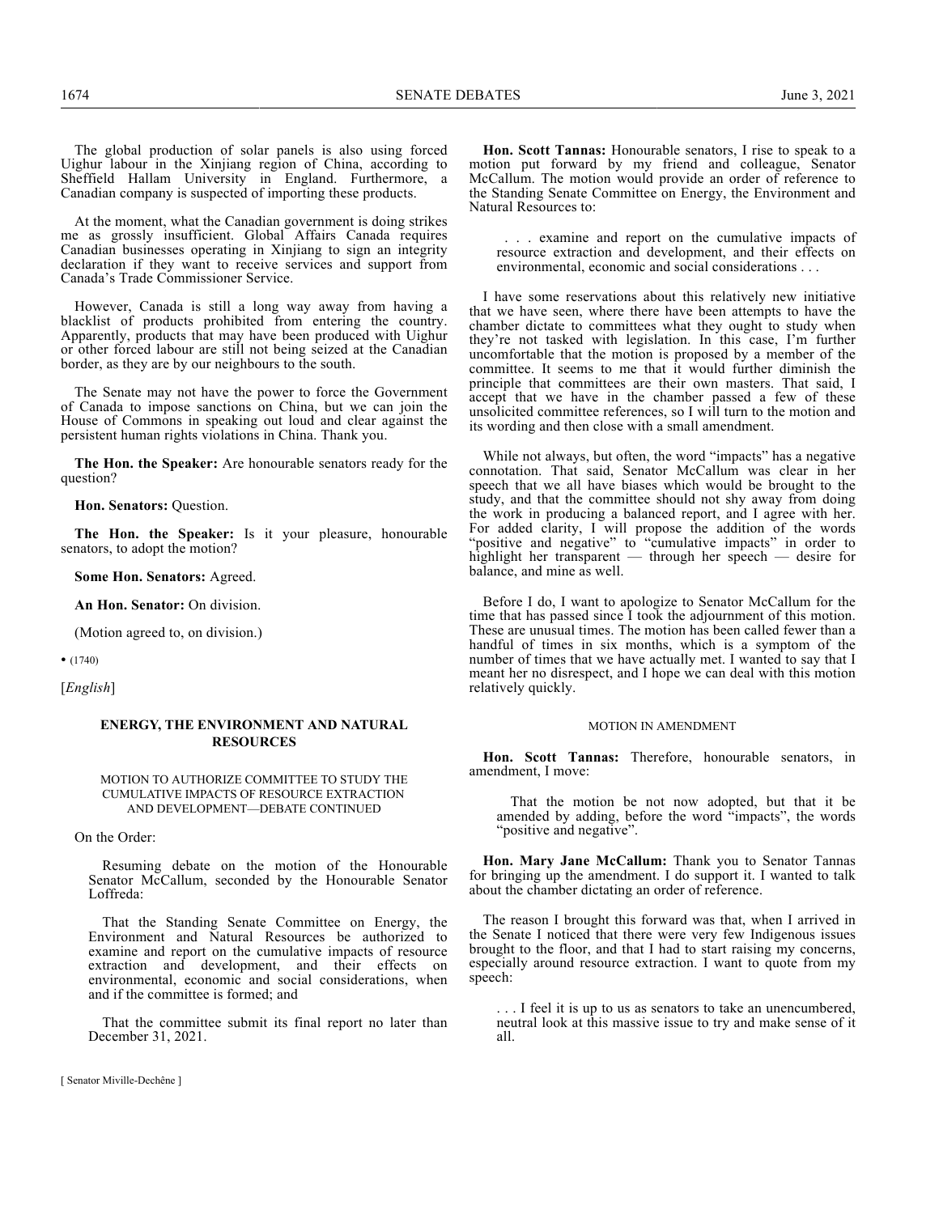The global production of solar panels is also using forced Uighur labour in the Xinjiang region of China, according to Sheffield Hallam University in England. Furthermore, a Canadian company is suspected of importing these products.

At the moment, what the Canadian government is doing strikes me as grossly insufficient. Global Affairs Canada requires Canadian businesses operating in Xinjiang to sign an integrity declaration if they want to receive services and support from Canada's Trade Commissioner Service.

However, Canada is still a long way away from having a blacklist of products prohibited from entering the country. Apparently, products that may have been produced with Uighur or other forced labour are still not being seized at the Canadian border, as they are by our neighbours to the south.

The Senate may not have the power to force the Government of Canada to impose sanctions on China, but we can join the House of Commons in speaking out loud and clear against the persistent human rights violations in China. Thank you.

**The Hon. the Speaker:** Are honourable senators ready for the question?

**Hon. Senators:** Question.

**The Hon. the Speaker:** Is it your pleasure, honourable senators, to adopt the motion?

**Some Hon. Senators:** Agreed.

**An Hon. Senator:** On division.

(Motion agreed to, on division.)

• (1740)

[*English*]

## ENERGY, THE ENVIRONMENT AND NATURAL RESOURCES

### MOTION TO AUTHORIZE COMMITTEE TO STUDY THE CUMULATIVE IMPACTS OF RESOURCE EXTRACTION AND DEVELOPMENT—DEBATE CONTINUED

On the Order:

> Resuming debate on the motion of the Honourable Senator McCallum, seconded by the Honourable Senator Loffreda:
>
> That the Standing Senate Committee on Energy, the Environment and Natural Resources be authorized to examine and report on the cumulative impacts of resource extraction and development, and their effects on environmental, economic and social considerations, when and if the committee is formed; and
>
> That the committee submit its final report no later than December 31, 2021.

**Hon. Scott Tannas:** Honourable senators, I rise to speak to a motion put forward by my friend and colleague, Senator McCallum. The motion would provide an order of reference to the Standing Senate Committee on Energy, the Environment and Natural Resources to:

> . . . examine and report on the cumulative impacts of resource extraction and development, and their effects on environmental, economic and social considerations . . .

I have some reservations about this relatively new initiative that we have seen, where there have been attempts to have the chamber dictate to committees what they ought to study when they're not tasked with legislation. In this case, I'm further uncomfortable that the motion is proposed by a member of the committee. It seems to me that it would further diminish the principle that committees are their own masters. That said, I accept that we have in the chamber passed a few of these unsolicited committee references, so I will turn to the motion and its wording and then close with a small amendment.

While not always, but often, the word "impacts" has a negative connotation. That said, Senator McCallum was clear in her speech that we all have biases which would be brought to the study, and that the committee should not shy away from doing the work in producing a balanced report, and I agree with her. For added clarity, I will propose the addition of the words "positive and negative" to "cumulative impacts" in order to highlight her transparent — through her speech — desire for balance, and mine as well.

Before I do, I want to apologize to Senator McCallum for the time that has passed since I took the adjournment of this motion. These are unusual times. The motion has been called fewer than a handful of times in six months, which is a symptom of the number of times that we have actually met. I wanted to say that I meant her no disrespect, and I hope we can deal with this motion relatively quickly.

#### MOTION IN AMENDMENT

**Hon. Scott Tannas:** Therefore, honourable senators, in amendment, I move:

> That the motion be not now adopted, but that it be amended by adding, before the word "impacts", the words "positive and negative".

**Hon. Mary Jane McCallum:** Thank you to Senator Tannas for bringing up the amendment. I do support it. I wanted to talk about the chamber dictating an order of reference.

The reason I brought this forward was that, when I arrived in the Senate I noticed that there were very few Indigenous issues brought to the floor, and that I had to start raising my concerns, especially around resource extraction. I want to quote from my speech:

> . . . I feel it is up to us as senators to take an unencumbered, neutral look at this massive issue to try and make sense of it all.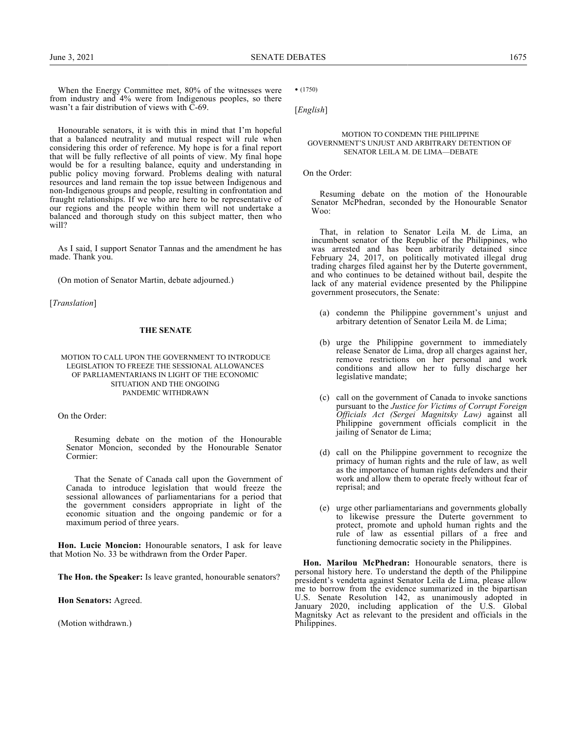When the Energy Committee met, 80% of the witnesses were from industry and 4% were from Indigenous peoples, so there wasn't a fair distribution of views with C-69.

Honourable senators, it is with this in mind that I'm hopeful that a balanced neutrality and mutual respect will rule when considering this order of reference. My hope is for a final report that will be fully reflective of all points of view. My final hope would be for a resulting balance, equity and understanding in public policy moving forward. Problems dealing with natural resources and land remain the top issue between Indigenous and non-Indigenous groups and people, resulting in confrontation and fraught relationships. If we who are here to be representative of our regions and the people within them will not undertake a balanced and thorough study on this subject matter, then who will?

As I said, I support Senator Tannas and the amendment he has made. Thank you.

(On motion of Senator Martin, debate adjourned.)

[*Translation*]

## THE SENATE

### MOTION TO CALL UPON THE GOVERNMENT TO INTRODUCE LEGISLATION TO FREEZE THE SESSIONAL ALLOWANCES OF PARLIAMENTARIANS IN LIGHT OF THE ECONOMIC SITUATION AND THE ONGOING PANDEMIC WITHDRAWN

On the Order:

> Resuming debate on the motion of the Honourable Senator Moncion, seconded by the Honourable Senator Cormier:
>
> That the Senate of Canada call upon the Government of Canada to introduce legislation that would freeze the sessional allowances of parliamentarians for a period that the government considers appropriate in light of the economic situation and the ongoing pandemic or for a maximum period of three years.

**Hon. Lucie Moncion:** Honourable senators, I ask for leave that Motion No. 33 be withdrawn from the Order Paper.

**The Hon. the Speaker:** Is leave granted, honourable senators?

**Hon Senators:** Agreed.

(Motion withdrawn.)

• (1750)

[*English*]

### MOTION TO CONDEMN THE PHILIPPINE GOVERNMENT'S UNJUST AND ARBITRARY DETENTION OF SENATOR LEILA M. DE LIMA—DEBATE

On the Order:

> Resuming debate on the motion of the Honourable Senator McPhedran, seconded by the Honourable Senator Woo:
>
> That, in relation to Senator Leila M. de Lima, an incumbent senator of the Republic of the Philippines, who was arrested and has been arbitrarily detained since February 24, 2017, on politically motivated illegal drug trading charges filed against her by the Duterte government, and who continues to be detained without bail, despite the lack of any material evidence presented by the Philippine government prosecutors, the Senate:
>
> (a) condemn the Philippine government's unjust and arbitrary detention of Senator Leila M. de Lima;
>
> (b) urge the Philippine government to immediately release Senator de Lima, drop all charges against her, remove restrictions on her personal and work conditions and allow her to fully discharge her legislative mandate;
>
> (c) call on the government of Canada to invoke sanctions pursuant to the *Justice for Victims of Corrupt Foreign Officials Act (Sergei Magnitsky Law)* against all Philippine government officials complicit in the jailing of Senator de Lima;
>
> (d) call on the Philippine government to recognize the primacy of human rights and the rule of law, as well as the importance of human rights defenders and their work and allow them to operate freely without fear of reprisal; and
>
> (e) urge other parliamentarians and governments globally to likewise pressure the Duterte government to protect, promote and uphold human rights and the rule of law as essential pillars of a free and functioning democratic society in the Philippines.

**Hon. Marilou McPhedran:** Honourable senators, there is personal history here. To understand the depth of the Philippine president's vendetta against Senator Leila de Lima, please allow me to borrow from the evidence summarized in the bipartisan U.S. Senate Resolution 142, as unanimously adopted in January 2020, including application of the U.S. Global Magnitsky Act as relevant to the president and officials in the Philippines.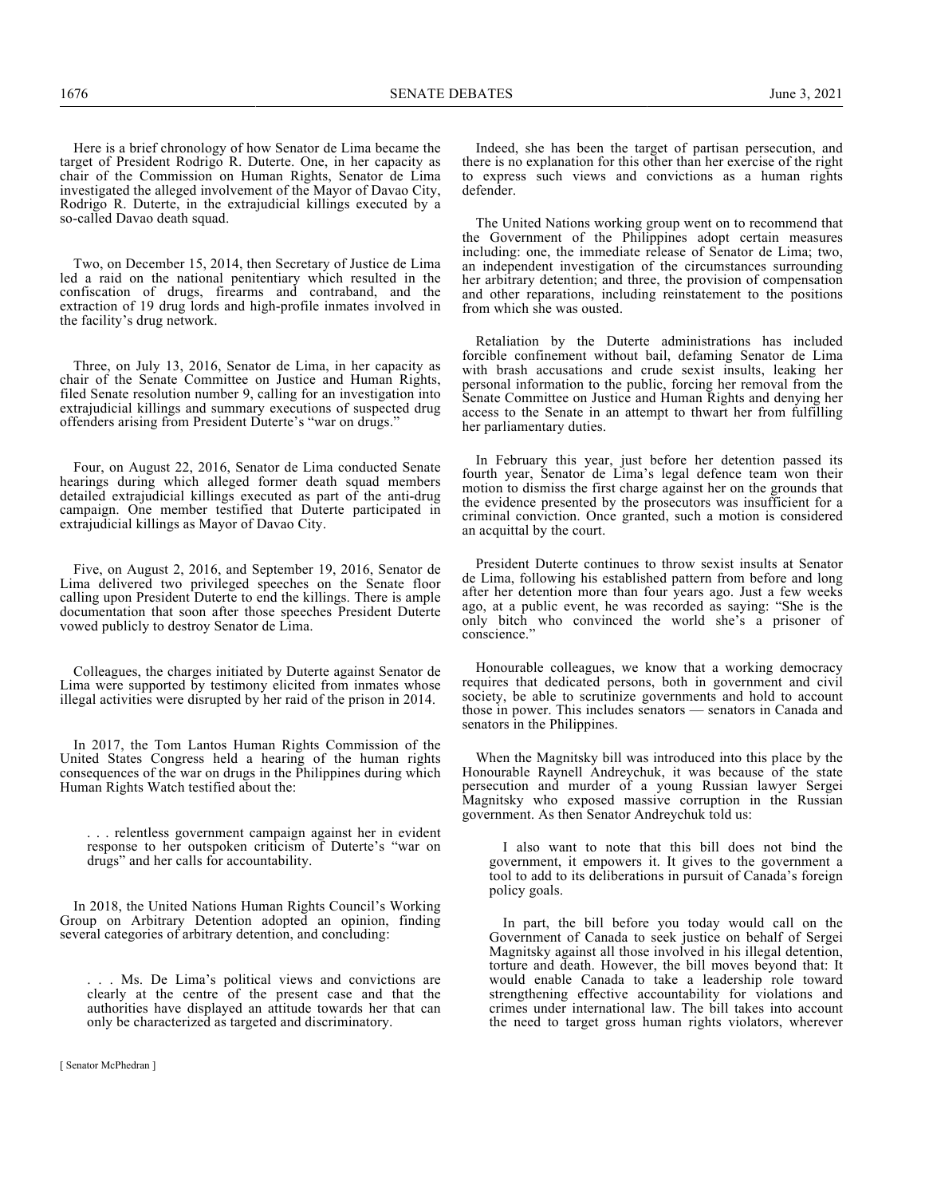Here is a brief chronology of how Senator de Lima became the target of President Rodrigo R. Duterte. One, in her capacity as chair of the Commission on Human Rights, Senator de Lima investigated the alleged involvement of the Mayor of Davao City, Rodrigo R. Duterte, in the extrajudicial killings executed by a so-called Davao death squad.

Two, on December 15, 2014, then Secretary of Justice de Lima led a raid on the national penitentiary which resulted in the confiscation of drugs, firearms and contraband, and the extraction of 19 drug lords and high-profile inmates involved in the facility's drug network.

Three, on July 13, 2016, Senator de Lima, in her capacity as chair of the Senate Committee on Justice and Human Rights, filed Senate resolution number 9, calling for an investigation into extrajudicial killings and summary executions of suspected drug offenders arising from President Duterte's "war on drugs."

Four, on August 22, 2016, Senator de Lima conducted Senate hearings during which alleged former death squad members detailed extrajudicial killings executed as part of the anti-drug campaign. One member testified that Duterte participated in extrajudicial killings as Mayor of Davao City.

Five, on August 2, 2016, and September 19, 2016, Senator de Lima delivered two privileged speeches on the Senate floor calling upon President Duterte to end the killings. There is ample documentation that soon after those speeches President Duterte vowed publicly to destroy Senator de Lima.

Colleagues, the charges initiated by Duterte against Senator de Lima were supported by testimony elicited from inmates whose illegal activities were disrupted by her raid of the prison in 2014.

In 2017, the Tom Lantos Human Rights Commission of the United States Congress held a hearing of the human rights consequences of the war on drugs in the Philippines during which Human Rights Watch testified about the:

> . . . relentless government campaign against her in evident response to her outspoken criticism of Duterte's "war on drugs" and her calls for accountability.

In 2018, the United Nations Human Rights Council's Working Group on Arbitrary Detention adopted an opinion, finding several categories of arbitrary detention, and concluding:

> . . . Ms. De Lima's political views and convictions are clearly at the centre of the present case and that the authorities have displayed an attitude towards her that can only be characterized as targeted and discriminatory.

Indeed, she has been the target of partisan persecution, and there is no explanation for this other than her exercise of the right to express such views and convictions as a human rights defender.

The United Nations working group went on to recommend that the Government of the Philippines adopt certain measures including: one, the immediate release of Senator de Lima; two, an independent investigation of the circumstances surrounding her arbitrary detention; and three, the provision of compensation and other reparations, including reinstatement to the positions from which she was ousted.

Retaliation by the Duterte administrations has included forcible confinement without bail, defaming Senator de Lima with brash accusations and crude sexist insults, leaking her personal information to the public, forcing her removal from the Senate Committee on Justice and Human Rights and denying her access to the Senate in an attempt to thwart her from fulfilling her parliamentary duties.

In February this year, just before her detention passed its fourth year, Senator de Lima's legal defence team won their motion to dismiss the first charge against her on the grounds that the evidence presented by the prosecutors was insufficient for a criminal conviction. Once granted, such a motion is considered an acquittal by the court.

President Duterte continues to throw sexist insults at Senator de Lima, following his established pattern from before and long after her detention more than four years ago. Just a few weeks ago, at a public event, he was recorded as saying: "She is the only bitch who convinced the world she's a prisoner of conscience."

Honourable colleagues, we know that a working democracy requires that dedicated persons, both in government and civil society, be able to scrutinize governments and hold to account those in power. This includes senators — senators in Canada and senators in the Philippines.

When the Magnitsky bill was introduced into this place by the Honourable Raynell Andreychuk, it was because of the state persecution and murder of a young Russian lawyer Sergei Magnitsky who exposed massive corruption in the Russian government. As then Senator Andreychuk told us:

> I also want to note that this bill does not bind the government, it empowers it. It gives to the government a tool to add to its deliberations in pursuit of Canada's foreign policy goals.
>
> In part, the bill before you today would call on the Government of Canada to seek justice on behalf of Sergei Magnitsky against all those involved in his illegal detention, torture and death. However, the bill moves beyond that: It would enable Canada to take a leadership role toward strengthening effective accountability for violations and crimes under international law. The bill takes into account the need to target gross human rights violators, wherever

[ Senator McPhedran ]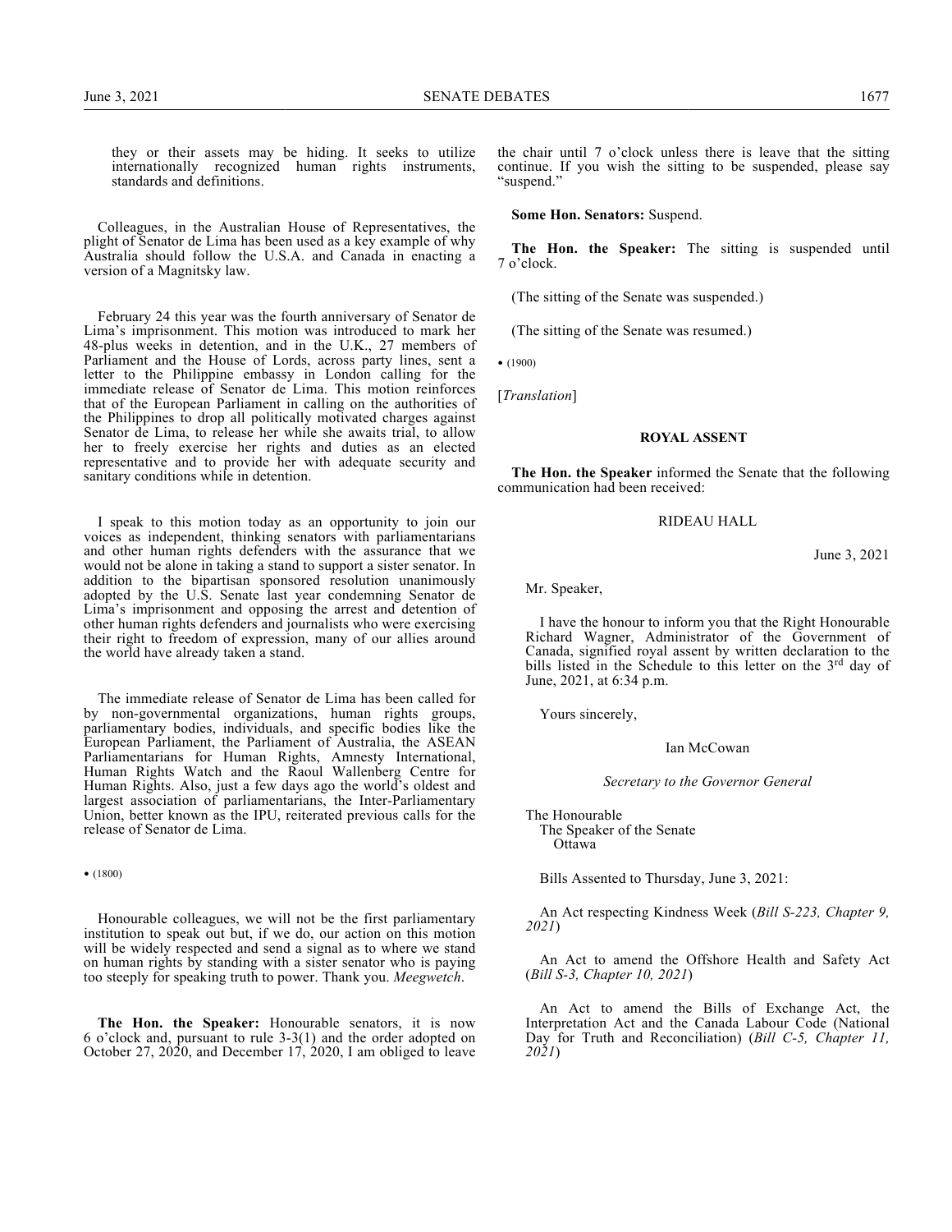they or their assets may be hiding. It seeks to utilize internationally recognized human rights instruments, standards and definitions.

Colleagues, in the Australian House of Representatives, the plight of Senator de Lima has been used as a key example of why Australia should follow the U.S.A. and Canada in enacting a version of a Magnitsky law.

February 24 this year was the fourth anniversary of Senator de Lima's imprisonment. This motion was introduced to mark her 48-plus weeks in detention, and in the U.K., 27 members of Parliament and the House of Lords, across party lines, sent a letter to the Philippine embassy in London calling for the immediate release of Senator de Lima. This motion reinforces that of the European Parliament in calling on the authorities of the Philippines to drop all politically motivated charges against Senator de Lima, to release her while she awaits trial, to allow her to freely exercise her rights and duties as an elected representative and to provide her with adequate security and sanitary conditions while in detention.

I speak to this motion today as an opportunity to join our voices as independent, thinking senators with parliamentarians and other human rights defenders with the assurance that we would not be alone in taking a stand to support a sister senator. In addition to the bipartisan sponsored resolution unanimously adopted by the U.S. Senate last year condemning Senator de Lima's imprisonment and opposing the arrest and detention of other human rights defenders and journalists who were exercising their right to freedom of expression, many of our allies around the world have already taken a stand.

The immediate release of Senator de Lima has been called for by non-governmental organizations, human rights groups, parliamentary bodies, individuals, and specific bodies like the European Parliament, the Parliament of Australia, the ASEAN Parliamentarians for Human Rights, Amnesty International, Human Rights Watch and the Raoul Wallenberg Centre for Human Rights. Also, just a few days ago the world's oldest and largest association of parliamentarians, the Inter-Parliamentary Union, better known as the IPU, reiterated previous calls for the release of Senator de Lima.

• (1800)

Honourable colleagues, we will not be the first parliamentary institution to speak out but, if we do, our action on this motion will be widely respected and send a signal as to where we stand on human rights by standing with a sister senator who is paying too steeply for speaking truth to power. Thank you. *Meegwetch*.

**The Hon. the Speaker:** Honourable senators, it is now 6 o'clock and, pursuant to rule 3-3(1) and the order adopted on October 27, 2020, and December 17, 2020, I am obliged to leave the chair until 7 o'clock unless there is leave that the sitting continue. If you wish the sitting to be suspended, please say "suspend."

**Some Hon. Senators:** Suspend.

**The Hon. the Speaker:** The sitting is suspended until 7 o'clock.

(The sitting of the Senate was suspended.)

(The sitting of the Senate was resumed.)

• (1900)

[*Translation*]

## ROYAL ASSENT

**The Hon. the Speaker** informed the Senate that the following communication had been received:

RIDEAU HALL

June 3, 2021

Mr. Speaker,

I have the honour to inform you that the Right Honourable Richard Wagner, Administrator of the Government of Canada, signified royal assent by written declaration to the bills listed in the Schedule to this letter on the 3rd day of June, 2021, at 6:34 p.m.

Yours sincerely,

Ian McCowan

*Secretary to the Governor General*

The Honourable
The Speaker of the Senate
Ottawa

Bills Assented to Thursday, June 3, 2021:

An Act respecting Kindness Week (*Bill S-223, Chapter 9, 2021*)

An Act to amend the Offshore Health and Safety Act (*Bill S-3, Chapter 10, 2021*)

An Act to amend the Bills of Exchange Act, the Interpretation Act and the Canada Labour Code (National Day for Truth and Reconciliation) (*Bill C-5, Chapter 11, 2021*)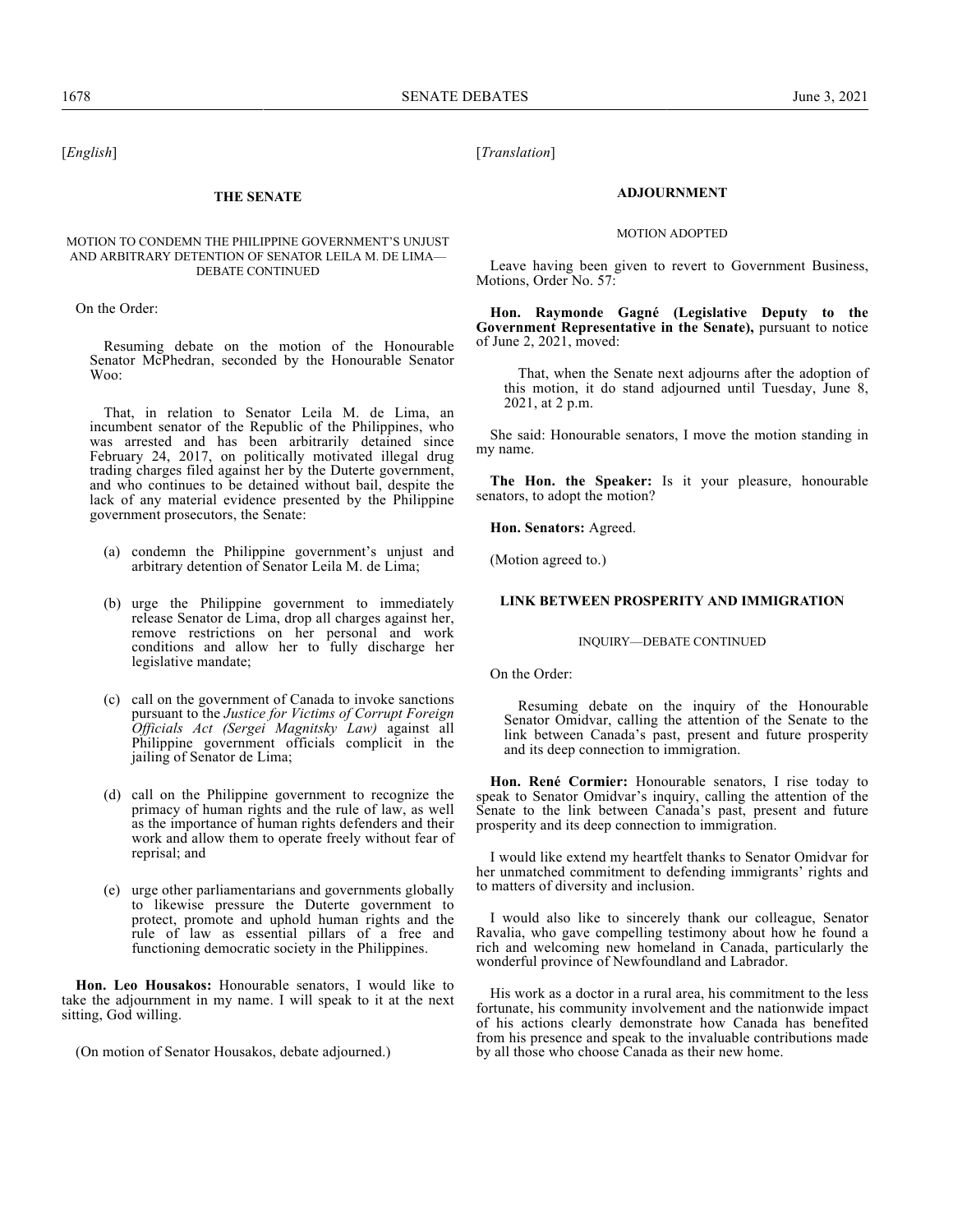[*English*]

## THE SENATE

### MOTION TO CONDEMN THE PHILIPPINE GOVERNMENT'S UNJUST AND ARBITRARY DETENTION OF SENATOR LEILA M. DE LIMA—DEBATE CONTINUED

On the Order:

> Resuming debate on the motion of the Honourable Senator McPhedran, seconded by the Honourable Senator Woo:
>
> That, in relation to Senator Leila M. de Lima, an incumbent senator of the Republic of the Philippines, who was arrested and has been arbitrarily detained since February 24, 2017, on politically motivated illegal drug trading charges filed against her by the Duterte government, and who continues to be detained without bail, despite the lack of any material evidence presented by the Philippine government prosecutors, the Senate:
>
> (a) condemn the Philippine government's unjust and arbitrary detention of Senator Leila M. de Lima;
>
> (b) urge the Philippine government to immediately release Senator de Lima, drop all charges against her, remove restrictions on her personal and work conditions and allow her to fully discharge her legislative mandate;
>
> (c) call on the government of Canada to invoke sanctions pursuant to the *Justice for Victims of Corrupt Foreign Officials Act (Sergei Magnitsky Law)* against all Philippine government officials complicit in the jailing of Senator de Lima;
>
> (d) call on the Philippine government to recognize the primacy of human rights and the rule of law, as well as the importance of human rights defenders and their work and allow them to operate freely without fear of reprisal; and
>
> (e) urge other parliamentarians and governments globally to likewise pressure the Duterte government to protect, promote and uphold human rights and the rule of law as essential pillars of a free and functioning democratic society in the Philippines.

**Hon. Leo Housakos:** Honourable senators, I would like to take the adjournment in my name. I will speak to it at the next sitting, God willing.

(On motion of Senator Housakos, debate adjourned.)

[*Translation*]

## ADJOURNMENT

### MOTION ADOPTED

Leave having been given to revert to Government Business, Motions, Order No. 57:

**Hon. Raymonde Gagné (Legislative Deputy to the Government Representative in the Senate),** pursuant to notice of June 2, 2021, moved:

> That, when the Senate next adjourns after the adoption of this motion, it do stand adjourned until Tuesday, June 8, 2021, at 2 p.m.

She said: Honourable senators, I move the motion standing in my name.

**The Hon. the Speaker:** Is it your pleasure, honourable senators, to adopt the motion?

**Hon. Senators:** Agreed.

(Motion agreed to.)

## LINK BETWEEN PROSPERITY AND IMMIGRATION

### INQUIRY—DEBATE CONTINUED

On the Order:

> Resuming debate on the inquiry of the Honourable Senator Omidvar, calling the attention of the Senate to the link between Canada's past, present and future prosperity and its deep connection to immigration.

**Hon. René Cormier:** Honourable senators, I rise today to speak to Senator Omidvar's inquiry, calling the attention of the Senate to the link between Canada's past, present and future prosperity and its deep connection to immigration.

I would like extend my heartfelt thanks to Senator Omidvar for her unmatched commitment to defending immigrants' rights and to matters of diversity and inclusion.

I would also like to sincerely thank our colleague, Senator Ravalia, who gave compelling testimony about how he found a rich and welcoming new homeland in Canada, particularly the wonderful province of Newfoundland and Labrador.

His work as a doctor in a rural area, his commitment to the less fortunate, his community involvement and the nationwide impact of his actions clearly demonstrate how Canada has benefited from his presence and speak to the invaluable contributions made by all those who choose Canada as their new home.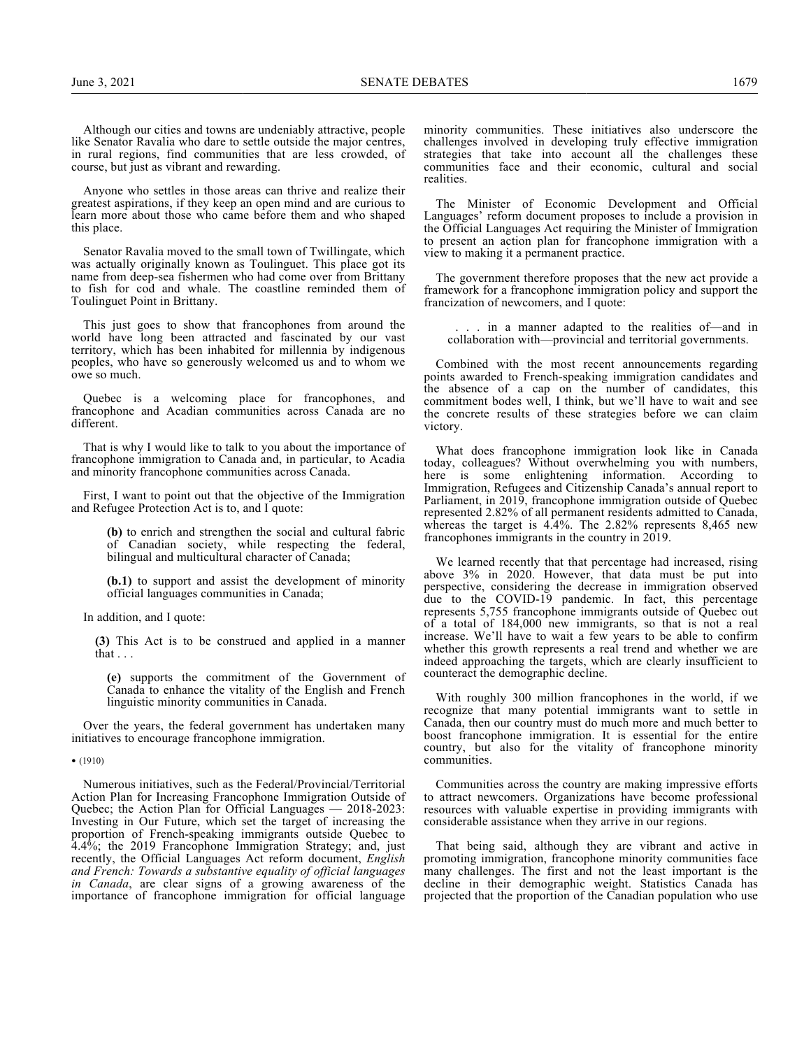Although our cities and towns are undeniably attractive, people like Senator Ravalia who dare to settle outside the major centres, in rural regions, find communities that are less crowded, of course, but just as vibrant and rewarding.

Anyone who settles in those areas can thrive and realize their greatest aspirations, if they keep an open mind and are curious to learn more about those who came before them and who shaped this place.

Senator Ravalia moved to the small town of Twillingate, which was actually originally known as Toulinguet. This place got its name from deep-sea fishermen who had come over from Brittany to fish for cod and whale. The coastline reminded them of Toulinguet Point in Brittany.

This just goes to show that francophones from around the world have long been attracted and fascinated by our vast territory, which has been inhabited for millennia by indigenous peoples, who have so generously welcomed us and to whom we owe so much.

Quebec is a welcoming place for francophones, and francophone and Acadian communities across Canada are no different.

That is why I would like to talk to you about the importance of francophone immigration to Canada and, in particular, to Acadia and minority francophone communities across Canada.

First, I want to point out that the objective of the Immigration and Refugee Protection Act is to, and I quote:

> **(b)** to enrich and strengthen the social and cultural fabric of Canadian society, while respecting the federal, bilingual and multicultural character of Canada;
>
> **(b.1)** to support and assist the development of minority official languages communities in Canada;

In addition, and I quote:

> **(3)** This Act is to be construed and applied in a manner that . . .
>
> **(e)** supports the commitment of the Government of Canada to enhance the vitality of the English and French linguistic minority communities in Canada.

Over the years, the federal government has undertaken many initiatives to encourage francophone immigration.

• (1910)

Numerous initiatives, such as the Federal/Provincial/Territorial Action Plan for Increasing Francophone Immigration Outside of Quebec; the Action Plan for Official Languages — 2018-2023: Investing in Our Future, which set the target of increasing the proportion of French-speaking immigrants outside Quebec to 4.4%; the 2019 Francophone Immigration Strategy; and, just recently, the Official Languages Act reform document, *English and French: Towards a substantive equality of official languages in Canada*, are clear signs of a growing awareness of the importance of francophone immigration for official language minority communities. These initiatives also underscore the challenges involved in developing truly effective immigration strategies that take into account all the challenges these communities face and their economic, cultural and social realities.

The Minister of Economic Development and Official Languages' reform document proposes to include a provision in the Official Languages Act requiring the Minister of Immigration to present an action plan for francophone immigration with a view to making it a permanent practice.

The government therefore proposes that the new act provide a framework for a francophone immigration policy and support the francization of newcomers, and I quote:

> . . . in a manner adapted to the realities of—and in collaboration with—provincial and territorial governments.

Combined with the most recent announcements regarding points awarded to French-speaking immigration candidates and the absence of a cap on the number of candidates, this commitment bodes well, I think, but we'll have to wait and see the concrete results of these strategies before we can claim victory.

What does francophone immigration look like in Canada today, colleagues? Without overwhelming you with numbers, here is some enlightening information. According to Immigration, Refugees and Citizenship Canada's annual report to Parliament, in 2019, francophone immigration outside of Quebec represented 2.82% of all permanent residents admitted to Canada, whereas the target is 4.4%. The 2.82% represents 8,465 new francophones immigrants in the country in 2019.

We learned recently that that percentage had increased, rising above 3% in 2020. However, that data must be put into perspective, considering the decrease in immigration observed due to the COVID-19 pandemic. In fact, this percentage represents 5,755 francophone immigrants outside of Quebec out of a total of 184,000 new immigrants, so that is not a real increase. We'll have to wait a few years to be able to confirm whether this growth represents a real trend and whether we are indeed approaching the targets, which are clearly insufficient to counteract the demographic decline.

With roughly 300 million francophones in the world, if we recognize that many potential immigrants want to settle in Canada, then our country must do much more and much better to boost francophone immigration. It is essential for the entire country, but also for the vitality of francophone minority communities.

Communities across the country are making impressive efforts to attract newcomers. Organizations have become professional resources with valuable expertise in providing immigrants with considerable assistance when they arrive in our regions.

That being said, although they are vibrant and active in promoting immigration, francophone minority communities face many challenges. The first and not the least important is the decline in their demographic weight. Statistics Canada has projected that the proportion of the Canadian population who use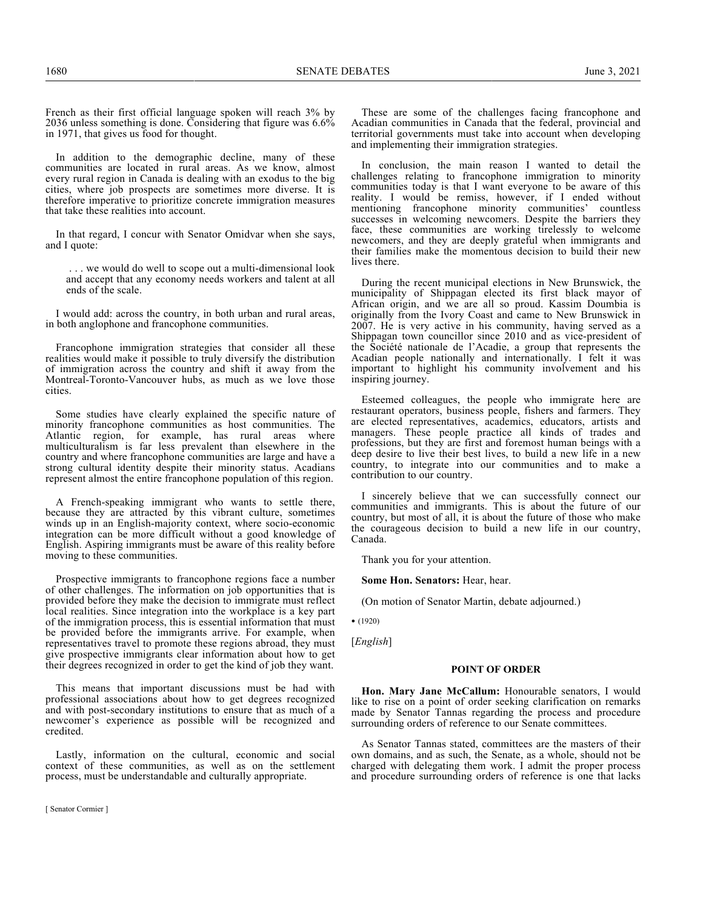French as their first official language spoken will reach 3% by 2036 unless something is done. Considering that figure was 6.6% in 1971, that gives us food for thought.

In addition to the demographic decline, many of these communities are located in rural areas. As we know, almost every rural region in Canada is dealing with an exodus to the big cities, where job prospects are sometimes more diverse. It is therefore imperative to prioritize concrete immigration measures that take these realities into account.

In that regard, I concur with Senator Omidvar when she says, and I quote:

> . . . we would do well to scope out a multi-dimensional look and accept that any economy needs workers and talent at all ends of the scale.

I would add: across the country, in both urban and rural areas, in both anglophone and francophone communities.

Francophone immigration strategies that consider all these realities would make it possible to truly diversify the distribution of immigration across the country and shift it away from the Montreal-Toronto-Vancouver hubs, as much as we love those cities.

Some studies have clearly explained the specific nature of minority francophone communities as host communities. The Atlantic region, for example, has rural areas where multiculturalism is far less prevalent than elsewhere in the country and where francophone communities are large and have a strong cultural identity despite their minority status. Acadians represent almost the entire francophone population of this region.

A French-speaking immigrant who wants to settle there, because they are attracted by this vibrant culture, sometimes winds up in an English-majority context, where socio-economic integration can be more difficult without a good knowledge of English. Aspiring immigrants must be aware of this reality before moving to these communities.

Prospective immigrants to francophone regions face a number of other challenges. The information on job opportunities that is provided before they make the decision to immigrate must reflect local realities. Since integration into the workplace is a key part of the immigration process, this is essential information that must be provided before the immigrants arrive. For example, when representatives travel to promote these regions abroad, they must give prospective immigrants clear information about how to get their degrees recognized in order to get the kind of job they want.

This means that important discussions must be had with professional associations about how to get degrees recognized and with post-secondary institutions to ensure that as much of a newcomer's experience as possible will be recognized and credited.

Lastly, information on the cultural, economic and social context of these communities, as well as on the settlement process, must be understandable and culturally appropriate.

These are some of the challenges facing francophone and Acadian communities in Canada that the federal, provincial and territorial governments must take into account when developing and implementing their immigration strategies.

In conclusion, the main reason I wanted to detail the challenges relating to francophone immigration to minority communities today is that I want everyone to be aware of this reality. I would be remiss, however, if I ended without mentioning francophone minority communities' countless successes in welcoming newcomers. Despite the barriers they face, these communities are working tirelessly to welcome newcomers, and they are deeply grateful when immigrants and their families make the momentous decision to build their new lives there.

During the recent municipal elections in New Brunswick, the municipality of Shippagan elected its first black mayor of African origin, and we are all so proud. Kassim Doumbia is originally from the Ivory Coast and came to New Brunswick in 2007. He is very active in his community, having served as a Shippagan town councillor since 2010 and as vice-president of the Société nationale de l'Acadie, a group that represents the Acadian people nationally and internationally. I felt it was important to highlight his community involvement and his inspiring journey.

Esteemed colleagues, the people who immigrate here are restaurant operators, business people, fishers and farmers. They are elected representatives, academics, educators, artists and managers. These people practice all kinds of trades and professions, but they are first and foremost human beings with a deep desire to live their best lives, to build a new life in a new country, to integrate into our communities and to make a contribution to our country.

I sincerely believe that we can successfully connect our communities and immigrants. This is about the future of our country, but most of all, it is about the future of those who make the courageous decision to build a new life in our country, Canada.

Thank you for your attention.

**Some Hon. Senators:** Hear, hear.

(On motion of Senator Martin, debate adjourned.)

• (1920)

[*English*]

## POINT OF ORDER

**Hon. Mary Jane McCallum:** Honourable senators, I would like to rise on a point of order seeking clarification on remarks made by Senator Tannas regarding the process and procedure surrounding orders of reference to our Senate committees.

As Senator Tannas stated, committees are the masters of their own domains, and as such, the Senate, as a whole, should not be charged with delegating them work. I admit the proper process and procedure surrounding orders of reference is one that lacks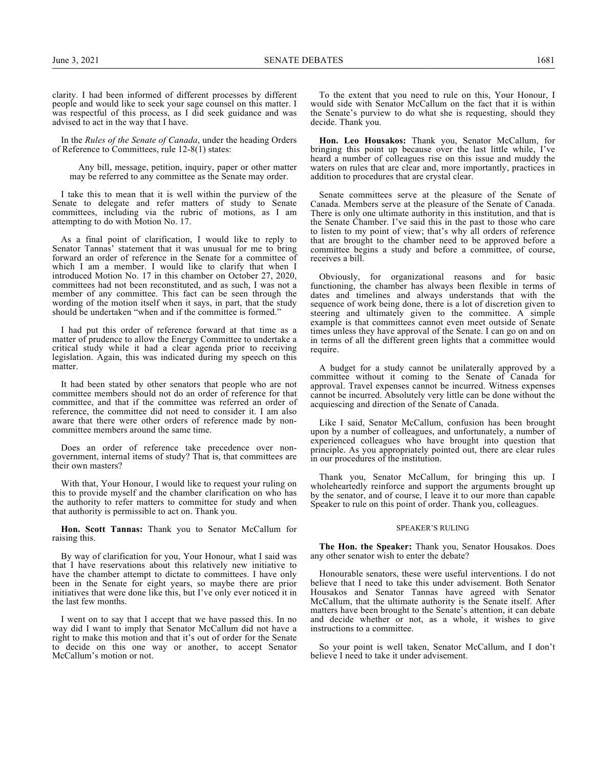clarity. I had been informed of different processes by different people and would like to seek your sage counsel on this matter. I was respectful of this process, as I did seek guidance and was advised to act in the way that I have.

In the *Rules of the Senate of Canada*, under the heading Orders of Reference to Committees, rule 12-8(1) states:

> Any bill, message, petition, inquiry, paper or other matter may be referred to any committee as the Senate may order.

I take this to mean that it is well within the purview of the Senate to delegate and refer matters of study to Senate committees, including via the rubric of motions, as I am attempting to do with Motion No. 17.

As a final point of clarification, I would like to reply to Senator Tannas' statement that it was unusual for me to bring forward an order of reference in the Senate for a committee of which I am a member. I would like to clarify that when I introduced Motion No. 17 in this chamber on October 27, 2020, committees had not been reconstituted, and as such, I was not a member of any committee. This fact can be seen through the wording of the motion itself when it says, in part, that the study should be undertaken "when and if the committee is formed."

I had put this order of reference forward at that time as a matter of prudence to allow the Energy Committee to undertake a critical study while it had a clear agenda prior to receiving legislation. Again, this was indicated during my speech on this matter.

It had been stated by other senators that people who are not committee members should not do an order of reference for that committee, and that if the committee was referred an order of reference, the committee did not need to consider it. I am also aware that there were other orders of reference made by non-committee members around the same time.

Does an order of reference take precedence over non-government, internal items of study? That is, that committees are their own masters?

With that, Your Honour, I would like to request your ruling on this to provide myself and the chamber clarification on who has the authority to refer matters to committee for study and when that authority is permissible to act on. Thank you.

**Hon. Scott Tannas:** Thank you to Senator McCallum for raising this.

By way of clarification for you, Your Honour, what I said was that I have reservations about this relatively new initiative to have the chamber attempt to dictate to committees. I have only been in the Senate for eight years, so maybe there are prior initiatives that were done like this, but I've only ever noticed it in the last few months.

I went on to say that I accept that we have passed this. In no way did I want to imply that Senator McCallum did not have a right to make this motion and that it's out of order for the Senate to decide on this one way or another, to accept Senator McCallum's motion or not.

To the extent that you need to rule on this, Your Honour, I would side with Senator McCallum on the fact that it is within the Senate's purview to do what she is requesting, should they decide. Thank you.

**Hon. Leo Housakos:** Thank you, Senator McCallum, for bringing this point up because over the last little while, I've heard a number of colleagues rise on this issue and muddy the waters on rules that are clear and, more importantly, practices in addition to procedures that are crystal clear.

Senate committees serve at the pleasure of the Senate of Canada. Members serve at the pleasure of the Senate of Canada. There is only one ultimate authority in this institution, and that is the Senate Chamber. I've said this in the past to those who care to listen to my point of view; that's why all orders of reference that are brought to the chamber need to be approved before a committee begins a study and before a committee, of course, receives a bill.

Obviously, for organizational reasons and for basic functioning, the chamber has always been flexible in terms of dates and timelines and always understands that with the sequence of work being done, there is a lot of discretion given to steering and ultimately given to the committee. A simple example is that committees cannot even meet outside of Senate times unless they have approval of the Senate. I can go on and on in terms of all the different green lights that a committee would require.

A budget for a study cannot be unilaterally approved by a committee without it coming to the Senate of Canada for approval. Travel expenses cannot be incurred. Witness expenses cannot be incurred. Absolutely very little can be done without the acquiescing and direction of the Senate of Canada.

Like I said, Senator McCallum, confusion has been brought upon by a number of colleagues, and unfortunately, a number of experienced colleagues who have brought into question that principle. As you appropriately pointed out, there are clear rules in our procedures of the institution.

Thank you, Senator McCallum, for bringing this up. I wholeheartedly reinforce and support the arguments brought up by the senator, and of course, I leave it to our more than capable Speaker to rule on this point of order. Thank you, colleagues.

## SPEAKER'S RULING

**The Hon. the Speaker:** Thank you, Senator Housakos. Does any other senator wish to enter the debate?

Honourable senators, these were useful interventions. I do not believe that I need to take this under advisement. Both Senator Housakos and Senator Tannas have agreed with Senator McCallum, that the ultimate authority is the Senate itself. After matters have been brought to the Senate's attention, it can debate and decide whether or not, as a whole, it wishes to give instructions to a committee.

So your point is well taken, Senator McCallum, and I don't believe I need to take it under advisement.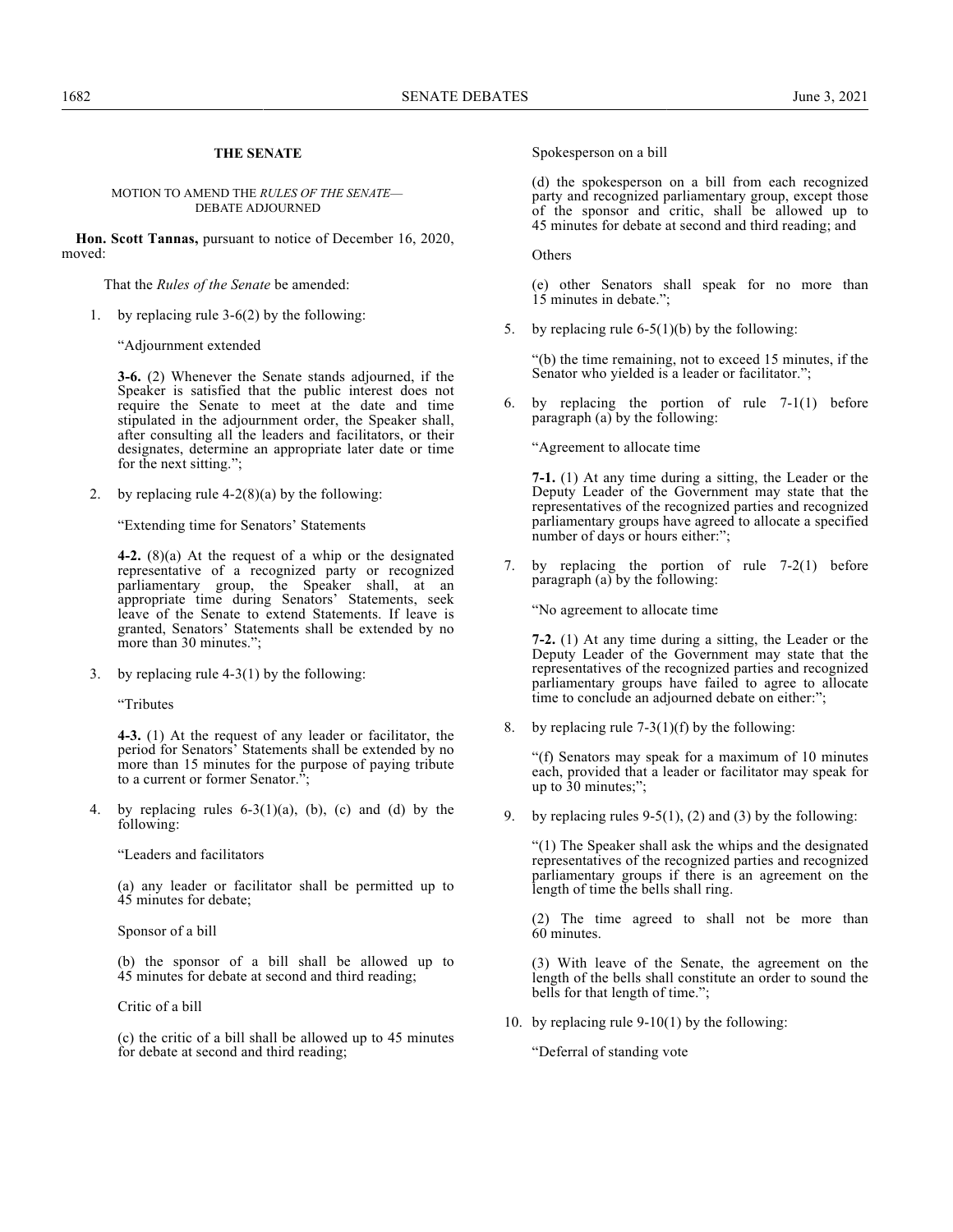## THE SENATE

### MOTION TO AMEND THE *RULES OF THE SENATE*—DEBATE ADJOURNED

**Hon. Scott Tannas,** pursuant to notice of December 16, 2020, moved:

That the *Rules of the Senate* be amended:

1. by replacing rule 3-6(2) by the following:

   "Adjournment extended

   **3-6.** (2) Whenever the Senate stands adjourned, if the Speaker is satisfied that the public interest does not require the Senate to meet at the date and time stipulated in the adjournment order, the Speaker shall, after consulting all the leaders and facilitators, or their designates, determine an appropriate later date or time for the next sitting.";

2. by replacing rule 4-2(8)(a) by the following:

   "Extending time for Senators' Statements

   **4-2.** (8)(a) At the request of a whip or the designated representative of a recognized party or recognized parliamentary group, the Speaker shall, at an appropriate time during Senators' Statements, seek leave of the Senate to extend Statements. If leave is granted, Senators' Statements shall be extended by no more than 30 minutes.";

3. by replacing rule 4-3(1) by the following:

   "Tributes

   **4-3.** (1) At the request of any leader or facilitator, the period for Senators' Statements shall be extended by no more than 15 minutes for the purpose of paying tribute to a current or former Senator.";

4. by replacing rules 6-3(1)(a), (b), (c) and (d) by the following:

   "Leaders and facilitators

   (a) any leader or facilitator shall be permitted up to 45 minutes for debate;

   Sponsor of a bill

   (b) the sponsor of a bill shall be allowed up to 45 minutes for debate at second and third reading;

   Critic of a bill

   (c) the critic of a bill shall be allowed up to 45 minutes for debate at second and third reading;

   Spokesperson on a bill

   (d) the spokesperson on a bill from each recognized party and recognized parliamentary group, except those of the sponsor and critic, shall be allowed up to 45 minutes for debate at second and third reading; and

   Others

   (e) other Senators shall speak for no more than 15 minutes in debate.";

5. by replacing rule 6-5(1)(b) by the following:

   "(b) the time remaining, not to exceed 15 minutes, if the Senator who yielded is a leader or facilitator.";

6. by replacing the portion of rule 7-1(1) before paragraph (a) by the following:

   "Agreement to allocate time

   **7-1.** (1) At any time during a sitting, the Leader or the Deputy Leader of the Government may state that the representatives of the recognized parties and recognized parliamentary groups have agreed to allocate a specified number of days or hours either:";

7. by replacing the portion of rule 7-2(1) before paragraph (a) by the following:

   "No agreement to allocate time

   **7-2.** (1) At any time during a sitting, the Leader or the Deputy Leader of the Government may state that the representatives of the recognized parties and recognized parliamentary groups have failed to agree to allocate time to conclude an adjourned debate on either:";

8. by replacing rule 7-3(1)(f) by the following:

   "(f) Senators may speak for a maximum of 10 minutes each, provided that a leader or facilitator may speak for up to 30 minutes;";

9. by replacing rules 9-5(1), (2) and (3) by the following:

   "(1) The Speaker shall ask the whips and the designated representatives of the recognized parties and recognized parliamentary groups if there is an agreement on the length of time the bells shall ring.

   (2) The time agreed to shall not be more than 60 minutes.

   (3) With leave of the Senate, the agreement on the length of the bells shall constitute an order to sound the bells for that length of time.";

10. by replacing rule 9-10(1) by the following:

    "Deferral of standing vote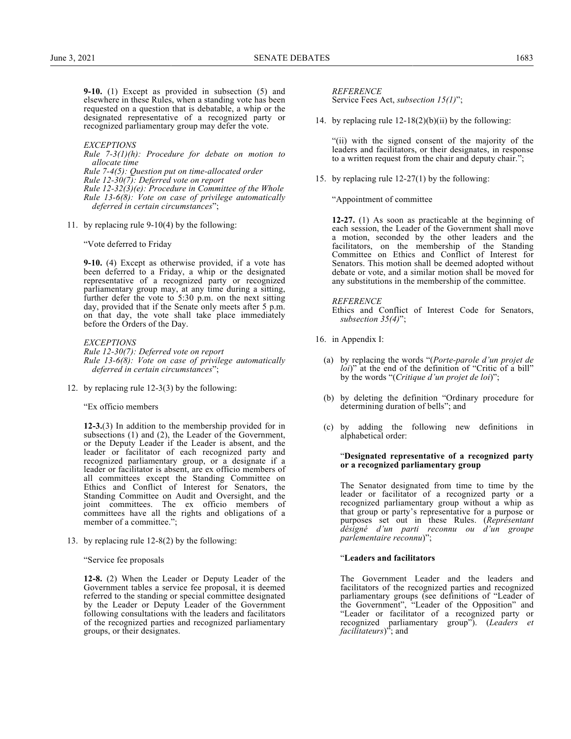**9-10.** (1) Except as provided in subsection (5) and elsewhere in these Rules, when a standing vote has been requested on a question that is debatable, a whip or the designated representative of a recognized party or recognized parliamentary group may defer the vote.

*EXCEPTIONS*

*Rule 7-3(1)(h): Procedure for debate on motion to allocate time*

*Rule 7-4(5): Question put on time-allocated order*

*Rule 12-30(7): Deferred vote on report*

*Rule 12-32(3)(e): Procedure in Committee of the Whole*

*Rule 13-6(8): Vote on case of privilege automatically deferred in certain circumstances*";

11. by replacing rule 9-10(4) by the following:

"Vote deferred to Friday

**9-10.** (4) Except as otherwise provided, if a vote has been deferred to a Friday, a whip or the designated representative of a recognized party or recognized parliamentary group may, at any time during a sitting, further defer the vote to 5:30 p.m. on the next sitting day, provided that if the Senate only meets after 5 p.m. on that day, the vote shall take place immediately before the Orders of the Day.

*EXCEPTIONS*

*Rule 12-30(7): Deferred vote on report*

*Rule 13-6(8): Vote on case of privilege automatically deferred in certain circumstances*";

12. by replacing rule 12-3(3) by the following:

"Ex officio members

**12-3.**(3) In addition to the membership provided for in subsections (1) and (2), the Leader of the Government, or the Deputy Leader if the Leader is absent, and the leader or facilitator of each recognized party and recognized parliamentary group, or a designate if a leader or facilitator is absent, are ex officio members of all committees except the Standing Committee on Ethics and Conflict of Interest for Senators, the Standing Committee on Audit and Oversight, and the joint committees. The ex officio members of committees have all the rights and obligations of a member of a committee.";

13. by replacing rule 12-8(2) by the following:

"Service fee proposals

**12-8.** (2) When the Leader or Deputy Leader of the Government tables a service fee proposal, it is deemed referred to the standing or special committee designated by the Leader or Deputy Leader of the Government following consultations with the leaders and facilitators of the recognized parties and recognized parliamentary groups, or their designates.

*REFERENCE*

Service Fees Act, *subsection 15(1)*";

14. by replacing rule 12-18(2)(b)(ii) by the following:

"(ii) with the signed consent of the majority of the leaders and facilitators, or their designates, in response to a written request from the chair and deputy chair.";

15. by replacing rule 12-27(1) by the following:

"Appointment of committee

**12-27.** (1) As soon as practicable at the beginning of each session, the Leader of the Government shall move a motion, seconded by the other leaders and the facilitators, on the membership of the Standing Committee on Ethics and Conflict of Interest for Senators. This motion shall be deemed adopted without debate or vote, and a similar motion shall be moved for any substitutions in the membership of the committee.

*REFERENCE*

Ethics and Conflict of Interest Code for Senators, *subsection 35(4)*";

16. in Appendix I:

   (a) by replacing the words "(*Porte-parole d'un projet de loi*)" at the end of the definition of "Critic of a bill" by the words "(*Critique d'un projet de loi*)";

   (b) by deleting the definition "Ordinary procedure for determining duration of bells"; and

   (c) by adding the following new definitions in alphabetical order:

"**Designated representative of a recognized party or a recognized parliamentary group**

The Senator designated from time to time by the leader or facilitator of a recognized party or a recognized parliamentary group without a whip as that group or party's representative for a purpose or purposes set out in these Rules. (*Représentant désigné d'un parti reconnu ou d'un groupe parlementaire reconnu*)";

"**Leaders and facilitators**

The Government Leader and the leaders and facilitators of the recognized parties and recognized parliamentary groups (see definitions of "Leader of the Government", "Leader of the Opposition" and "Leader or facilitator of a recognized party or recognized parliamentary group"). (*Leaders et facilitateurs*)"; and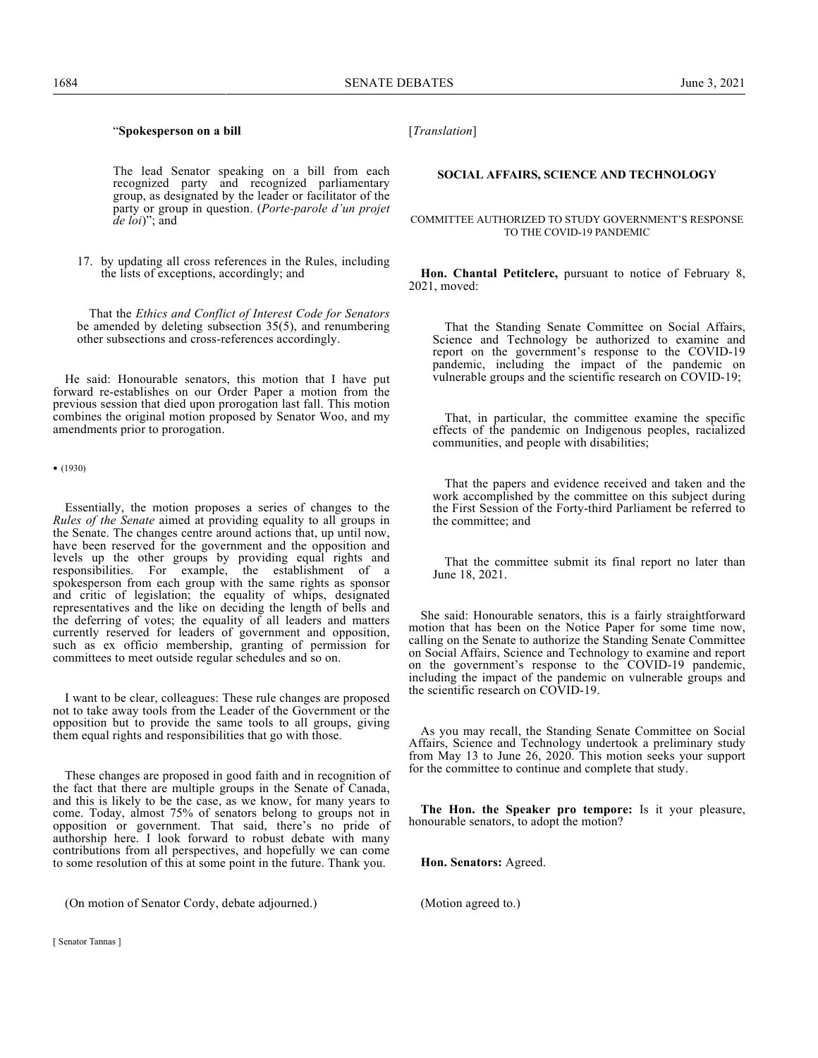"**Spokesperson on a bill**

> The lead Senator speaking on a bill from each recognized party and recognized parliamentary group, as designated by the leader or facilitator of the party or group in question. (*Porte-parole d'un projet de loi*)"; and

17. by updating all cross references in the Rules, including the lists of exceptions, accordingly; and

That the *Ethics and Conflict of Interest Code for Senators* be amended by deleting subsection 35(5), and renumbering other subsections and cross-references accordingly.

He said: Honourable senators, this motion that I have put forward re-establishes on our Order Paper a motion from the previous session that died upon prorogation last fall. This motion combines the original motion proposed by Senator Woo, and my amendments prior to prorogation.

• (1930)

Essentially, the motion proposes a series of changes to the *Rules of the Senate* aimed at providing equality to all groups in the Senate. The changes centre around actions that, up until now, have been reserved for the government and the opposition and levels up the other groups by providing equal rights and responsibilities. For example, the establishment of a spokesperson from each group with the same rights as sponsor and critic of legislation; the equality of whips, designated representatives and the like on deciding the length of bells and the deferring of votes; the equality of all leaders and matters currently reserved for leaders of government and opposition, such as ex officio membership, granting of permission for committees to meet outside regular schedules and so on.

I want to be clear, colleagues: These rule changes are proposed not to take away tools from the Leader of the Government or the opposition but to provide the same tools to all groups, giving them equal rights and responsibilities that go with those.

These changes are proposed in good faith and in recognition of the fact that there are multiple groups in the Senate of Canada, and this is likely to be the case, as we know, for many years to come. Today, almost 75% of senators belong to groups not in opposition or government. That said, there's no pride of authorship here. I look forward to robust debate with many contributions from all perspectives, and hopefully we can come to some resolution of this at some point in the future. Thank you.

(On motion of Senator Cordy, debate adjourned.)

[*Translation*]

## SOCIAL AFFAIRS, SCIENCE AND TECHNOLOGY

### COMMITTEE AUTHORIZED TO STUDY GOVERNMENT'S RESPONSE TO THE COVID-19 PANDEMIC

**Hon. Chantal Petitclerc,** pursuant to notice of February 8, 2021, moved:

> That the Standing Senate Committee on Social Affairs, Science and Technology be authorized to examine and report on the government's response to the COVID-19 pandemic, including the impact of the pandemic on vulnerable groups and the scientific research on COVID-19;
>
> That, in particular, the committee examine the specific effects of the pandemic on Indigenous peoples, racialized communities, and people with disabilities;
>
> That the papers and evidence received and taken and the work accomplished by the committee on this subject during the First Session of the Forty-third Parliament be referred to the committee; and
>
> That the committee submit its final report no later than June 18, 2021.

She said: Honourable senators, this is a fairly straightforward motion that has been on the Notice Paper for some time now, calling on the Senate to authorize the Standing Senate Committee on Social Affairs, Science and Technology to examine and report on the government's response to the COVID-19 pandemic, including the impact of the pandemic on vulnerable groups and the scientific research on COVID-19.

As you may recall, the Standing Senate Committee on Social Affairs, Science and Technology undertook a preliminary study from May 13 to June 26, 2020. This motion seeks your support for the committee to continue and complete that study.

**The Hon. the Speaker pro tempore:** Is it your pleasure, honourable senators, to adopt the motion?

**Hon. Senators:** Agreed.

(Motion agreed to.)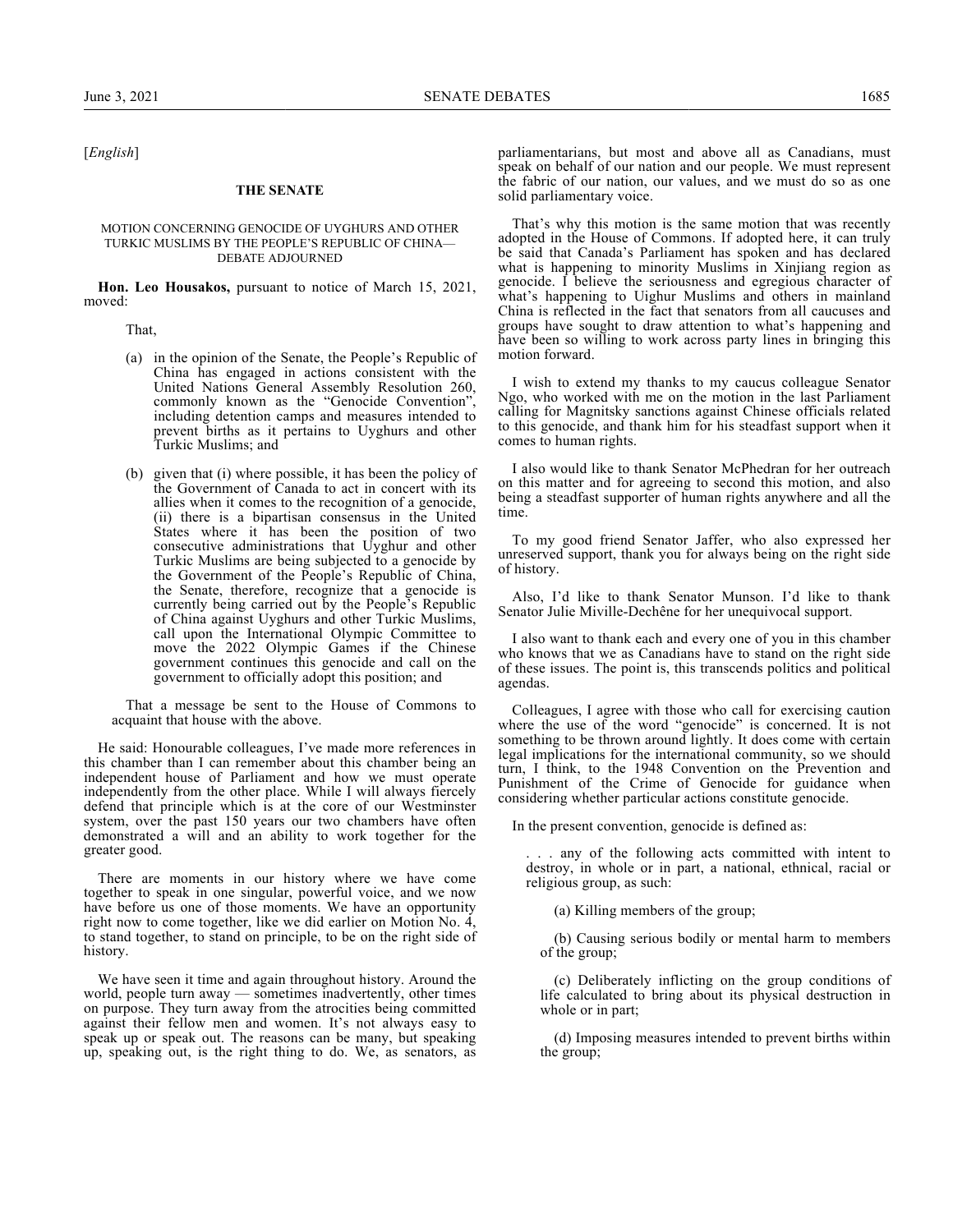[*English*]

## THE SENATE

### MOTION CONCERNING GENOCIDE OF UYGHURS AND OTHER TURKIC MUSLIMS BY THE PEOPLE'S REPUBLIC OF CHINA—DEBATE ADJOURNED

**Hon. Leo Housakos,** pursuant to notice of March 15, 2021, moved:

That,

(a) in the opinion of the Senate, the People's Republic of China has engaged in actions consistent with the United Nations General Assembly Resolution 260, commonly known as the "Genocide Convention", including detention camps and measures intended to prevent births as it pertains to Uyghurs and other Turkic Muslims; and

(b) given that (i) where possible, it has been the policy of the Government of Canada to act in concert with its allies when it comes to the recognition of a genocide, (ii) there is a bipartisan consensus in the United States where it has been the position of two consecutive administrations that Uyghur and other Turkic Muslims are being subjected to a genocide by the Government of the People's Republic of China, the Senate, therefore, recognize that a genocide is currently being carried out by the People's Republic of China against Uyghurs and other Turkic Muslims, call upon the International Olympic Committee to move the 2022 Olympic Games if the Chinese government continues this genocide and call on the government to officially adopt this position; and

That a message be sent to the House of Commons to acquaint that house with the above.

He said: Honourable colleagues, I've made more references in this chamber than I can remember about this chamber being an independent house of Parliament and how we must operate independently from the other place. While I will always fiercely defend that principle which is at the core of our Westminster system, over the past 150 years our two chambers have often demonstrated a will and an ability to work together for the greater good.

There are moments in our history where we have come together to speak in one singular, powerful voice, and we now have before us one of those moments. We have an opportunity right now to come together, like we did earlier on Motion No. 4, to stand together, to stand on principle, to be on the right side of history.

We have seen it time and again throughout history. Around the world, people turn away — sometimes inadvertently, other times on purpose. They turn away from the atrocities being committed against their fellow men and women. It's not always easy to speak up or speak out. The reasons can be many, but speaking up, speaking out, is the right thing to do. We, as senators, as parliamentarians, but most and above all as Canadians, must speak on behalf of our nation and our people. We must represent the fabric of our nation, our values, and we must do so as one solid parliamentary voice.

That's why this motion is the same motion that was recently adopted in the House of Commons. If adopted here, it can truly be said that Canada's Parliament has spoken and has declared what is happening to minority Muslims in Xinjiang region as genocide. I believe the seriousness and egregious character of what's happening to Uighur Muslims and others in mainland China is reflected in the fact that senators from all caucuses and groups have sought to draw attention to what's happening and have been so willing to work across party lines in bringing this motion forward.

I wish to extend my thanks to my caucus colleague Senator Ngo, who worked with me on the motion in the last Parliament calling for Magnitsky sanctions against Chinese officials related to this genocide, and thank him for his steadfast support when it comes to human rights.

I also would like to thank Senator McPhedran for her outreach on this matter and for agreeing to second this motion, and also being a steadfast supporter of human rights anywhere and all the time.

To my good friend Senator Jaffer, who also expressed her unreserved support, thank you for always being on the right side of history.

Also, I'd like to thank Senator Munson. I'd like to thank Senator Julie Miville-Dechêne for her unequivocal support.

I also want to thank each and every one of you in this chamber who knows that we as Canadians have to stand on the right side of these issues. The point is, this transcends politics and political agendas.

Colleagues, I agree with those who call for exercising caution where the use of the word "genocide" is concerned. It is not something to be thrown around lightly. It does come with certain legal implications for the international community, so we should turn, I think, to the 1948 Convention on the Prevention and Punishment of the Crime of Genocide for guidance when considering whether particular actions constitute genocide.

In the present convention, genocide is defined as:

> . . . any of the following acts committed with intent to destroy, in whole or in part, a national, ethnical, racial or religious group, as such:
>
> (a) Killing members of the group;
>
> (b) Causing serious bodily or mental harm to members of the group;
>
> (c) Deliberately inflicting on the group conditions of life calculated to bring about its physical destruction in whole or in part;
>
> (d) Imposing measures intended to prevent births within the group;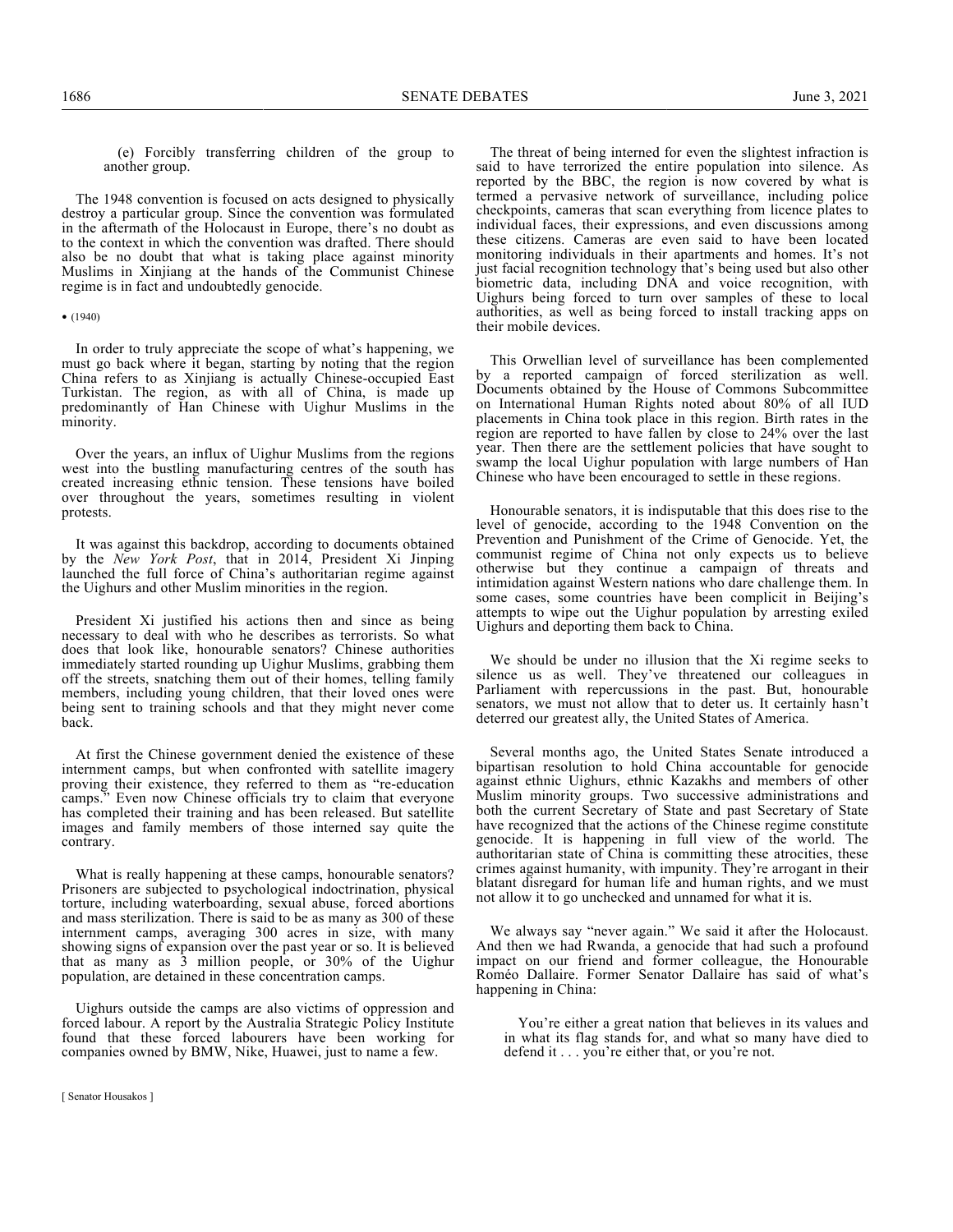(e) Forcibly transferring children of the group to another group.

The 1948 convention is focused on acts designed to physically destroy a particular group. Since the convention was formulated in the aftermath of the Holocaust in Europe, there's no doubt as to the context in which the convention was drafted. There should also be no doubt that what is taking place against minority Muslims in Xinjiang at the hands of the Communist Chinese regime is in fact and undoubtedly genocide.

• (1940)

In order to truly appreciate the scope of what's happening, we must go back where it began, starting by noting that the region China refers to as Xinjiang is actually Chinese-occupied East Turkistan. The region, as with all of China, is made up predominantly of Han Chinese with Uighur Muslims in the minority.

Over the years, an influx of Uighur Muslims from the regions west into the bustling manufacturing centres of the south has created increasing ethnic tension. These tensions have boiled over throughout the years, sometimes resulting in violent protests.

It was against this backdrop, according to documents obtained by the *New York Post*, that in 2014, President Xi Jinping launched the full force of China's authoritarian regime against the Uighurs and other Muslim minorities in the region.

President Xi justified his actions then and since as being necessary to deal with who he describes as terrorists. So what does that look like, honourable senators? Chinese authorities immediately started rounding up Uighur Muslims, grabbing them off the streets, snatching them out of their homes, telling family members, including young children, that their loved ones were being sent to training schools and that they might never come back.

At first the Chinese government denied the existence of these internment camps, but when confronted with satellite imagery proving their existence, they referred to them as "re-education camps." Even now Chinese officials try to claim that everyone has completed their training and has been released. But satellite images and family members of those interned say quite the contrary.

What is really happening at these camps, honourable senators? Prisoners are subjected to psychological indoctrination, physical torture, including waterboarding, sexual abuse, forced abortions and mass sterilization. There is said to be as many as 300 of these internment camps, averaging 300 acres in size, with many showing signs of expansion over the past year or so. It is believed that as many as 3 million people, or 30% of the Uighur population, are detained in these concentration camps.

Uighurs outside the camps are also victims of oppression and forced labour. A report by the Australia Strategic Policy Institute found that these forced labourers have been working for companies owned by BMW, Nike, Huawei, just to name a few.

The threat of being interned for even the slightest infraction is said to have terrorized the entire population into silence. As reported by the BBC, the region is now covered by what is termed a pervasive network of surveillance, including police checkpoints, cameras that scan everything from licence plates to individual faces, their expressions, and even discussions among these citizens. Cameras are even said to have been located monitoring individuals in their apartments and homes. It's not just facial recognition technology that's being used but also other biometric data, including DNA and voice recognition, with Uighurs being forced to turn over samples of these to local authorities, as well as being forced to install tracking apps on their mobile devices.

This Orwellian level of surveillance has been complemented by a reported campaign of forced sterilization as well. Documents obtained by the House of Commons Subcommittee on International Human Rights noted about 80% of all IUD placements in China took place in this region. Birth rates in the region are reported to have fallen by close to 24% over the last year. Then there are the settlement policies that have sought to swamp the local Uighur population with large numbers of Han Chinese who have been encouraged to settle in these regions.

Honourable senators, it is indisputable that this does rise to the level of genocide, according to the 1948 Convention on the Prevention and Punishment of the Crime of Genocide. Yet, the communist regime of China not only expects us to believe otherwise but they continue a campaign of threats and intimidation against Western nations who dare challenge them. In some cases, some countries have been complicit in Beijing's attempts to wipe out the Uighur population by arresting exiled Uighurs and deporting them back to China.

We should be under no illusion that the Xi regime seeks to silence us as well. They've threatened our colleagues in Parliament with repercussions in the past. But, honourable senators, we must not allow that to deter us. It certainly hasn't deterred our greatest ally, the United States of America.

Several months ago, the United States Senate introduced a bipartisan resolution to hold China accountable for genocide against ethnic Uighurs, ethnic Kazakhs and members of other Muslim minority groups. Two successive administrations and both the current Secretary of State and past Secretary of State have recognized that the actions of the Chinese regime constitute genocide. It is happening in full view of the world. The authoritarian state of China is committing these atrocities, these crimes against humanity, with impunity. They're arrogant in their blatant disregard for human life and human rights, and we must not allow it to go unchecked and unnamed for what it is.

We always say "never again." We said it after the Holocaust. And then we had Rwanda, a genocide that had such a profound impact on our friend and former colleague, the Honourable Roméo Dallaire. Former Senator Dallaire has said of what's happening in China:

> You're either a great nation that believes in its values and in what its flag stands for, and what so many have died to defend it . . . you're either that, or you're not.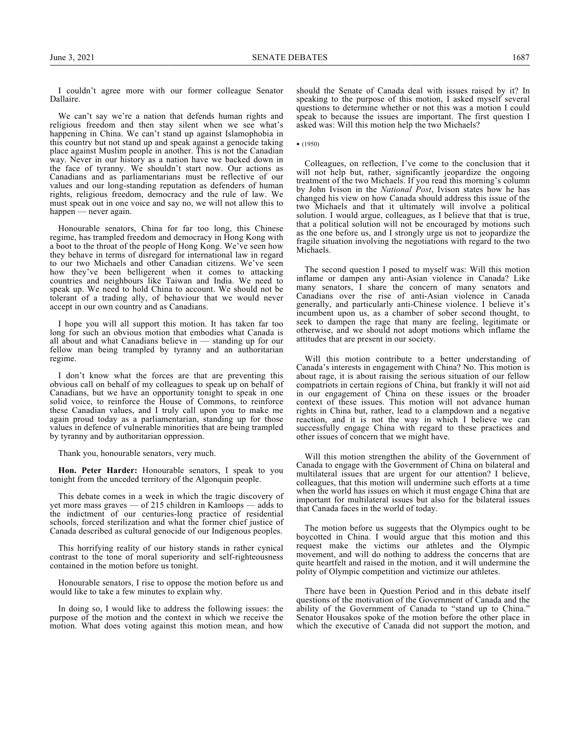I couldn't agree more with our former colleague Senator Dallaire.

We can't say we're a nation that defends human rights and religious freedom and then stay silent when we see what's happening in China. We can't stand up against Islamophobia in this country but not stand up and speak against a genocide taking place against Muslim people in another. This is not the Canadian way. Never in our history as a nation have we backed down in the face of tyranny. We shouldn't start now. Our actions as Canadians and as parliamentarians must be reflective of our values and our long-standing reputation as defenders of human rights, religious freedom, democracy and the rule of law. We must speak out in one voice and say no, we will not allow this to happen — never again.

Honourable senators, China for far too long, this Chinese regime, has trampled freedom and democracy in Hong Kong with a boot to the throat of the people of Hong Kong. We've seen how they behave in terms of disregard for international law in regard to our two Michaels and other Canadian citizens. We've seen how they've been belligerent when it comes to attacking countries and neighbours like Taiwan and India. We need to speak up. We need to hold China to account. We should not be tolerant of a trading ally, of behaviour that we would never accept in our own country and as Canadians.

I hope you will all support this motion. It has taken far too long for such an obvious motion that embodies what Canada is all about and what Canadians believe in — standing up for our fellow man being trampled by tyranny and an authoritarian regime.

I don't know what the forces are that are preventing this obvious call on behalf of my colleagues to speak up on behalf of Canadians, but we have an opportunity tonight to speak in one solid voice, to reinforce the House of Commons, to reinforce these Canadian values, and I truly call upon you to make me again proud today as a parliamentarian, standing up for those values in defence of vulnerable minorities that are being trampled by tyranny and by authoritarian oppression.

Thank you, honourable senators, very much.

**Hon. Peter Harder:** Honourable senators, I speak to you tonight from the unceded territory of the Algonquin people.

This debate comes in a week in which the tragic discovery of yet more mass graves — of 215 children in Kamloops — adds to the indictment of our centuries-long practice of residential schools, forced sterilization and what the former chief justice of Canada described as cultural genocide of our Indigenous peoples.

This horrifying reality of our history stands in rather cynical contrast to the tone of moral superiority and self-righteousness contained in the motion before us tonight.

Honourable senators, I rise to oppose the motion before us and would like to take a few minutes to explain why.

In doing so, I would like to address the following issues: the purpose of the motion and the context in which we receive the motion. What does voting against this motion mean, and how should the Senate of Canada deal with issues raised by it? In speaking to the purpose of this motion, I asked myself several questions to determine whether or not this was a motion I could speak to because the issues are important. The first question I asked was: Will this motion help the two Michaels?

• (1950)

Colleagues, on reflection, I've come to the conclusion that it will not help but, rather, significantly jeopardize the ongoing treatment of the two Michaels. If you read this morning's column by John Ivison in the *National Post*, Ivison states how he has changed his view on how Canada should address this issue of the two Michaels and that it ultimately will involve a political solution. I would argue, colleagues, as I believe that that is true, that a political solution will not be encouraged by motions such as the one before us, and I strongly urge us not to jeopardize the fragile situation involving the negotiations with regard to the two Michaels.

The second question I posed to myself was: Will this motion inflame or dampen any anti-Asian violence in Canada? Like many senators, I share the concern of many senators and Canadians over the rise of anti-Asian violence in Canada generally, and particularly anti-Chinese violence. I believe it's incumbent upon us, as a chamber of sober second thought, to seek to dampen the rage that many are feeling, legitimate or otherwise, and we should not adopt motions which inflame the attitudes that are present in our society.

Will this motion contribute to a better understanding of Canada's interests in engagement with China? No. This motion is about rage, it is about raising the serious situation of our fellow compatriots in certain regions of China, but frankly it will not aid in our engagement of China on these issues or the broader context of these issues. This motion will not advance human rights in China but, rather, lead to a clampdown and a negative reaction, and it is not the way in which I believe we can successfully engage China with regard to these practices and other issues of concern that we might have.

Will this motion strengthen the ability of the Government of Canada to engage with the Government of China on bilateral and multilateral issues that are urgent for our attention? I believe, colleagues, that this motion will undermine such efforts at a time when the world has issues on which it must engage China that are important for multilateral issues but also for the bilateral issues that Canada faces in the world of today.

The motion before us suggests that the Olympics ought to be boycotted in China. I would argue that this motion and this request make the victims our athletes and the Olympic movement, and will do nothing to address the concerns that are quite heartfelt and raised in the motion, and it will undermine the polity of Olympic competition and victimize our athletes.

There have been in Question Period and in this debate itself questions of the motivation of the Government of Canada and the ability of the Government of Canada to "stand up to China." Senator Housakos spoke of the motion before the other place in which the executive of Canada did not support the motion, and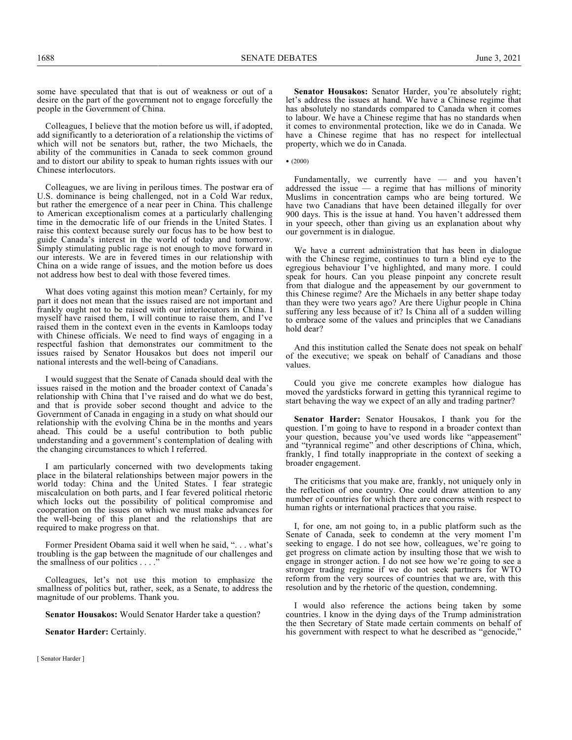some have speculated that that is out of weakness or out of a desire on the part of the government not to engage forcefully the people in the Government of China.

Colleagues, I believe that the motion before us will, if adopted, add significantly to a deterioration of a relationship the victims of which will not be senators but, rather, the two Michaels, the ability of the communities in Canada to seek common ground and to distort our ability to speak to human rights issues with our Chinese interlocutors.

Colleagues, we are living in perilous times. The postwar era of U.S. dominance is being challenged, not in a Cold War redux, but rather the emergence of a near peer in China. This challenge to American exceptionalism comes at a particularly challenging time in the democratic life of our friends in the United States. I raise this context because surely our focus has to be how best to guide Canada's interest in the world of today and tomorrow. Simply stimulating public rage is not enough to move forward in our interests. We are in fevered times in our relationship with China on a wide range of issues, and the motion before us does not address how best to deal with those fevered times.

What does voting against this motion mean? Certainly, for my part it does not mean that the issues raised are not important and frankly ought not to be raised with our interlocutors in China. I myself have raised them, I will continue to raise them, and I've raised them in the context even in the events in Kamloops today with Chinese officials. We need to find ways of engaging in a respectful fashion that demonstrates our commitment to the issues raised by Senator Housakos but does not imperil our national interests and the well-being of Canadians.

I would suggest that the Senate of Canada should deal with the issues raised in the motion and the broader context of Canada's relationship with China that I've raised and do what we do best, and that is provide sober second thought and advice to the Government of Canada in engaging in a study on what should our relationship with the evolving China be in the months and years ahead. This could be a useful contribution to both public understanding and a government's contemplation of dealing with the changing circumstances to which I referred.

I am particularly concerned with two developments taking place in the bilateral relationships between major powers in the world today: China and the United States. I fear strategic miscalculation on both parts, and I fear fevered political rhetoric which locks out the possibility of political compromise and cooperation on the issues on which we must make advances for the well-being of this planet and the relationships that are required to make progress on that.

Former President Obama said it well when he said, ". . . what's troubling is the gap between the magnitude of our challenges and the smallness of our politics . . . ."

Colleagues, let's not use this motion to emphasize the smallness of politics but, rather, seek, as a Senate, to address the magnitude of our problems. Thank you.

**Senator Housakos:** Would Senator Harder take a question?

**Senator Harder:** Certainly.

**Senator Housakos:** Senator Harder, you're absolutely right; let's address the issues at hand. We have a Chinese regime that has absolutely no standards compared to Canada when it comes to labour. We have a Chinese regime that has no standards when it comes to environmental protection, like we do in Canada. We have a Chinese regime that has no respect for intellectual property, which we do in Canada.

• (2000)

Fundamentally, we currently have — and you haven't addressed the issue — a regime that has millions of minority Muslims in concentration camps who are being tortured. We have two Canadians that have been detained illegally for over 900 days. This is the issue at hand. You haven't addressed them in your speech, other than giving us an explanation about why our government is in dialogue.

We have a current administration that has been in dialogue with the Chinese regime, continues to turn a blind eye to the egregious behaviour I've highlighted, and many more. I could speak for hours. Can you please pinpoint any concrete result from that dialogue and the appeasement by our government to this Chinese regime? Are the Michaels in any better shape today than they were two years ago? Are there Uighur people in China suffering any less because of it? Is China all of a sudden willing to embrace some of the values and principles that we Canadians hold dear?

And this institution called the Senate does not speak on behalf of the executive; we speak on behalf of Canadians and those values.

Could you give me concrete examples how dialogue has moved the yardsticks forward in getting this tyrannical regime to start behaving the way we expect of an ally and trading partner?

**Senator Harder:** Senator Housakos, I thank you for the question. I'm going to have to respond in a broader context than your question, because you've used words like "appeasement" and "tyrannical regime" and other descriptions of China, which, frankly, I find totally inappropriate in the context of seeking a broader engagement.

The criticisms that you make are, frankly, not uniquely only in the reflection of one country. One could draw attention to any number of countries for which there are concerns with respect to human rights or international practices that you raise.

I, for one, am not going to, in a public platform such as the Senate of Canada, seek to condemn at the very moment I'm seeking to engage. I do not see how, colleagues, we're going to get progress on climate action by insulting those that we wish to engage in stronger action. I do not see how we're going to see a stronger trading regime if we do not seek partners for WTO reform from the very sources of countries that we are, with this resolution and by the rhetoric of the question, condemning.

I would also reference the actions being taken by some countries. I know in the dying days of the Trump administration the then Secretary of State made certain comments on behalf of his government with respect to what he described as "genocide,"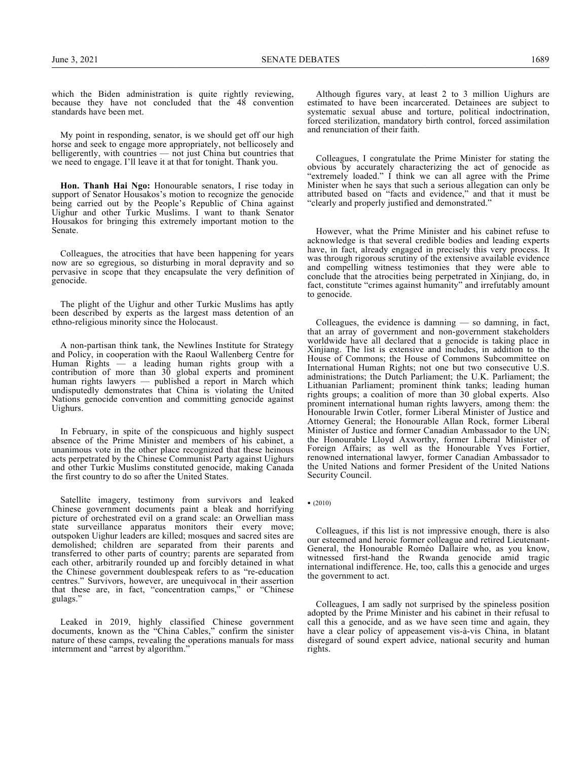which the Biden administration is quite rightly reviewing, because they have not concluded that the 48 convention standards have been met.

My point in responding, senator, is we should get off our high horse and seek to engage more appropriately, not bellicosely and belligerently, with countries — not just China but countries that we need to engage. I'll leave it at that for tonight. Thank you.

**Hon. Thanh Hai Ngo:** Honourable senators, I rise today in support of Senator Housakos's motion to recognize the genocide being carried out by the People's Republic of China against Uighur and other Turkic Muslims. I want to thank Senator Housakos for bringing this extremely important motion to the Senate.

Colleagues, the atrocities that have been happening for years now are so egregious, so disturbing in moral depravity and so pervasive in scope that they encapsulate the very definition of genocide.

The plight of the Uighur and other Turkic Muslims has aptly been described by experts as the largest mass detention of an ethno-religious minority since the Holocaust.

A non-partisan think tank, the Newlines Institute for Strategy and Policy, in cooperation with the Raoul Wallenberg Centre for Human Rights — a leading human rights group with a contribution of more than 30 global experts and prominent human rights lawyers — published a report in March which undisputedly demonstrates that China is violating the United Nations genocide convention and committing genocide against Uighurs.

In February, in spite of the conspicuous and highly suspect absence of the Prime Minister and members of his cabinet, a unanimous vote in the other place recognized that these heinous acts perpetrated by the Chinese Communist Party against Uighurs and other Turkic Muslims constituted genocide, making Canada the first country to do so after the United States.

Satellite imagery, testimony from survivors and leaked Chinese government documents paint a bleak and horrifying picture of orchestrated evil on a grand scale: an Orwellian mass state surveillance apparatus monitors their every move; outspoken Uighur leaders are killed; mosques and sacred sites are demolished; children are separated from their parents and transferred to other parts of country; parents are separated from each other, arbitrarily rounded up and forcibly detained in what the Chinese government doublespeak refers to as "re-education centres." Survivors, however, are unequivocal in their assertion that these are, in fact, "concentration camps," or "Chinese gulags."

Leaked in 2019, highly classified Chinese government documents, known as the "China Cables," confirm the sinister nature of these camps, revealing the operations manuals for mass internment and "arrest by algorithm."

Although figures vary, at least 2 to 3 million Uighurs are estimated to have been incarcerated. Detainees are subject to systematic sexual abuse and torture, political indoctrination, forced sterilization, mandatory birth control, forced assimilation and renunciation of their faith.

Colleagues, I congratulate the Prime Minister for stating the obvious by accurately characterizing the act of genocide as "extremely loaded." I think we can all agree with the Prime Minister when he says that such a serious allegation can only be attributed based on "facts and evidence," and that it must be "clearly and properly justified and demonstrated."

However, what the Prime Minister and his cabinet refuse to acknowledge is that several credible bodies and leading experts have, in fact, already engaged in precisely this very process. It was through rigorous scrutiny of the extensive available evidence and compelling witness testimonies that they were able to conclude that the atrocities being perpetrated in Xinjiang, do, in fact, constitute "crimes against humanity" and irrefutably amount to genocide.

Colleagues, the evidence is damning — so damning, in fact, that an array of government and non-government stakeholders worldwide have all declared that a genocide is taking place in Xinjiang. The list is extensive and includes, in addition to the House of Commons; the House of Commons Subcommittee on International Human Rights; not one but two consecutive U.S. administrations; the Dutch Parliament; the U.K. Parliament; the Lithuanian Parliament; prominent think tanks; leading human rights groups; a coalition of more than 30 global experts. Also prominent international human rights lawyers, among them: the Honourable Irwin Cotler, former Liberal Minister of Justice and Attorney General; the Honourable Allan Rock, former Liberal Minister of Justice and former Canadian Ambassador to the UN; the Honourable Lloyd Axworthy, former Liberal Minister of Foreign Affairs; as well as the Honourable Yves Fortier, renowned international lawyer, former Canadian Ambassador to the United Nations and former President of the United Nations Security Council.

• (2010)

Colleagues, if this list is not impressive enough, there is also our esteemed and heroic former colleague and retired Lieutenant-General, the Honourable Roméo Dallaire who, as you know, witnessed first-hand the Rwanda genocide amid tragic international indifference. He, too, calls this a genocide and urges the government to act.

Colleagues, I am sadly not surprised by the spineless position adopted by the Prime Minister and his cabinet in their refusal to call this a genocide, and as we have seen time and again, they have a clear policy of appeasement vis-à-vis China, in blatant disregard of sound expert advice, national security and human rights.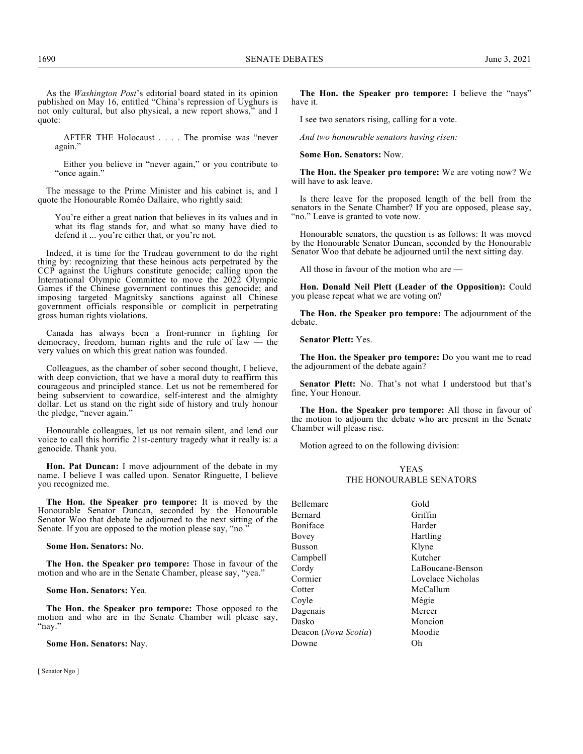As the *Washington Post*'s editorial board stated in its opinion published on May 16, entitled "China's repression of Uyghurs is not only cultural, but also physical, a new report shows," and I quote:

> AFTER THE Holocaust . . . . The promise was "never again."
>
> Either you believe in "never again," or you contribute to "once again."

The message to the Prime Minister and his cabinet is, and I quote the Honourable Roméo Dallaire, who rightly said:

> You're either a great nation that believes in its values and in what its flag stands for, and what so many have died to defend it ... you're either that, or you're not.

Indeed, it is time for the Trudeau government to do the right thing by: recognizing that these heinous acts perpetrated by the CCP against the Uighurs constitute genocide; calling upon the International Olympic Committee to move the 2022 Olympic Games if the Chinese government continues this genocide; and imposing targeted Magnitsky sanctions against all Chinese government officials responsible or complicit in perpetrating gross human rights violations.

Canada has always been a front-runner in fighting for democracy, freedom, human rights and the rule of law — the very values on which this great nation was founded.

Colleagues, as the chamber of sober second thought, I believe, with deep conviction, that we have a moral duty to reaffirm this courageous and principled stance. Let us not be remembered for being subservient to cowardice, self-interest and the almighty dollar. Let us stand on the right side of history and truly honour the pledge, "never again."

Honourable colleagues, let us not remain silent, and lend our voice to call this horrific 21st-century tragedy what it really is: a genocide. Thank you.

**Hon. Pat Duncan:** I move adjournment of the debate in my name. I believe I was called upon. Senator Ringuette, I believe you recognized me.

**The Hon. the Speaker pro tempore:** It is moved by the Honourable Senator Duncan, seconded by the Honourable Senator Woo that debate be adjourned to the next sitting of the Senate. If you are opposed to the motion please say, "no."

**Some Hon. Senators:** No.

**The Hon. the Speaker pro tempore:** Those in favour of the motion and who are in the Senate Chamber, please say, "yea."

**Some Hon. Senators:** Yea.

**The Hon. the Speaker pro tempore:** Those opposed to the motion and who are in the Senate Chamber will please say, "nay."

**Some Hon. Senators:** Nay.

**The Hon. the Speaker pro tempore:** I believe the "nays" have it.

I see two senators rising, calling for a vote.

*And two honourable senators having risen:*

**Some Hon. Senators:** Now.

**The Hon. the Speaker pro tempore:** We are voting now? We will have to ask leave.

Is there leave for the proposed length of the bell from the senators in the Senate Chamber? If you are opposed, please say, "no." Leave is granted to vote now.

Honourable senators, the question is as follows: It was moved by the Honourable Senator Duncan, seconded by the Honourable Senator Woo that debate be adjourned until the next sitting day.

All those in favour of the motion who are —

**Hon. Donald Neil Plett (Leader of the Opposition):** Could you please repeat what we are voting on?

**The Hon. the Speaker pro tempore:** The adjournment of the debate.

**Senator Plett:** Yes.

**The Hon. the Speaker pro tempore:** Do you want me to read the adjournment of the debate again?

**Senator Plett:** No. That's not what I understood but that's fine, Your Honour.

**The Hon. the Speaker pro tempore:** All those in favour of the motion to adjourn the debate who are present in the Senate Chamber will please rise.

Motion agreed to on the following division:

YEAS
THE HONOURABLE SENATORS

| | |
|---|---|
| Bellemare | Gold |
| Bernard | Griffin |
| Boniface | Harder |
| Bovey | Hartling |
| Busson | Klyne |
| Campbell | Kutcher |
| Cordy | LaBoucane-Benson |
| Cormier | Lovelace Nicholas |
| Cotter | McCallum |
| Coyle | Mégie |
| Dagenais | Mercer |
| Dasko | Moncion |
| Deacon (*Nova Scotia*) | Moodie |
| Downe | Oh |

[ Senator Ngo ]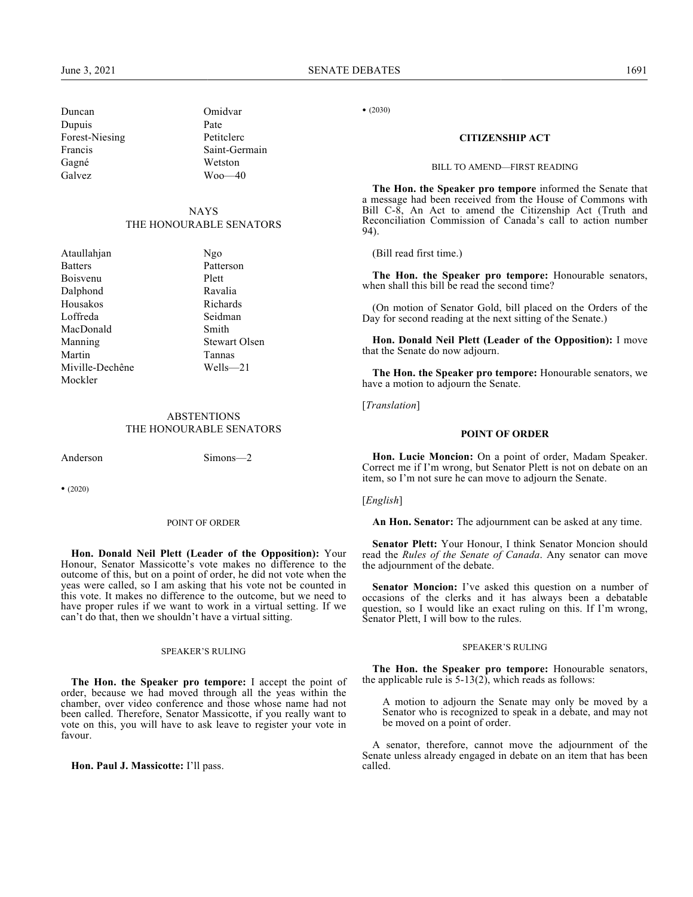| | |
|---|---|
| Duncan | Omidvar |
| Dupuis | Pate |
| Forest-Niesing | Petitclerc |
| Francis | Saint-Germain |
| Gagné | Wetston |
| Galvez | Woo—40 |

NAYS
THE HONOURABLE SENATORS

| | |
|---|---|
| Ataullahjan | Ngo |
| Batters | Patterson |
| Boisvenu | Plett |
| Dalphond | Ravalia |
| Housakos | Richards |
| Loffreda | Seidman |
| MacDonald | Smith |
| Manning | Stewart Olsen |
| Martin | Tannas |
| Miville-Dechêne | Wells—21 |
| Mockler | |

ABSTENTIONS
THE HONOURABLE SENATORS

| | |
|---|---|
| Anderson | Simons—2 |

• (2020)

POINT OF ORDER

**Hon. Donald Neil Plett (Leader of the Opposition):** Your Honour, Senator Massicotte's vote makes no difference to the outcome of this, but on a point of order, he did not vote when the yeas were called, so I am asking that his vote not be counted in this vote. It makes no difference to the outcome, but we need to have proper rules if we want to work in a virtual setting. If we can't do that, then we shouldn't have a virtual sitting.

SPEAKER'S RULING

**The Hon. the Speaker pro tempore:** I accept the point of order, because we had moved through all the yeas within the chamber, over video conference and those whose name had not been called. Therefore, Senator Massicotte, if you really want to vote on this, you will have to ask leave to register your vote in favour.

**Hon. Paul J. Massicotte:** I'll pass.

• (2030)

## CITIZENSHIP ACT

BILL TO AMEND—FIRST READING

**The Hon. the Speaker pro tempore** informed the Senate that a message had been received from the House of Commons with Bill C-8, An Act to amend the Citizenship Act (Truth and Reconciliation Commission of Canada's call to action number 94).

(Bill read first time.)

**The Hon. the Speaker pro tempore:** Honourable senators, when shall this bill be read the second time?

(On motion of Senator Gold, bill placed on the Orders of the Day for second reading at the next sitting of the Senate.)

**Hon. Donald Neil Plett (Leader of the Opposition):** I move that the Senate do now adjourn.

**The Hon. the Speaker pro tempore:** Honourable senators, we have a motion to adjourn the Senate.

[*Translation*]

## POINT OF ORDER

**Hon. Lucie Moncion:** On a point of order, Madam Speaker. Correct me if I'm wrong, but Senator Plett is not on debate on an item, so I'm not sure he can move to adjourn the Senate.

[*English*]

**An Hon. Senator:** The adjournment can be asked at any time.

**Senator Plett:** Your Honour, I think Senator Moncion should read the *Rules of the Senate of Canada*. Any senator can move the adjournment of the debate.

**Senator Moncion:** I've asked this question on a number of occasions of the clerks and it has always been a debatable question, so I would like an exact ruling on this. If I'm wrong, Senator Plett, I will bow to the rules.

SPEAKER'S RULING

**The Hon. the Speaker pro tempore:** Honourable senators, the applicable rule is 5-13(2), which reads as follows:

> A motion to adjourn the Senate may only be moved by a Senator who is recognized to speak in a debate, and may not be moved on a point of order.

A senator, therefore, cannot move the adjournment of the Senate unless already engaged in debate on an item that has been called.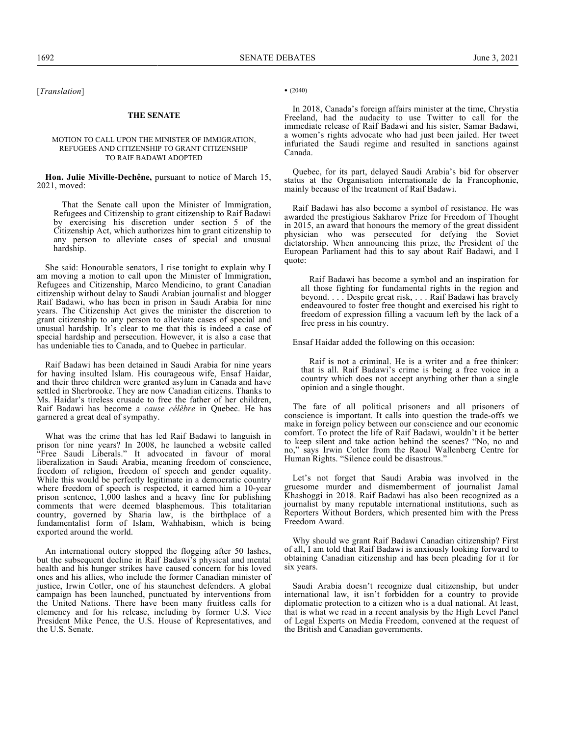[*Translation*]

## THE SENATE

### MOTION TO CALL UPON THE MINISTER OF IMMIGRATION, REFUGEES AND CITIZENSHIP TO GRANT CITIZENSHIP TO RAIF BADAWI ADOPTED

**Hon. Julie Miville-Dechêne,** pursuant to notice of March 15, 2021, moved:

> That the Senate call upon the Minister of Immigration, Refugees and Citizenship to grant citizenship to Raif Badawi by exercising his discretion under section 5 of the Citizenship Act, which authorizes him to grant citizenship to any person to alleviate cases of special and unusual hardship.

She said: Honourable senators, I rise tonight to explain why I am moving a motion to call upon the Minister of Immigration, Refugees and Citizenship, Marco Mendicino, to grant Canadian citizenship without delay to Saudi Arabian journalist and blogger Raif Badawi, who has been in prison in Saudi Arabia for nine years. The Citizenship Act gives the minister the discretion to grant citizenship to any person to alleviate cases of special and unusual hardship. It's clear to me that this is indeed a case of special hardship and persecution. However, it is also a case that has undeniable ties to Canada, and to Quebec in particular.

Raif Badawi has been detained in Saudi Arabia for nine years for having insulted Islam. His courageous wife, Ensaf Haidar, and their three children were granted asylum in Canada and have settled in Sherbrooke. They are now Canadian citizens. Thanks to Ms. Haidar's tireless crusade to free the father of her children, Raif Badawi has become a *cause célèbre* in Quebec. He has garnered a great deal of sympathy.

What was the crime that has led Raif Badawi to languish in prison for nine years? In 2008, he launched a website called "Free Saudi Liberals." It advocated in favour of moral liberalization in Saudi Arabia, meaning freedom of conscience, freedom of religion, freedom of speech and gender equality. While this would be perfectly legitimate in a democratic country where freedom of speech is respected, it earned him a 10-year prison sentence, 1,000 lashes and a heavy fine for publishing comments that were deemed blasphemous. This totalitarian country, governed by Sharia law, is the birthplace of a fundamentalist form of Islam, Wahhabism, which is being exported around the world.

An international outcry stopped the flogging after 50 lashes, but the subsequent decline in Raif Badawi's physical and mental health and his hunger strikes have caused concern for his loved ones and his allies, who include the former Canadian minister of justice, Irwin Cotler, one of his staunchest defenders. A global campaign has been launched, punctuated by interventions from the United Nations. There have been many fruitless calls for clemency and for his release, including by former U.S. Vice President Mike Pence, the U.S. House of Representatives, and the U.S. Senate.

• (2040)

In 2018, Canada's foreign affairs minister at the time, Chrystia Freeland, had the audacity to use Twitter to call for the immediate release of Raif Badawi and his sister, Samar Badawi, a women's rights advocate who had just been jailed. Her tweet infuriated the Saudi regime and resulted in sanctions against Canada.

Quebec, for its part, delayed Saudi Arabia's bid for observer status at the Organisation internationale de la Francophonie, mainly because of the treatment of Raif Badawi.

Raif Badawi has also become a symbol of resistance. He was awarded the prestigious Sakharov Prize for Freedom of Thought in 2015, an award that honours the memory of the great dissident physician who was persecuted for defying the Soviet dictatorship. When announcing this prize, the President of the European Parliament had this to say about Raif Badawi, and I quote:

> Raif Badawi has become a symbol and an inspiration for all those fighting for fundamental rights in the region and beyond. . . . Despite great risk, . . . Raif Badawi has bravely endeavoured to foster free thought and exercised his right to freedom of expression filling a vacuum left by the lack of a free press in his country.

Ensaf Haidar added the following on this occasion:

> Raif is not a criminal. He is a writer and a free thinker: that is all. Raif Badawi's crime is being a free voice in a country which does not accept anything other than a single opinion and a single thought.

The fate of all political prisoners and all prisoners of conscience is important. It calls into question the trade-offs we make in foreign policy between our conscience and our economic comfort. To protect the life of Raif Badawi, wouldn't it be better to keep silent and take action behind the scenes? "No, no and no," says Irwin Cotler from the Raoul Wallenberg Centre for Human Rights. "Silence could be disastrous."

Let's not forget that Saudi Arabia was involved in the gruesome murder and dismemberment of journalist Jamal Khashoggi in 2018. Raif Badawi has also been recognized as a journalist by many reputable international institutions, such as Reporters Without Borders, which presented him with the Press Freedom Award.

Why should we grant Raif Badawi Canadian citizenship? First of all, I am told that Raif Badawi is anxiously looking forward to obtaining Canadian citizenship and has been pleading for it for six years.

Saudi Arabia doesn't recognize dual citizenship, but under international law, it isn't forbidden for a country to provide diplomatic protection to a citizen who is a dual national. At least, that is what we read in a recent analysis by the High Level Panel of Legal Experts on Media Freedom, convened at the request of the British and Canadian governments.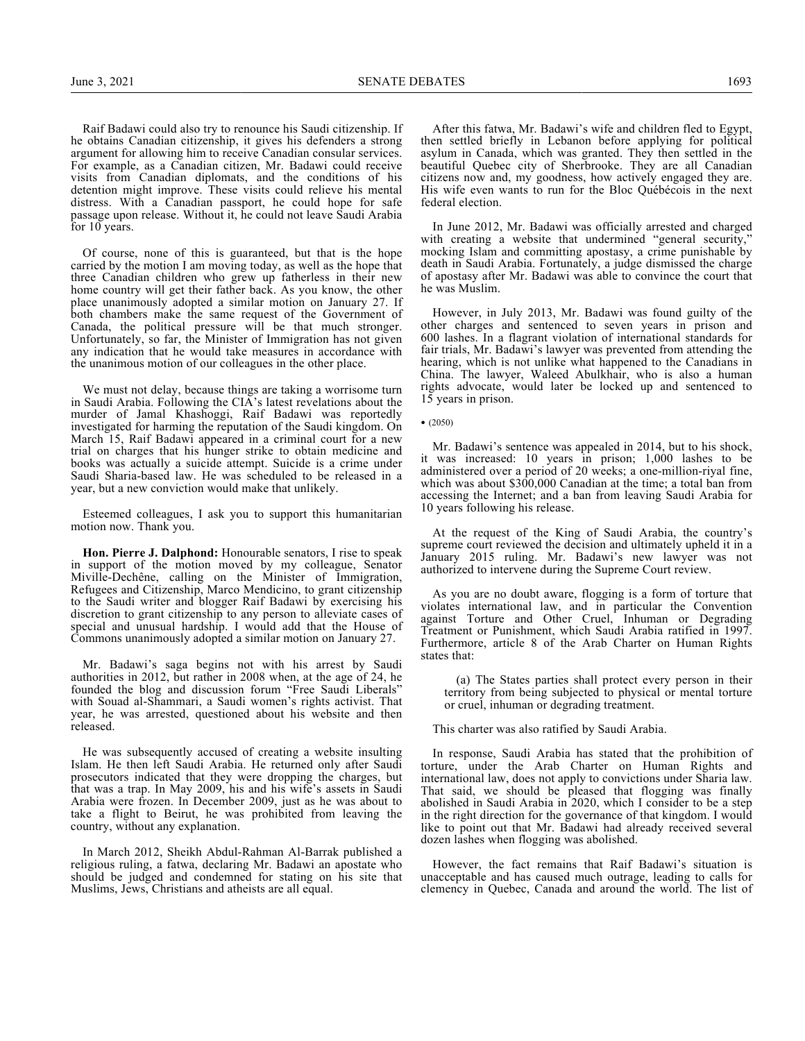Raif Badawi could also try to renounce his Saudi citizenship. If he obtains Canadian citizenship, it gives his defenders a strong argument for allowing him to receive Canadian consular services. For example, as a Canadian citizen, Mr. Badawi could receive visits from Canadian diplomats, and the conditions of his detention might improve. These visits could relieve his mental distress. With a Canadian passport, he could hope for safe passage upon release. Without it, he could not leave Saudi Arabia for 10 years.

Of course, none of this is guaranteed, but that is the hope carried by the motion I am moving today, as well as the hope that three Canadian children who grew up fatherless in their new home country will get their father back. As you know, the other place unanimously adopted a similar motion on January 27. If both chambers make the same request of the Government of Canada, the political pressure will be that much stronger. Unfortunately, so far, the Minister of Immigration has not given any indication that he would take measures in accordance with the unanimous motion of our colleagues in the other place.

We must not delay, because things are taking a worrisome turn in Saudi Arabia. Following the CIA's latest revelations about the murder of Jamal Khashoggi, Raif Badawi was reportedly investigated for harming the reputation of the Saudi kingdom. On March 15, Raif Badawi appeared in a criminal court for a new trial on charges that his hunger strike to obtain medicine and books was actually a suicide attempt. Suicide is a crime under Saudi Sharia-based law. He was scheduled to be released in a year, but a new conviction would make that unlikely.

Esteemed colleagues, I ask you to support this humanitarian motion now. Thank you.

**Hon. Pierre J. Dalphond:** Honourable senators, I rise to speak in support of the motion moved by my colleague, Senator Miville-Dechêne, calling on the Minister of Immigration, Refugees and Citizenship, Marco Mendicino, to grant citizenship to the Saudi writer and blogger Raif Badawi by exercising his discretion to grant citizenship to any person to alleviate cases of special and unusual hardship. I would add that the House of Commons unanimously adopted a similar motion on January 27.

Mr. Badawi's saga begins not with his arrest by Saudi authorities in 2012, but rather in 2008 when, at the age of 24, he founded the blog and discussion forum "Free Saudi Liberals" with Souad al-Shammari, a Saudi women's rights activist. That year, he was arrested, questioned about his website and then released.

He was subsequently accused of creating a website insulting Islam. He then left Saudi Arabia. He returned only after Saudi prosecutors indicated that they were dropping the charges, but that was a trap. In May 2009, his and his wife's assets in Saudi Arabia were frozen. In December 2009, just as he was about to take a flight to Beirut, he was prohibited from leaving the country, without any explanation.

In March 2012, Sheikh Abdul-Rahman Al-Barrak published a religious ruling, a fatwa, declaring Mr. Badawi an apostate who should be judged and condemned for stating on his site that Muslims, Jews, Christians and atheists are all equal.

After this fatwa, Mr. Badawi's wife and children fled to Egypt, then settled briefly in Lebanon before applying for political asylum in Canada, which was granted. They then settled in the beautiful Quebec city of Sherbrooke. They are all Canadian citizens now and, my goodness, how actively engaged they are. His wife even wants to run for the Bloc Québécois in the next federal election.

In June 2012, Mr. Badawi was officially arrested and charged with creating a website that undermined "general security," mocking Islam and committing apostasy, a crime punishable by death in Saudi Arabia. Fortunately, a judge dismissed the charge of apostasy after Mr. Badawi was able to convince the court that he was Muslim.

However, in July 2013, Mr. Badawi was found guilty of the other charges and sentenced to seven years in prison and 600 lashes. In a flagrant violation of international standards for fair trials, Mr. Badawi's lawyer was prevented from attending the hearing, which is not unlike what happened to the Canadians in China. The lawyer, Waleed Abulkhair, who is also a human rights advocate, would later be locked up and sentenced to 15 years in prison.

• (2050)

Mr. Badawi's sentence was appealed in 2014, but to his shock, it was increased: 10 years in prison; 1,000 lashes to be administered over a period of 20 weeks; a one-million-riyal fine, which was about $300,000 Canadian at the time; a total ban from accessing the Internet; and a ban from leaving Saudi Arabia for 10 years following his release.

At the request of the King of Saudi Arabia, the country's supreme court reviewed the decision and ultimately upheld it in a January 2015 ruling. Mr. Badawi's new lawyer was not authorized to intervene during the Supreme Court review.

As you are no doubt aware, flogging is a form of torture that violates international law, and in particular the Convention against Torture and Other Cruel, Inhuman or Degrading Treatment or Punishment, which Saudi Arabia ratified in 1997. Furthermore, article 8 of the Arab Charter on Human Rights states that:

> (a) The States parties shall protect every person in their territory from being subjected to physical or mental torture or cruel, inhuman or degrading treatment.

This charter was also ratified by Saudi Arabia.

In response, Saudi Arabia has stated that the prohibition of torture, under the Arab Charter on Human Rights and international law, does not apply to convictions under Sharia law. That said, we should be pleased that flogging was finally abolished in Saudi Arabia in 2020, which I consider to be a step in the right direction for the governance of that kingdom. I would like to point out that Mr. Badawi had already received several dozen lashes when flogging was abolished.

However, the fact remains that Raif Badawi's situation is unacceptable and has caused much outrage, leading to calls for clemency in Quebec, Canada and around the world. The list of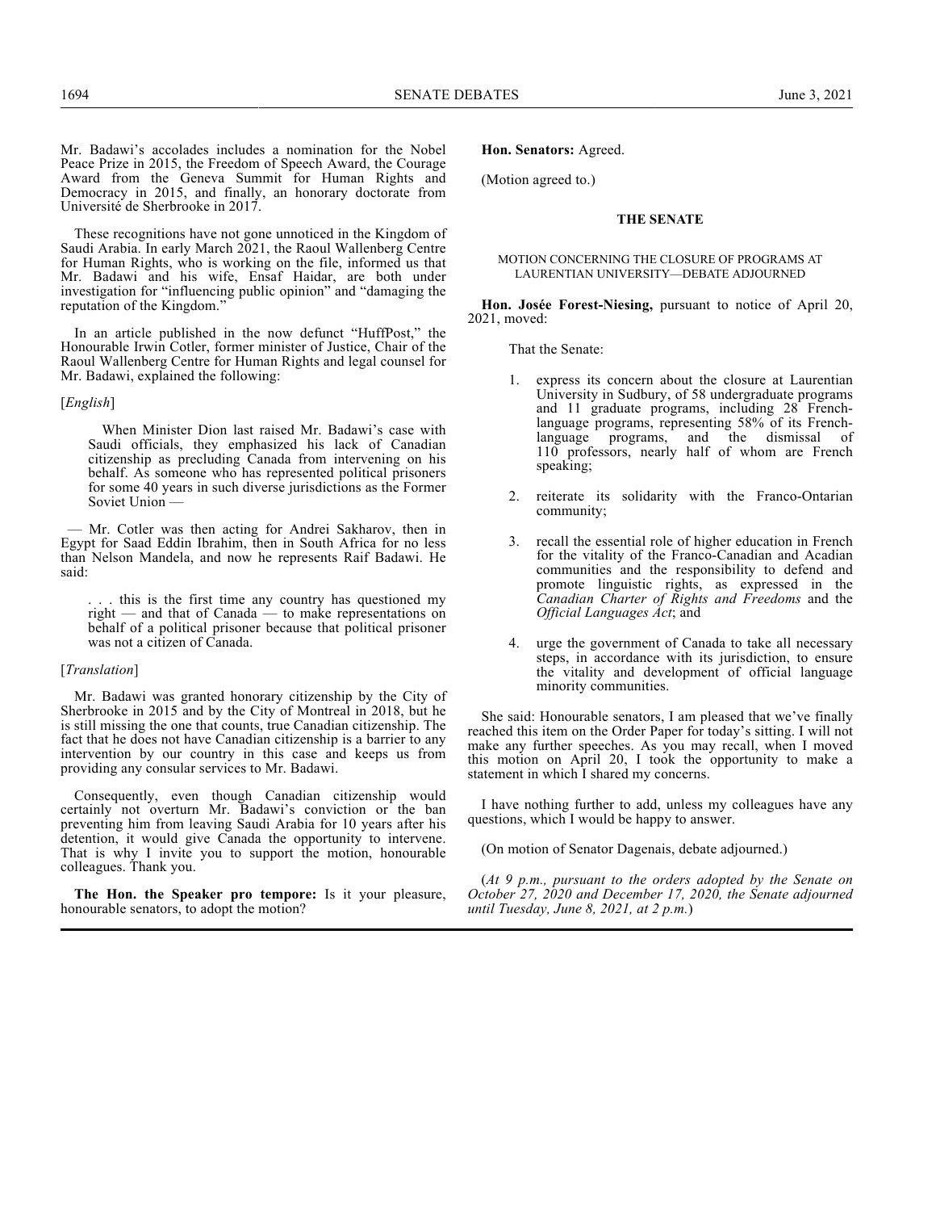Mr. Badawi's accolades includes a nomination for the Nobel Peace Prize in 2015, the Freedom of Speech Award, the Courage Award from the Geneva Summit for Human Rights and Democracy in 2015, and finally, an honorary doctorate from Université de Sherbrooke in 2017.

These recognitions have not gone unnoticed in the Kingdom of Saudi Arabia. In early March 2021, the Raoul Wallenberg Centre for Human Rights, who is working on the file, informed us that Mr. Badawi and his wife, Ensaf Haidar, are both under investigation for "influencing public opinion" and "damaging the reputation of the Kingdom."

In an article published in the now defunct "HuffPost," the Honourable Irwin Cotler, former minister of Justice, Chair of the Raoul Wallenberg Centre for Human Rights and legal counsel for Mr. Badawi, explained the following:

[*English*]

> When Minister Dion last raised Mr. Badawi's case with Saudi officials, they emphasized his lack of Canadian citizenship as precluding Canada from intervening on his behalf. As someone who has represented political prisoners for some 40 years in such diverse jurisdictions as the Former Soviet Union —

— Mr. Cotler was then acting for Andrei Sakharov, then in Egypt for Saad Eddin Ibrahim, then in South Africa for no less than Nelson Mandela, and now he represents Raif Badawi. He said:

> . . . this is the first time any country has questioned my right — and that of Canada — to make representations on behalf of a political prisoner because that political prisoner was not a citizen of Canada.

[*Translation*]

Mr. Badawi was granted honorary citizenship by the City of Sherbrooke in 2015 and by the City of Montreal in 2018, but he is still missing the one that counts, true Canadian citizenship. The fact that he does not have Canadian citizenship is a barrier to any intervention by our country in this case and keeps us from providing any consular services to Mr. Badawi.

Consequently, even though Canadian citizenship would certainly not overturn Mr. Badawi's conviction or the ban preventing him from leaving Saudi Arabia for 10 years after his detention, it would give Canada the opportunity to intervene. That is why I invite you to support the motion, honourable colleagues. Thank you.

**The Hon. the Speaker pro tempore:** Is it your pleasure, honourable senators, to adopt the motion?

**Hon. Senators:** Agreed.

(Motion agreed to.)

## THE SENATE

### MOTION CONCERNING THE CLOSURE OF PROGRAMS AT LAURENTIAN UNIVERSITY—DEBATE ADJOURNED

**Hon. Josée Forest-Niesing,** pursuant to notice of April 20, 2021, moved:

> That the Senate:
>
> 1. express its concern about the closure at Laurentian University in Sudbury, of 58 undergraduate programs and 11 graduate programs, including 28 French-language programs, representing 58% of its French-language programs, and the dismissal of 110 professors, nearly half of whom are French speaking;
> 2. reiterate its solidarity with the Franco-Ontarian community;
> 3. recall the essential role of higher education in French for the vitality of the Franco-Canadian and Acadian communities and the responsibility to defend and promote linguistic rights, as expressed in the *Canadian Charter of Rights and Freedoms* and the *Official Languages Act*; and
> 4. urge the government of Canada to take all necessary steps, in accordance with its jurisdiction, to ensure the vitality and development of official language minority communities.

She said: Honourable senators, I am pleased that we've finally reached this item on the Order Paper for today's sitting. I will not make any further speeches. As you may recall, when I moved this motion on April 20, I took the opportunity to make a statement in which I shared my concerns.

I have nothing further to add, unless my colleagues have any questions, which I would be happy to answer.

(On motion of Senator Dagenais, debate adjourned.)

(*At 9 p.m., pursuant to the orders adopted by the Senate on October 27, 2020 and December 17, 2020, the Senate adjourned until Tuesday, June 8, 2021, at 2 p.m.*)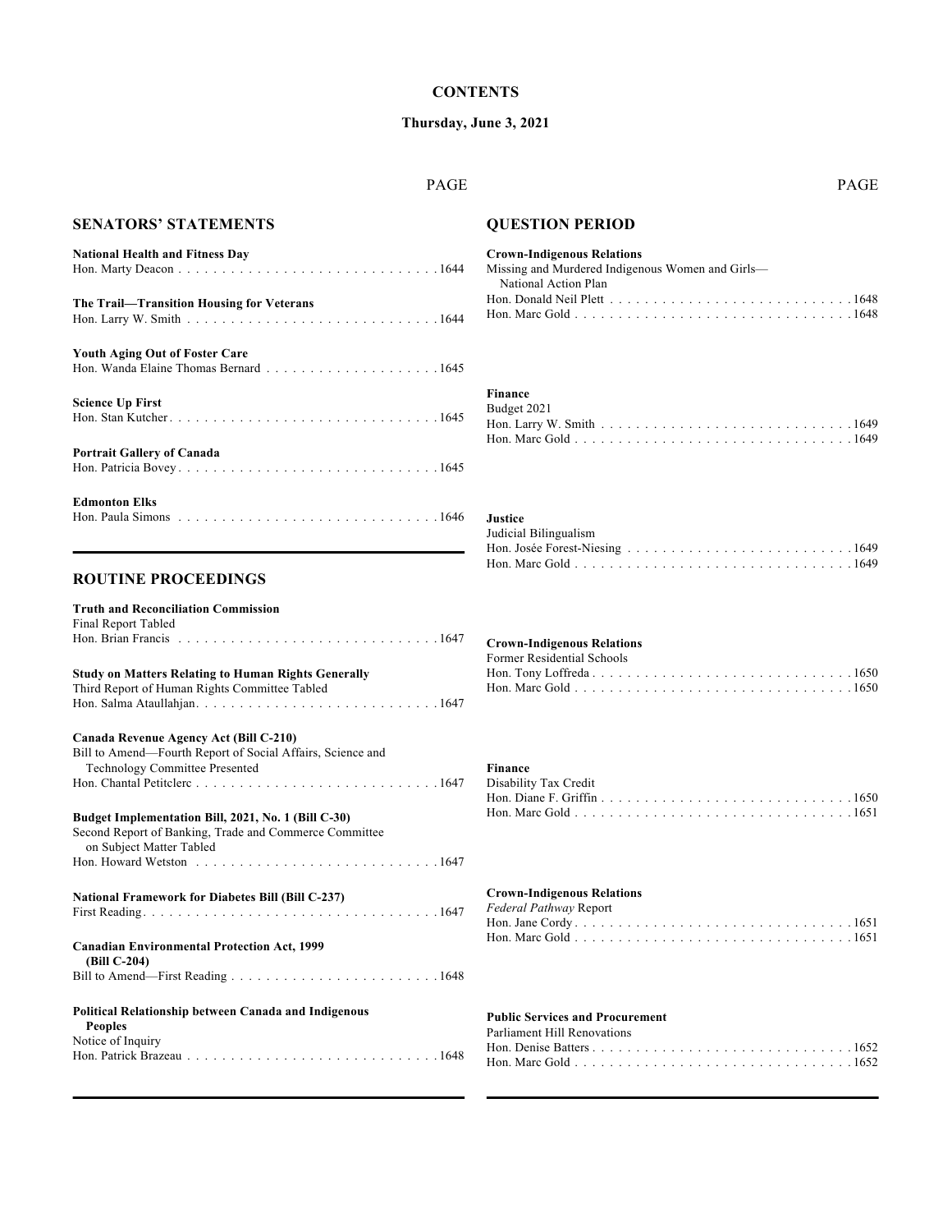# CONTENTS

**Thursday, June 3, 2021**

## SENATORS' STATEMENTS

| | PAGE |
|---|---|
| **National Health and Fitness Day** | |
| Hon. Marty Deacon | 1644 |
| **The Trail—Transition Housing for Veterans** | |
| Hon. Larry W. Smith | 1644 |
| **Youth Aging Out of Foster Care** | |
| Hon. Wanda Elaine Thomas Bernard | 1645 |
| **Science Up First** | |
| Hon. Stan Kutcher | 1645 |
| **Portrait Gallery of Canada** | |
| Hon. Patricia Bovey | 1645 |
| **Edmonton Elks** | |
| Hon. Paula Simons | 1646 |

## ROUTINE PROCEEDINGS

| | PAGE |
|---|---|
| **Truth and Reconciliation Commission** | |
| Final Report Tabled | |
| Hon. Brian Francis | 1647 |
| **Study on Matters Relating to Human Rights Generally** | |
| Third Report of Human Rights Committee Tabled | |
| Hon. Salma Ataullahjan | 1647 |
| **Canada Revenue Agency Act (Bill C-210)** | |
| Bill to Amend—Fourth Report of Social Affairs, Science and Technology Committee Presented | |
| Hon. Chantal Petitclerc | 1647 |
| **Budget Implementation Bill, 2021, No. 1 (Bill C-30)** | |
| Second Report of Banking, Trade and Commerce Committee on Subject Matter Tabled | |
| Hon. Howard Wetston | 1647 |
| **National Framework for Diabetes Bill (Bill C-237)** | |
| First Reading | 1647 |
| **Canadian Environmental Protection Act, 1999 (Bill C-204)** | |
| Bill to Amend—First Reading | 1648 |
| **Political Relationship between Canada and Indigenous Peoples** | |
| Notice of Inquiry | |
| Hon. Patrick Brazeau | 1648 |

## QUESTION PERIOD

| | PAGE |
|---|---|
| **Crown-Indigenous Relations** | |
| Missing and Murdered Indigenous Women and Girls—National Action Plan | |
| Hon. Donald Neil Plett | 1648 |
| Hon. Marc Gold | 1648 |
| **Finance** | |
| Budget 2021 | |
| Hon. Larry W. Smith | 1649 |
| Hon. Marc Gold | 1649 |
| **Justice** | |
| Judicial Bilingualism | |
| Hon. Josée Forest-Niesing | 1649 |
| Hon. Marc Gold | 1649 |
| **Crown-Indigenous Relations** | |
| Former Residential Schools | |
| Hon. Tony Loffreda | 1650 |
| Hon. Marc Gold | 1650 |
| **Finance** | |
| Disability Tax Credit | |
| Hon. Diane F. Griffin | 1650 |
| Hon. Marc Gold | 1651 |
| **Crown-Indigenous Relations** | |
| *Federal Pathway* Report | |
| Hon. Jane Cordy | 1651 |
| Hon. Marc Gold | 1651 |
| **Public Services and Procurement** | |
| Parliament Hill Renovations | |
| Hon. Denise Batters | 1652 |
| Hon. Marc Gold | 1652 |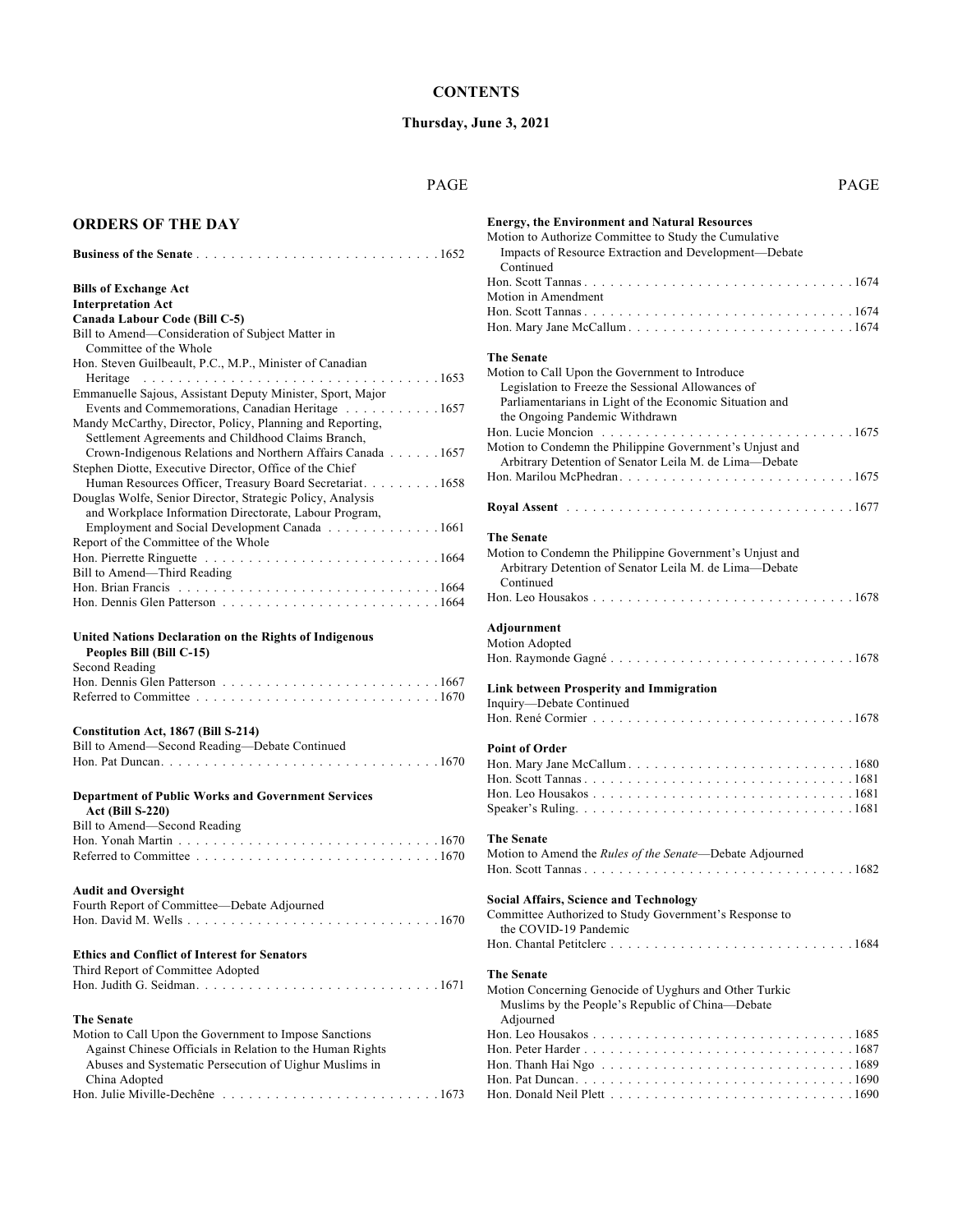# CONTENTS

**Thursday, June 3, 2021**

PAGE

## ORDERS OF THE DAY

**Business of the Senate** . . . . . . . . . . 1652

**Bills of Exchange Act**
**Interpretation Act**
**Canada Labour Code (Bill C-5)**
Bill to Amend—Consideration of Subject Matter in Committee of the Whole
Hon. Steven Guilbeault, P.C., M.P., Minister of Canadian Heritage . . . . . . . . . . 1653
Emmanuelle Sajous, Assistant Deputy Minister, Sport, Major Events and Commemorations, Canadian Heritage . . . . . . . . . . 1657
Mandy McCarthy, Director, Policy, Planning and Reporting, Settlement Agreements and Childhood Claims Branch, Crown-Indigenous Relations and Northern Affairs Canada . . . . . . 1657
Stephen Diotte, Executive Director, Office of the Chief Human Resources Officer, Treasury Board Secretariat. . . . . . . . . 1658
Douglas Wolfe, Senior Director, Strategic Policy, Analysis and Workplace Information Directorate, Labour Program, Employment and Social Development Canada . . . . . . . . . . 1661
Report of the Committee of the Whole
Hon. Pierrette Ringuette . . . . . . . . . . 1664
Bill to Amend—Third Reading
Hon. Brian Francis . . . . . . . . . . 1664
Hon. Dennis Glen Patterson . . . . . . . . . . 1664

**United Nations Declaration on the Rights of Indigenous Peoples Bill (Bill C-15)**
Second Reading
Hon. Dennis Glen Patterson . . . . . . . . . . 1667
Referred to Committee . . . . . . . . . . 1670

**Constitution Act, 1867 (Bill S-214)**
Bill to Amend—Second Reading—Debate Continued
Hon. Pat Duncan. . . . . . . . . . . 1670

**Department of Public Works and Government Services Act (Bill S-220)**
Bill to Amend—Second Reading
Hon. Yonah Martin . . . . . . . . . . 1670
Referred to Committee . . . . . . . . . . 1670

**Audit and Oversight**
Fourth Report of Committee—Debate Adjourned
Hon. David M. Wells . . . . . . . . . . 1670

**Ethics and Conflict of Interest for Senators**
Third Report of Committee Adopted
Hon. Judith G. Seidman. . . . . . . . . . . 1671

**The Senate**
Motion to Call Upon the Government to Impose Sanctions Against Chinese Officials in Relation to the Human Rights Abuses and Systematic Persecution of Uighur Muslims in China Adopted
Hon. Julie Miville-Dechêne . . . . . . . . . . 1673

**Energy, the Environment and Natural Resources**
Motion to Authorize Committee to Study the Cumulative Impacts of Resource Extraction and Development—Debate Continued
Hon. Scott Tannas . . . . . . . . . . 1674
Motion in Amendment
Hon. Scott Tannas . . . . . . . . . . 1674
Hon. Mary Jane McCallum . . . . . . . . . . 1674

**The Senate**
Motion to Call Upon the Government to Introduce Legislation to Freeze the Sessional Allowances of Parliamentarians in Light of the Economic Situation and the Ongoing Pandemic Withdrawn
Hon. Lucie Moncion . . . . . . . . . . 1675
Motion to Condemn the Philippine Government's Unjust and Arbitrary Detention of Senator Leila M. de Lima—Debate
Hon. Marilou McPhedran. . . . . . . . . . . 1675

**Royal Assent** . . . . . . . . . . 1677

**The Senate**
Motion to Condemn the Philippine Government's Unjust and Arbitrary Detention of Senator Leila M. de Lima—Debate Continued
Hon. Leo Housakos . . . . . . . . . . 1678

**Adjournment**
Motion Adopted
Hon. Raymonde Gagné . . . . . . . . . . 1678

**Link between Prosperity and Immigration**
Inquiry—Debate Continued
Hon. René Cormier . . . . . . . . . . 1678

**Point of Order**
Hon. Mary Jane McCallum . . . . . . . . . . 1680
Hon. Scott Tannas . . . . . . . . . . 1681
Hon. Leo Housakos . . . . . . . . . . 1681
Speaker's Ruling. . . . . . . . . . . 1681

**The Senate**
Motion to Amend the *Rules of the Senate*—Debate Adjourned
Hon. Scott Tannas . . . . . . . . . . 1682

**Social Affairs, Science and Technology**
Committee Authorized to Study Government's Response to the COVID-19 Pandemic
Hon. Chantal Petitclerc . . . . . . . . . . 1684

**The Senate**
Motion Concerning Genocide of Uyghurs and Other Turkic Muslims by the People's Republic of China—Debate Adjourned
Hon. Leo Housakos . . . . . . . . . . 1685
Hon. Peter Harder . . . . . . . . . . 1687
Hon. Thanh Hai Ngo . . . . . . . . . . 1689
Hon. Pat Duncan. . . . . . . . . . . 1690
Hon. Donald Neil Plett . . . . . . . . . . 1690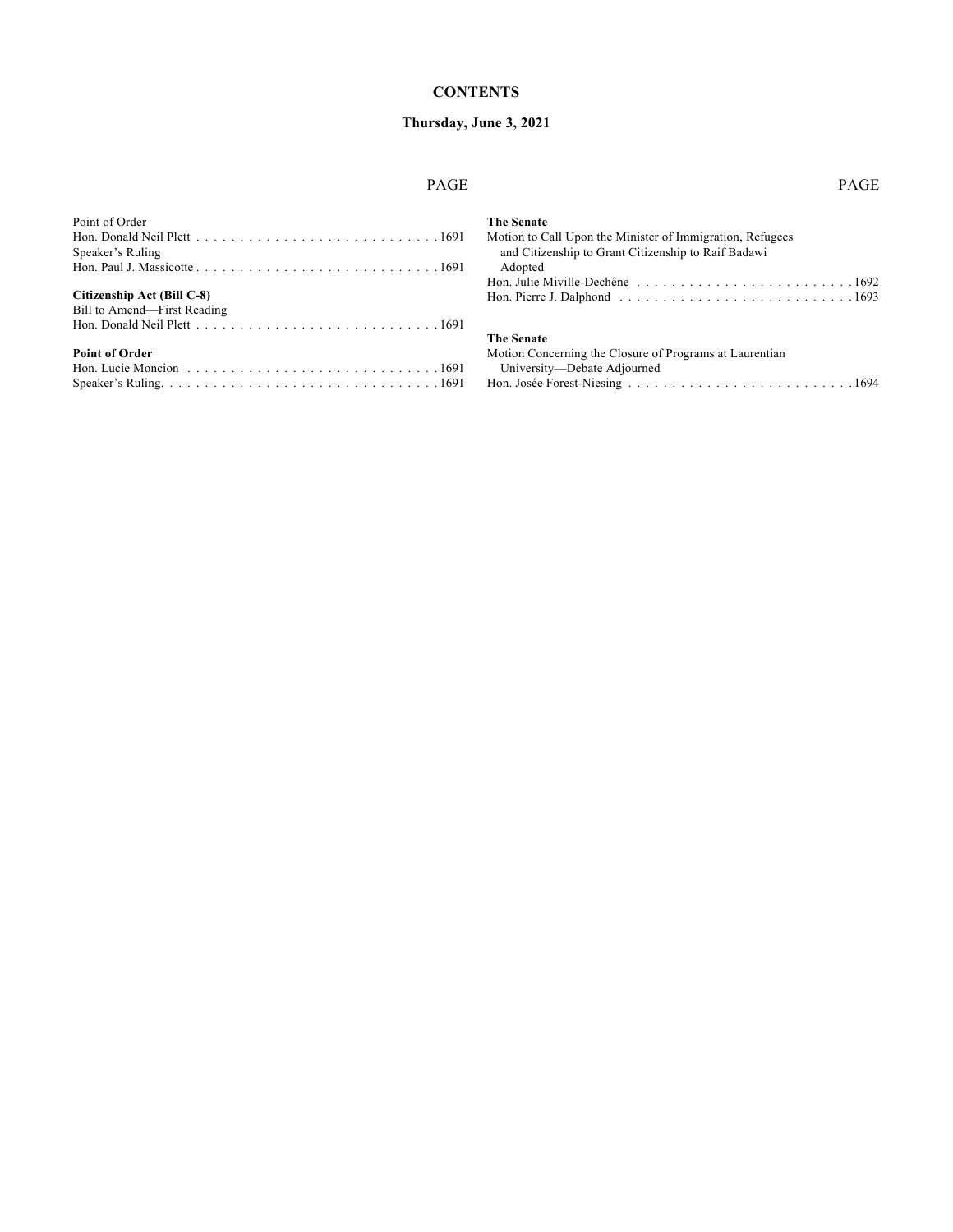# CONTENTS

## Thursday, June 3, 2021

| | PAGE |
|---|---|
| Point of Order | |
| Hon. Donald Neil Plett | 1691 |
| Speaker's Ruling | |
| Hon. Paul J. Massicotte | 1691 |
| **Citizenship Act (Bill C-8)** | |
| Bill to Amend—First Reading | |
| Hon. Donald Neil Plett | 1691 |
| **Point of Order** | |
| Hon. Lucie Moncion | 1691 |
| Speaker's Ruling | 1691 |
| **The Senate** | |
| Motion to Call Upon the Minister of Immigration, Refugees and Citizenship to Grant Citizenship to Raif Badawi Adopted | |
| Hon. Julie Miville-Dechêne | 1692 |
| Hon. Pierre J. Dalphond | 1693 |
| **The Senate** | |
| Motion Concerning the Closure of Programs at Laurentian University—Debate Adjourned | |
| Hon. Josée Forest-Niesing | 1694 |